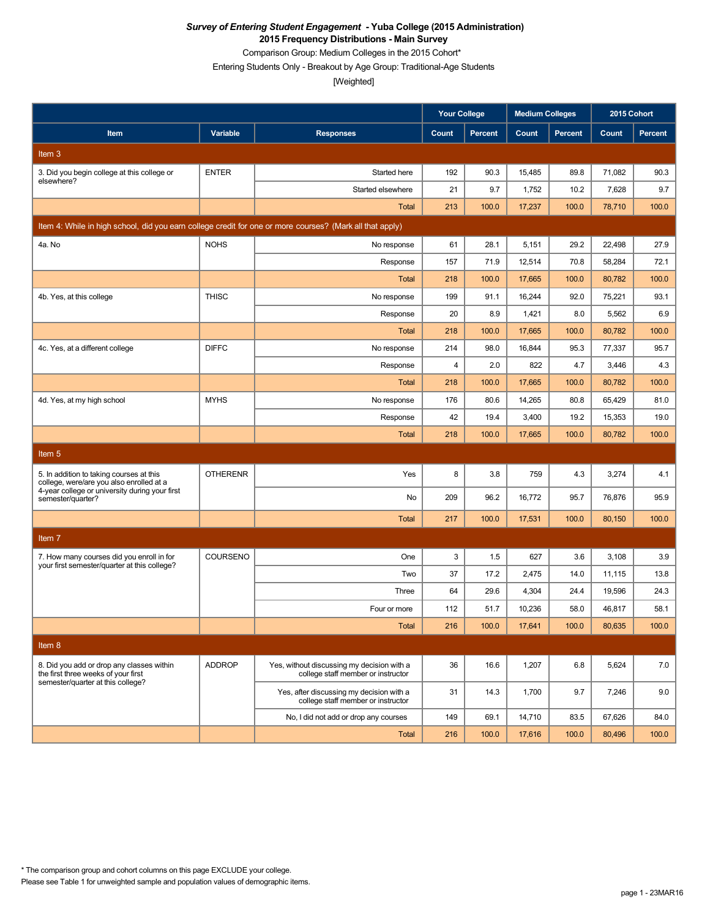***Survey of Entering Student Engagement* - Yuba College (2015 Administration)**

**2015 Frequency Distributions - Main Survey**

Comparison Group: Medium Colleges in the 2015 Cohort*

Entering Students Only - Breakout by Age Group: Traditional-Age Students

[Weighted]

| Item | Variable | Responses | Your College | | Medium Colleges | | 2015 Cohort | |
|---|---|---|---|---|---|---|---|---|
| | | | Count | Percent | Count | Percent | Count | Percent |
| **Item 3** | | | | | | | | |
| 3. Did you begin college at this college or elsewhere? | ENTER | Started here | 192 | 90.3 | 15,485 | 89.8 | 71,082 | 90.3 |
| | | Started elsewhere | 21 | 9.7 | 1,752 | 10.2 | 7,628 | 9.7 |
| | | Total | 213 | 100.0 | 17,237 | 100.0 | 78,710 | 100.0 |
| **Item 4: While in high school, did you earn college credit for one or more courses? (Mark all that apply)** | | | | | | | | |
| 4a. No | NOHS | No response | 61 | 28.1 | 5,151 | 29.2 | 22,498 | 27.9 |
| | | Response | 157 | 71.9 | 12,514 | 70.8 | 58,284 | 72.1 |
| | | Total | 218 | 100.0 | 17,665 | 100.0 | 80,782 | 100.0 |
| 4b. Yes, at this college | THISC | No response | 199 | 91.1 | 16,244 | 92.0 | 75,221 | 93.1 |
| | | Response | 20 | 8.9 | 1,421 | 8.0 | 5,562 | 6.9 |
| | | Total | 218 | 100.0 | 17,665 | 100.0 | 80,782 | 100.0 |
| 4c. Yes, at a different college | DIFFC | No response | 214 | 98.0 | 16,844 | 95.3 | 77,337 | 95.7 |
| | | Response | 4 | 2.0 | 822 | 4.7 | 3,446 | 4.3 |
| | | Total | 218 | 100.0 | 17,665 | 100.0 | 80,782 | 100.0 |
| 4d. Yes, at my high school | MYHS | No response | 176 | 80.6 | 14,265 | 80.8 | 65,429 | 81.0 |
| | | Response | 42 | 19.4 | 3,400 | 19.2 | 15,353 | 19.0 |
| | | Total | 218 | 100.0 | 17,665 | 100.0 | 80,782 | 100.0 |
| **Item 5** | | | | | | | | |
| 5. In addition to taking courses at this college, were/are you also enrolled at a 4-year college or university during your first semester/quarter? | OTHERENR | Yes | 8 | 3.8 | 759 | 4.3 | 3,274 | 4.1 |
| | | No | 209 | 96.2 | 16,772 | 95.7 | 76,876 | 95.9 |
| | | Total | 217 | 100.0 | 17,531 | 100.0 | 80,150 | 100.0 |
| **Item 7** | | | | | | | | |
| 7. How many courses did you enroll in for your first semester/quarter at this college? | COURSENO | One | 3 | 1.5 | 627 | 3.6 | 3,108 | 3.9 |
| | | Two | 37 | 17.2 | 2,475 | 14.0 | 11,115 | 13.8 |
| | | Three | 64 | 29.6 | 4,304 | 24.4 | 19,596 | 24.3 |
| | | Four or more | 112 | 51.7 | 10,236 | 58.0 | 46,817 | 58.1 |
| | | Total | 216 | 100.0 | 17,641 | 100.0 | 80,635 | 100.0 |
| **Item 8** | | | | | | | | |
| 8. Did you add or drop any classes within the first three weeks of your first semester/quarter at this college? | ADDROP | Yes, without discussing my decision with a college staff member or instructor | 36 | 16.6 | 1,207 | 6.8 | 5,624 | 7.0 |
| | | Yes, after discussing my decision with a college staff member or instructor | 31 | 14.3 | 1,700 | 9.7 | 7,246 | 9.0 |
| | | No, I did not add or drop any courses | 149 | 69.1 | 14,710 | 83.5 | 67,626 | 84.0 |
| | | Total | 216 | 100.0 | 17,616 | 100.0 | 80,496 | 100.0 |

* The comparison group and cohort columns on this page EXCLUDE your college.

Please see Table 1 for unweighted sample and population values of demographic items.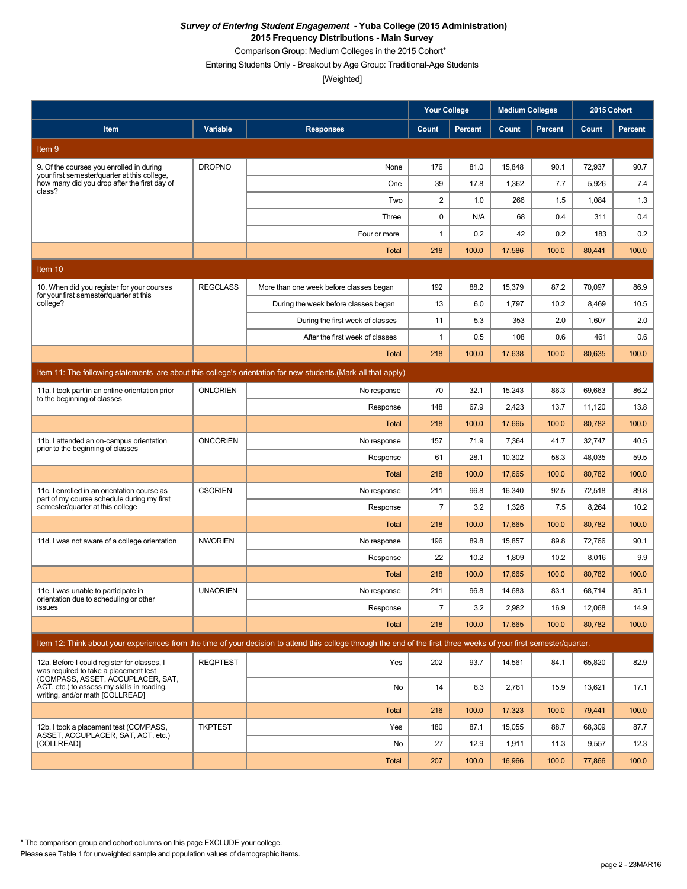***Survey of Entering Student Engagement* - Yuba College (2015 Administration)**
**2015 Frequency Distributions - Main Survey**
Comparison Group: Medium Colleges in the 2015 Cohort*
Entering Students Only - Breakout by Age Group: Traditional-Age Students
[Weighted]

| | | | Your College | | Medium Colleges | | 2015 Cohort | |
|---|---|---|---|---|---|---|---|---|
| **Item** | **Variable** | **Responses** | **Count** | **Percent** | **Count** | **Percent** | **Count** | **Percent** |
| **Item 9** | | | | | | | | |
| 9. Of the courses you enrolled in during your first semester/quarter at this college, how many did you drop after the first day of class? | DROPNO | None | 176 | 81.0 | 15,848 | 90.1 | 72,937 | 90.7 |
| | | One | 39 | 17.8 | 1,362 | 7.7 | 5,926 | 7.4 |
| | | Two | 2 | 1.0 | 266 | 1.5 | 1,084 | 1.3 |
| | | Three | 0 | N/A | 68 | 0.4 | 311 | 0.4 |
| | | Four or more | 1 | 0.2 | 42 | 0.2 | 183 | 0.2 |
| | | Total | 218 | 100.0 | 17,586 | 100.0 | 80,441 | 100.0 |
| **Item 10** | | | | | | | | |
| 10. When did you register for your courses for your first semester/quarter at this college? | REGCLASS | More than one week before classes began | 192 | 88.2 | 15,379 | 87.2 | 70,097 | 86.9 |
| | | During the week before classes began | 13 | 6.0 | 1,797 | 10.2 | 8,469 | 10.5 |
| | | During the first week of classes | 11 | 5.3 | 353 | 2.0 | 1,607 | 2.0 |
| | | After the first week of classes | 1 | 0.5 | 108 | 0.6 | 461 | 0.6 |
| | | Total | 218 | 100.0 | 17,638 | 100.0 | 80,635 | 100.0 |
| **Item 11: The following statements are about this college's orientation for new students.(Mark all that apply)** | | | | | | | | |
| 11a. I took part in an online orientation prior to the beginning of classes | ONLORIEN | No response | 70 | 32.1 | 15,243 | 86.3 | 69,663 | 86.2 |
| | | Response | 148 | 67.9 | 2,423 | 13.7 | 11,120 | 13.8 |
| | | Total | 218 | 100.0 | 17,665 | 100.0 | 80,782 | 100.0 |
| 11b. I attended an on-campus orientation prior to the beginning of classes | ONCORIEN | No response | 157 | 71.9 | 7,364 | 41.7 | 32,747 | 40.5 |
| | | Response | 61 | 28.1 | 10,302 | 58.3 | 48,035 | 59.5 |
| | | Total | 218 | 100.0 | 17,665 | 100.0 | 80,782 | 100.0 |
| 11c. I enrolled in an orientation course as part of my course schedule during my first semester/quarter at this college | CSORIEN | No response | 211 | 96.8 | 16,340 | 92.5 | 72,518 | 89.8 |
| | | Response | 7 | 3.2 | 1,326 | 7.5 | 8,264 | 10.2 |
| | | Total | 218 | 100.0 | 17,665 | 100.0 | 80,782 | 100.0 |
| 11d. I was not aware of a college orientation | NWORIEN | No response | 196 | 89.8 | 15,857 | 89.8 | 72,766 | 90.1 |
| | | Response | 22 | 10.2 | 1,809 | 10.2 | 8,016 | 9.9 |
| | | Total | 218 | 100.0 | 17,665 | 100.0 | 80,782 | 100.0 |
| 11e. I was unable to participate in orientation due to scheduling or other issues | UNAORIEN | No response | 211 | 96.8 | 14,683 | 83.1 | 68,714 | 85.1 |
| | | Response | 7 | 3.2 | 2,982 | 16.9 | 12,068 | 14.9 |
| | | Total | 218 | 100.0 | 17,665 | 100.0 | 80,782 | 100.0 |
| **Item 12: Think about your experiences from the time of your decision to attend this college through the end of the first three weeks of your first semester/quarter.** | | | | | | | | |
| 12a. Before I could register for classes, I was required to take a placement test (COMPASS, ASSET, ACCUPLACER, SAT, ACT, etc.) to assess my skills in reading, writing, and/or math [COLLREAD] | REQPTEST | Yes | 202 | 93.7 | 14,561 | 84.1 | 65,820 | 82.9 |
| | | No | 14 | 6.3 | 2,761 | 15.9 | 13,621 | 17.1 |
| | | Total | 216 | 100.0 | 17,323 | 100.0 | 79,441 | 100.0 |
| 12b. I took a placement test (COMPASS, ASSET, ACCUPLACER, SAT, ACT, etc.) [COLLREAD] | TKPTEST | Yes | 180 | 87.1 | 15,055 | 88.7 | 68,309 | 87.7 |
| | | No | 27 | 12.9 | 1,911 | 11.3 | 9,557 | 12.3 |
| | | Total | 207 | 100.0 | 16,966 | 100.0 | 77,866 | 100.0 |

* The comparison group and cohort columns on this page EXCLUDE your college.
Please see Table 1 for unweighted sample and population values of demographic items.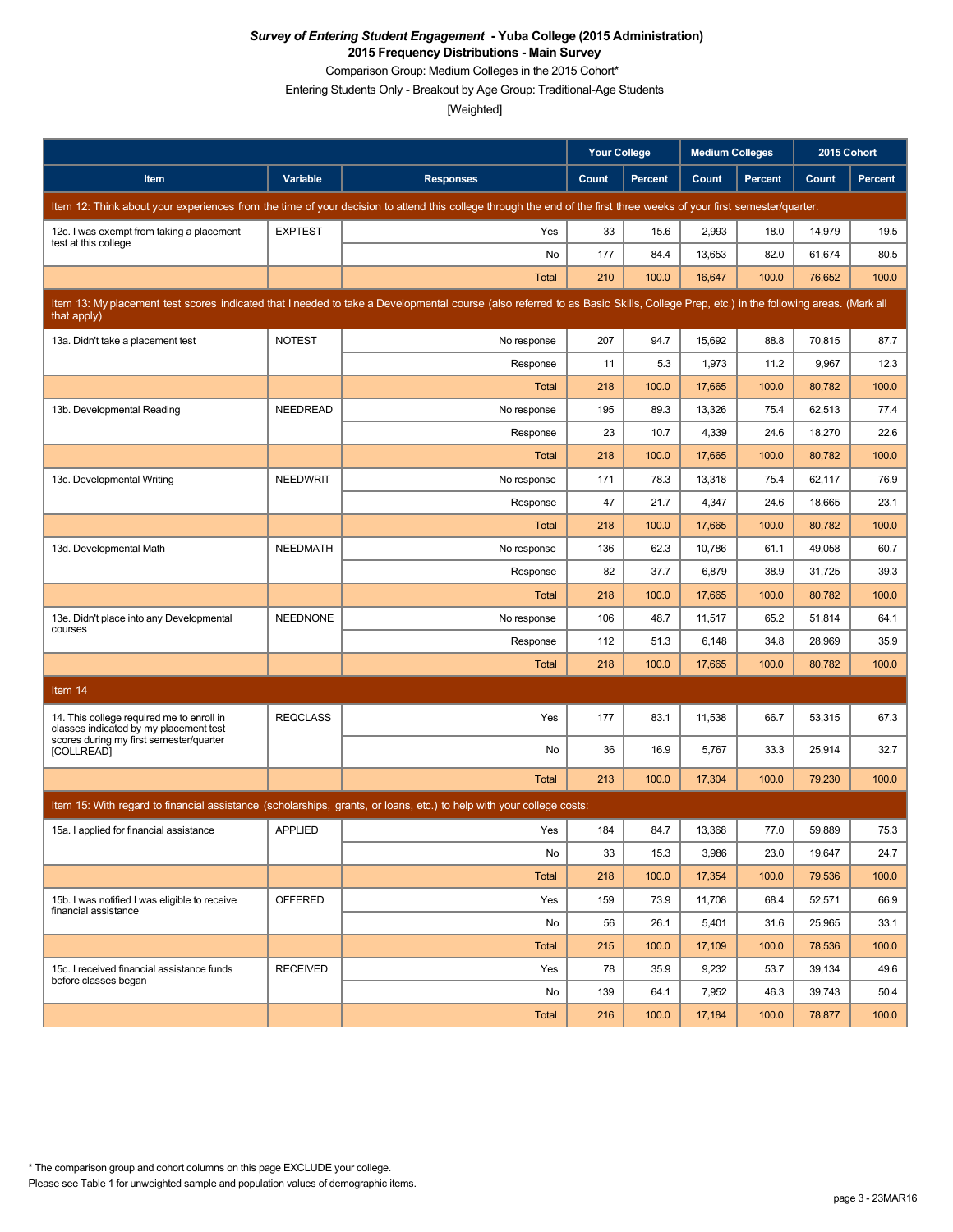***Survey of Entering Student Engagement* - Yuba College (2015 Administration)**
**2015 Frequency Distributions - Main Survey**
Comparison Group: Medium Colleges in the 2015 Cohort*
Entering Students Only - Breakout by Age Group: Traditional-Age Students
[Weighted]

| Item | Variable | Responses | Your College Count | Your College Percent | Medium Colleges Count | Medium Colleges Percent | 2015 Cohort Count | 2015 Cohort Percent |
|---|---|---|---|---|---|---|---|---|
| **Item 12: Think about your experiences from the time of your decision to attend this college through the end of the first three weeks of your first semester/quarter.** | | | | | | | | |
| 12c. I was exempt from taking a placement test at this college | EXPTEST | Yes | 33 | 15.6 | 2,993 | 18.0 | 14,979 | 19.5 |
| | | No | 177 | 84.4 | 13,653 | 82.0 | 61,674 | 80.5 |
| | | Total | 210 | 100.0 | 16,647 | 100.0 | 76,652 | 100.0 |
| **Item 13: My placement test scores indicated that I needed to take a Developmental course (also referred to as Basic Skills, College Prep, etc.) in the following areas. (Mark all that apply)** | | | | | | | | |
| 13a. Didn't take a placement test | NOTEST | No response | 207 | 94.7 | 15,692 | 88.8 | 70,815 | 87.7 |
| | | Response | 11 | 5.3 | 1,973 | 11.2 | 9,967 | 12.3 |
| | | Total | 218 | 100.0 | 17,665 | 100.0 | 80,782 | 100.0 |
| 13b. Developmental Reading | NEEDREAD | No response | 195 | 89.3 | 13,326 | 75.4 | 62,513 | 77.4 |
| | | Response | 23 | 10.7 | 4,339 | 24.6 | 18,270 | 22.6 |
| | | Total | 218 | 100.0 | 17,665 | 100.0 | 80,782 | 100.0 |
| 13c. Developmental Writing | NEEDWRIT | No response | 171 | 78.3 | 13,318 | 75.4 | 62,117 | 76.9 |
| | | Response | 47 | 21.7 | 4,347 | 24.6 | 18,665 | 23.1 |
| | | Total | 218 | 100.0 | 17,665 | 100.0 | 80,782 | 100.0 |
| 13d. Developmental Math | NEEDMATH | No response | 136 | 62.3 | 10,786 | 61.1 | 49,058 | 60.7 |
| | | Response | 82 | 37.7 | 6,879 | 38.9 | 31,725 | 39.3 |
| | | Total | 218 | 100.0 | 17,665 | 100.0 | 80,782 | 100.0 |
| 13e. Didn't place into any Developmental courses | NEEDNONE | No response | 106 | 48.7 | 11,517 | 65.2 | 51,814 | 64.1 |
| | | Response | 112 | 51.3 | 6,148 | 34.8 | 28,969 | 35.9 |
| | | Total | 218 | 100.0 | 17,665 | 100.0 | 80,782 | 100.0 |
| **Item 14** | | | | | | | | |
| 14. This college required me to enroll in classes indicated by my placement test scores during my first semester/quarter [COLLREAD] | REQCLASS | Yes | 177 | 83.1 | 11,538 | 66.7 | 53,315 | 67.3 |
| | | No | 36 | 16.9 | 5,767 | 33.3 | 25,914 | 32.7 |
| | | Total | 213 | 100.0 | 17,304 | 100.0 | 79,230 | 100.0 |
| **Item 15: With regard to financial assistance (scholarships, grants, or loans, etc.) to help with your college costs:** | | | | | | | | |
| 15a. I applied for financial assistance | APPLIED | Yes | 184 | 84.7 | 13,368 | 77.0 | 59,889 | 75.3 |
| | | No | 33 | 15.3 | 3,986 | 23.0 | 19,647 | 24.7 |
| | | Total | 218 | 100.0 | 17,354 | 100.0 | 79,536 | 100.0 |
| 15b. I was notified I was eligible to receive financial assistance | OFFERED | Yes | 159 | 73.9 | 11,708 | 68.4 | 52,571 | 66.9 |
| | | No | 56 | 26.1 | 5,401 | 31.6 | 25,965 | 33.1 |
| | | Total | 215 | 100.0 | 17,109 | 100.0 | 78,536 | 100.0 |
| 15c. I received financial assistance funds before classes began | RECEIVED | Yes | 78 | 35.9 | 9,232 | 53.7 | 39,134 | 49.6 |
| | | No | 139 | 64.1 | 7,952 | 46.3 | 39,743 | 50.4 |
| | | Total | 216 | 100.0 | 17,184 | 100.0 | 78,877 | 100.0 |

* The comparison group and cohort columns on this page EXCLUDE your college.
Please see Table 1 for unweighted sample and population values of demographic items.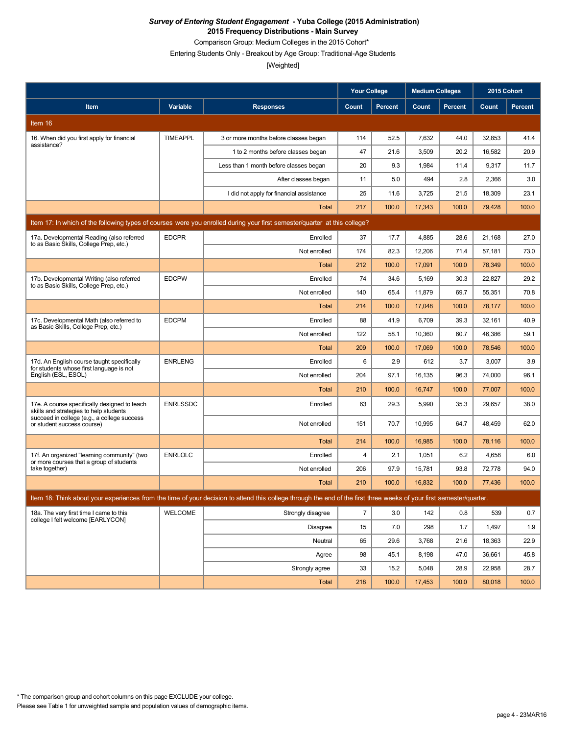***Survey of Entering Student Engagement* - Yuba College (2015 Administration)**
**2015 Frequency Distributions - Main Survey**
Comparison Group: Medium Colleges in the 2015 Cohort*
Entering Students Only - Breakout by Age Group: Traditional-Age Students
[Weighted]

| Item | Variable | Responses | Your College | | Medium Colleges | | 2015 Cohort | |
|---|---|---|---|---|---|---|---|---|
| | | | Count | Percent | Count | Percent | Count | Percent |
| **Item 16** | | | | | | | | |
| 16. When did you first apply for financial assistance? | TIMEAPPL | 3 or more months before classes began | 114 | 52.5 | 7,632 | 44.0 | 32,853 | 41.4 |
| | | 1 to 2 months before classes began | 47 | 21.6 | 3,509 | 20.2 | 16,582 | 20.9 |
| | | Less than 1 month before classes began | 20 | 9.3 | 1,984 | 11.4 | 9,317 | 11.7 |
| | | After classes began | 11 | 5.0 | 494 | 2.8 | 2,366 | 3.0 |
| | | I did not apply for financial assistance | 25 | 11.6 | 3,725 | 21.5 | 18,309 | 23.1 |
| | | Total | 217 | 100.0 | 17,343 | 100.0 | 79,428 | 100.0 |
| **Item 17: In which of the following types of courses were you enrolled during your first semester/quarter at this college?** | | | | | | | | |
| 17a. Developmental Reading (also referred to as Basic Skills, College Prep, etc.) | EDCPR | Enrolled | 37 | 17.7 | 4,885 | 28.6 | 21,168 | 27.0 |
| | | Not enrolled | 174 | 82.3 | 12,206 | 71.4 | 57,181 | 73.0 |
| | | Total | 212 | 100.0 | 17,091 | 100.0 | 78,349 | 100.0 |
| 17b. Developmental Writing (also referred to as Basic Skills, College Prep, etc.) | EDCPW | Enrolled | 74 | 34.6 | 5,169 | 30.3 | 22,827 | 29.2 |
| | | Not enrolled | 140 | 65.4 | 11,879 | 69.7 | 55,351 | 70.8 |
| | | Total | 214 | 100.0 | 17,048 | 100.0 | 78,177 | 100.0 |
| 17c. Developmental Math (also referred to as Basic Skills, College Prep, etc.) | EDCPM | Enrolled | 88 | 41.9 | 6,709 | 39.3 | 32,161 | 40.9 |
| | | Not enrolled | 122 | 58.1 | 10,360 | 60.7 | 46,386 | 59.1 |
| | | Total | 209 | 100.0 | 17,069 | 100.0 | 78,546 | 100.0 |
| 17d. An English course taught specifically for students whose first language is not English (ESL, ESOL) | ENRLENG | Enrolled | 6 | 2.9 | 612 | 3.7 | 3,007 | 3.9 |
| | | Not enrolled | 204 | 97.1 | 16,135 | 96.3 | 74,000 | 96.1 |
| | | Total | 210 | 100.0 | 16,747 | 100.0 | 77,007 | 100.0 |
| 17e. A course specifically designed to teach skills and strategies to help students succeed in college (e.g., a college success or student success course) | ENRLSSDC | Enrolled | 63 | 29.3 | 5,990 | 35.3 | 29,657 | 38.0 |
| | | Not enrolled | 151 | 70.7 | 10,995 | 64.7 | 48,459 | 62.0 |
| | | Total | 214 | 100.0 | 16,985 | 100.0 | 78,116 | 100.0 |
| 17f. An organized "learning community" (two or more courses that a group of students take together) | ENRLOLC | Enrolled | 4 | 2.1 | 1,051 | 6.2 | 4,658 | 6.0 |
| | | Not enrolled | 206 | 97.9 | 15,781 | 93.8 | 72,778 | 94.0 |
| | | Total | 210 | 100.0 | 16,832 | 100.0 | 77,436 | 100.0 |
| **Item 18: Think about your experiences from the time of your decision to attend this college through the end of the first three weeks of your first semester/quarter.** | | | | | | | | |
| 18a. The very first time I came to this college I felt welcome [EARLYCON] | WELCOME | Strongly disagree | 7 | 3.0 | 142 | 0.8 | 539 | 0.7 |
| | | Disagree | 15 | 7.0 | 298 | 1.7 | 1,497 | 1.9 |
| | | Neutral | 65 | 29.6 | 3,768 | 21.6 | 18,363 | 22.9 |
| | | Agree | 98 | 45.1 | 8,198 | 47.0 | 36,661 | 45.8 |
| | | Strongly agree | 33 | 15.2 | 5,048 | 28.9 | 22,958 | 28.7 |
| | | Total | 218 | 100.0 | 17,453 | 100.0 | 80,018 | 100.0 |

* The comparison group and cohort columns on this page EXCLUDE your college.
Please see Table 1 for unweighted sample and population values of demographic items.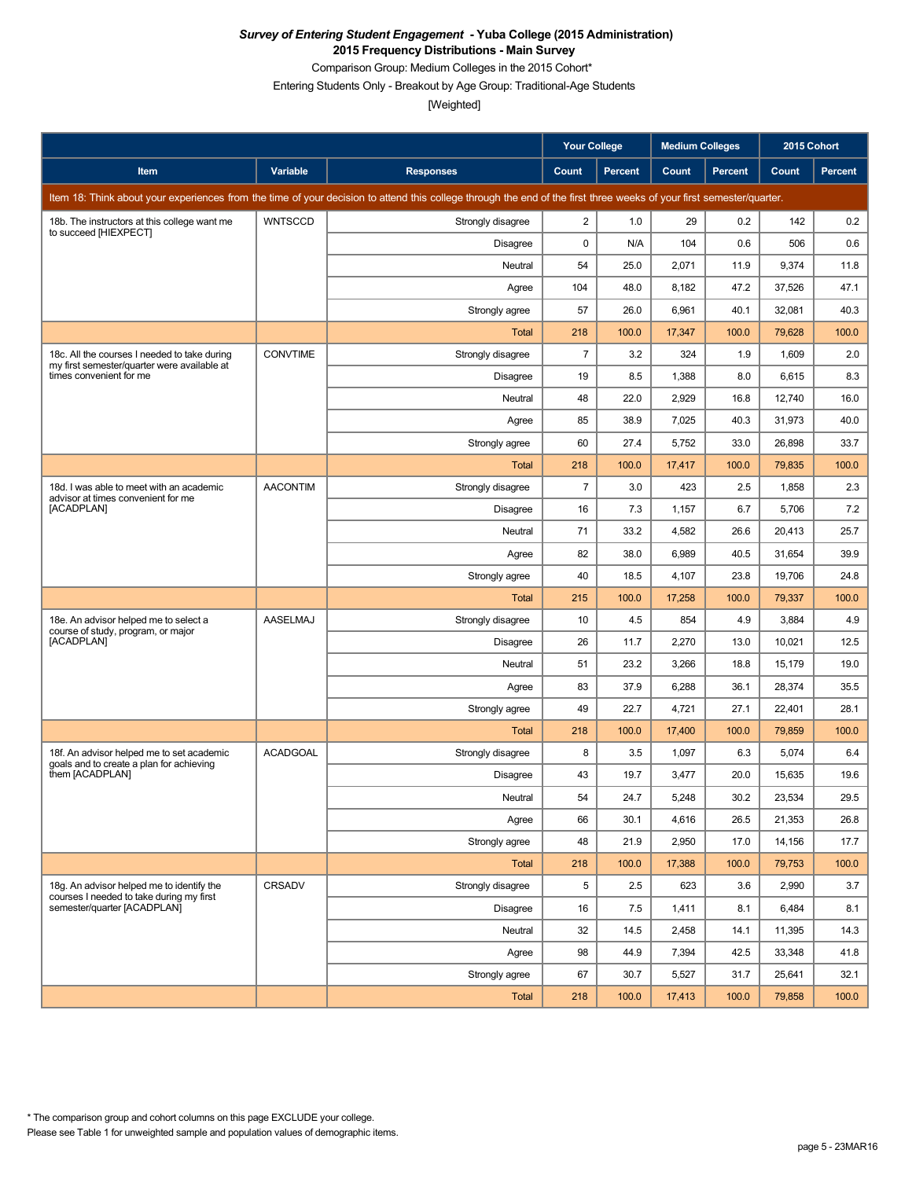***Survey of Entering Student Engagement* - Yuba College (2015 Administration)**
**2015 Frequency Distributions - Main Survey**

Comparison Group: Medium Colleges in the 2015 Cohort*

Entering Students Only - Breakout by Age Group: Traditional-Age Students

[Weighted]

| | | | Your College | | Medium Colleges | | 2015 Cohort | |
|---|---|---|---|---|---|---|---|---|
| **Item** | **Variable** | **Responses** | **Count** | **Percent** | **Count** | **Percent** | **Count** | **Percent** |
| Item 18: Think about your experiences from the time of your decision to attend this college through the end of the first three weeks of your first semester/quarter. | | | | | | | | |
| 18b. The instructors at this college want me to succeed [HIEXPECT] | WNTSCCD | Strongly disagree | 2 | 1.0 | 29 | 0.2 | 142 | 0.2 |
| | | Disagree | 0 | N/A | 104 | 0.6 | 506 | 0.6 |
| | | Neutral | 54 | 25.0 | 2,071 | 11.9 | 9,374 | 11.8 |
| | | Agree | 104 | 48.0 | 8,182 | 47.2 | 37,526 | 47.1 |
| | | Strongly agree | 57 | 26.0 | 6,961 | 40.1 | 32,081 | 40.3 |
| | | Total | 218 | 100.0 | 17,347 | 100.0 | 79,628 | 100.0 |
| 18c. All the courses I needed to take during my first semester/quarter were available at times convenient for me | CONVTIME | Strongly disagree | 7 | 3.2 | 324 | 1.9 | 1,609 | 2.0 |
| | | Disagree | 19 | 8.5 | 1,388 | 8.0 | 6,615 | 8.3 |
| | | Neutral | 48 | 22.0 | 2,929 | 16.8 | 12,740 | 16.0 |
| | | Agree | 85 | 38.9 | 7,025 | 40.3 | 31,973 | 40.0 |
| | | Strongly agree | 60 | 27.4 | 5,752 | 33.0 | 26,898 | 33.7 |
| | | Total | 218 | 100.0 | 17,417 | 100.0 | 79,835 | 100.0 |
| 18d. I was able to meet with an academic advisor at times convenient for me [ACADPLAN] | AACONTIM | Strongly disagree | 7 | 3.0 | 423 | 2.5 | 1,858 | 2.3 |
| | | Disagree | 16 | 7.3 | 1,157 | 6.7 | 5,706 | 7.2 |
| | | Neutral | 71 | 33.2 | 4,582 | 26.6 | 20,413 | 25.7 |
| | | Agree | 82 | 38.0 | 6,989 | 40.5 | 31,654 | 39.9 |
| | | Strongly agree | 40 | 18.5 | 4,107 | 23.8 | 19,706 | 24.8 |
| | | Total | 215 | 100.0 | 17,258 | 100.0 | 79,337 | 100.0 |
| 18e. An advisor helped me to select a course of study, program, or major [ACADPLAN] | AASELMAJ | Strongly disagree | 10 | 4.5 | 854 | 4.9 | 3,884 | 4.9 |
| | | Disagree | 26 | 11.7 | 2,270 | 13.0 | 10,021 | 12.5 |
| | | Neutral | 51 | 23.2 | 3,266 | 18.8 | 15,179 | 19.0 |
| | | Agree | 83 | 37.9 | 6,288 | 36.1 | 28,374 | 35.5 |
| | | Strongly agree | 49 | 22.7 | 4,721 | 27.1 | 22,401 | 28.1 |
| | | Total | 218 | 100.0 | 17,400 | 100.0 | 79,859 | 100.0 |
| 18f. An advisor helped me to set academic goals and to create a plan for achieving them [ACADPLAN] | ACADGOAL | Strongly disagree | 8 | 3.5 | 1,097 | 6.3 | 5,074 | 6.4 |
| | | Disagree | 43 | 19.7 | 3,477 | 20.0 | 15,635 | 19.6 |
| | | Neutral | 54 | 24.7 | 5,248 | 30.2 | 23,534 | 29.5 |
| | | Agree | 66 | 30.1 | 4,616 | 26.5 | 21,353 | 26.8 |
| | | Strongly agree | 48 | 21.9 | 2,950 | 17.0 | 14,156 | 17.7 |
| | | Total | 218 | 100.0 | 17,388 | 100.0 | 79,753 | 100.0 |
| 18g. An advisor helped me to identify the courses I needed to take during my first semester/quarter [ACADPLAN] | CRSADV | Strongly disagree | 5 | 2.5 | 623 | 3.6 | 2,990 | 3.7 |
| | | Disagree | 16 | 7.5 | 1,411 | 8.1 | 6,484 | 8.1 |
| | | Neutral | 32 | 14.5 | 2,458 | 14.1 | 11,395 | 14.3 |
| | | Agree | 98 | 44.9 | 7,394 | 42.5 | 33,348 | 41.8 |
| | | Strongly agree | 67 | 30.7 | 5,527 | 31.7 | 25,641 | 32.1 |
| | | Total | 218 | 100.0 | 17,413 | 100.0 | 79,858 | 100.0 |

* The comparison group and cohort columns on this page EXCLUDE your college.

Please see Table 1 for unweighted sample and population values of demographic items.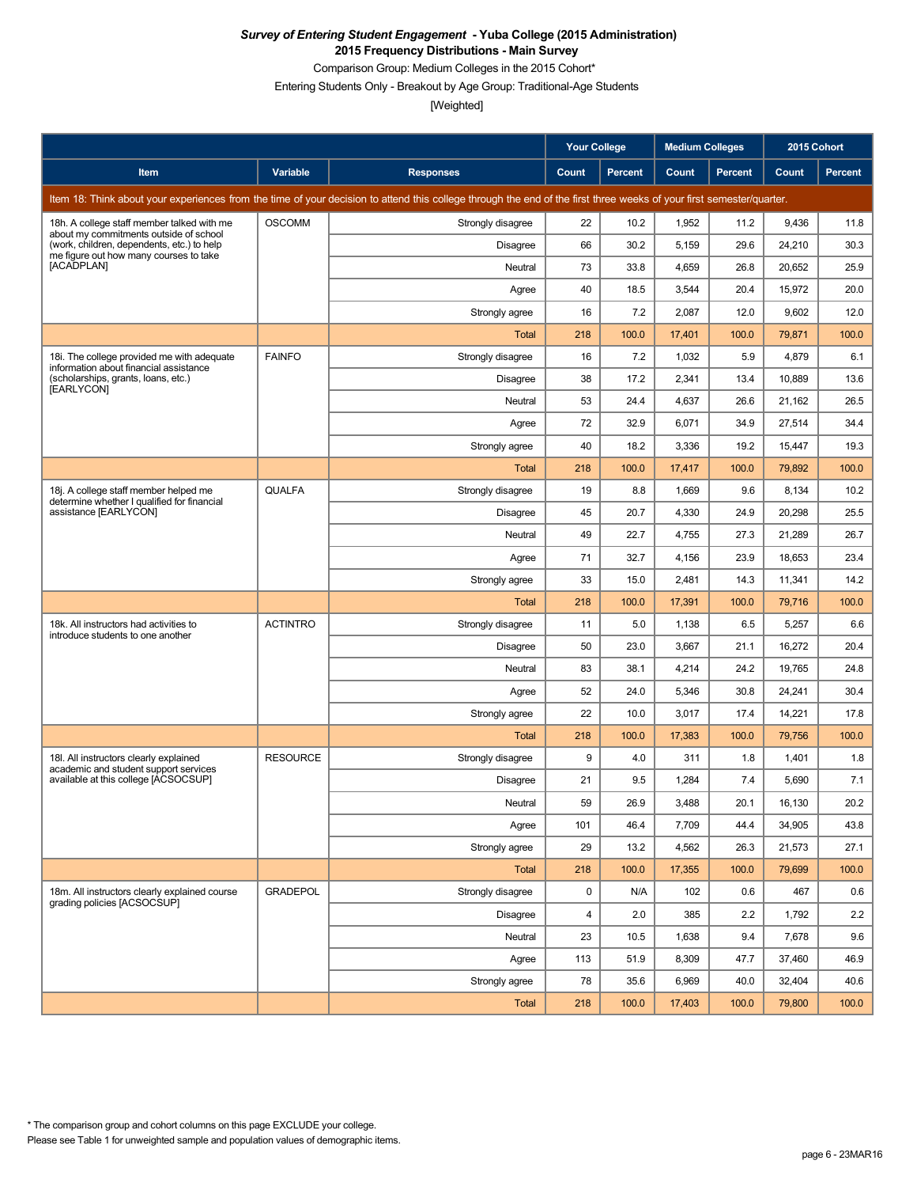***Survey of Entering Student Engagement* - Yuba College (2015 Administration)**

**2015 Frequency Distributions - Main Survey**

Comparison Group: Medium Colleges in the 2015 Cohort*

Entering Students Only - Breakout by Age Group: Traditional-Age Students

[Weighted]

| Item | Variable | Responses | Your College | | Medium Colleges | | 2015 Cohort | |
|---|---|---|---|---|---|---|---|---|
| | | | Count | Percent | Count | Percent | Count | Percent |
| Item 18: Think about your experiences from the time of your decision to attend this college through the end of the first three weeks of your first semester/quarter. | | | | | | | | |
| 18h. A college staff member talked with me about my commitments outside of school (work, children, dependents, etc.) to help me figure out how many courses to take [ACADPLAN] | OSCOMM | Strongly disagree | 22 | 10.2 | 1,952 | 11.2 | 9,436 | 11.8 |
| | | Disagree | 66 | 30.2 | 5,159 | 29.6 | 24,210 | 30.3 |
| | | Neutral | 73 | 33.8 | 4,659 | 26.8 | 20,652 | 25.9 |
| | | Agree | 40 | 18.5 | 3,544 | 20.4 | 15,972 | 20.0 |
| | | Strongly agree | 16 | 7.2 | 2,087 | 12.0 | 9,602 | 12.0 |
| | | Total | 218 | 100.0 | 17,401 | 100.0 | 79,871 | 100.0 |
| 18i. The college provided me with adequate information about financial assistance (scholarships, grants, loans, etc.) [EARLYCON] | FAINFO | Strongly disagree | 16 | 7.2 | 1,032 | 5.9 | 4,879 | 6.1 |
| | | Disagree | 38 | 17.2 | 2,341 | 13.4 | 10,889 | 13.6 |
| | | Neutral | 53 | 24.4 | 4,637 | 26.6 | 21,162 | 26.5 |
| | | Agree | 72 | 32.9 | 6,071 | 34.9 | 27,514 | 34.4 |
| | | Strongly agree | 40 | 18.2 | 3,336 | 19.2 | 15,447 | 19.3 |
| | | Total | 218 | 100.0 | 17,417 | 100.0 | 79,892 | 100.0 |
| 18j. A college staff member helped me determine whether I qualified for financial assistance [EARLYCON] | QUALFA | Strongly disagree | 19 | 8.8 | 1,669 | 9.6 | 8,134 | 10.2 |
| | | Disagree | 45 | 20.7 | 4,330 | 24.9 | 20,298 | 25.5 |
| | | Neutral | 49 | 22.7 | 4,755 | 27.3 | 21,289 | 26.7 |
| | | Agree | 71 | 32.7 | 4,156 | 23.9 | 18,653 | 23.4 |
| | | Strongly agree | 33 | 15.0 | 2,481 | 14.3 | 11,341 | 14.2 |
| | | Total | 218 | 100.0 | 17,391 | 100.0 | 79,716 | 100.0 |
| 18k. All instructors had activities to introduce students to one another | ACTINTRO | Strongly disagree | 11 | 5.0 | 1,138 | 6.5 | 5,257 | 6.6 |
| | | Disagree | 50 | 23.0 | 3,667 | 21.1 | 16,272 | 20.4 |
| | | Neutral | 83 | 38.1 | 4,214 | 24.2 | 19,765 | 24.8 |
| | | Agree | 52 | 24.0 | 5,346 | 30.8 | 24,241 | 30.4 |
| | | Strongly agree | 22 | 10.0 | 3,017 | 17.4 | 14,221 | 17.8 |
| | | Total | 218 | 100.0 | 17,383 | 100.0 | 79,756 | 100.0 |
| 18l. All instructors clearly explained academic and student support services available at this college [ACSOCSUP] | RESOURCE | Strongly disagree | 9 | 4.0 | 311 | 1.8 | 1,401 | 1.8 |
| | | Disagree | 21 | 9.5 | 1,284 | 7.4 | 5,690 | 7.1 |
| | | Neutral | 59 | 26.9 | 3,488 | 20.1 | 16,130 | 20.2 |
| | | Agree | 101 | 46.4 | 7,709 | 44.4 | 34,905 | 43.8 |
| | | Strongly agree | 29 | 13.2 | 4,562 | 26.3 | 21,573 | 27.1 |
| | | Total | 218 | 100.0 | 17,355 | 100.0 | 79,699 | 100.0 |
| 18m. All instructors clearly explained course grading policies [ACSOCSUP] | GRADEPOL | Strongly disagree | 0 | N/A | 102 | 0.6 | 467 | 0.6 |
| | | Disagree | 4 | 2.0 | 385 | 2.2 | 1,792 | 2.2 |
| | | Neutral | 23 | 10.5 | 1,638 | 9.4 | 7,678 | 9.6 |
| | | Agree | 113 | 51.9 | 8,309 | 47.7 | 37,460 | 46.9 |
| | | Strongly agree | 78 | 35.6 | 6,969 | 40.0 | 32,404 | 40.6 |
| | | Total | 218 | 100.0 | 17,403 | 100.0 | 79,800 | 100.0 |

* The comparison group and cohort columns on this page EXCLUDE your college.

Please see Table 1 for unweighted sample and population values of demographic items.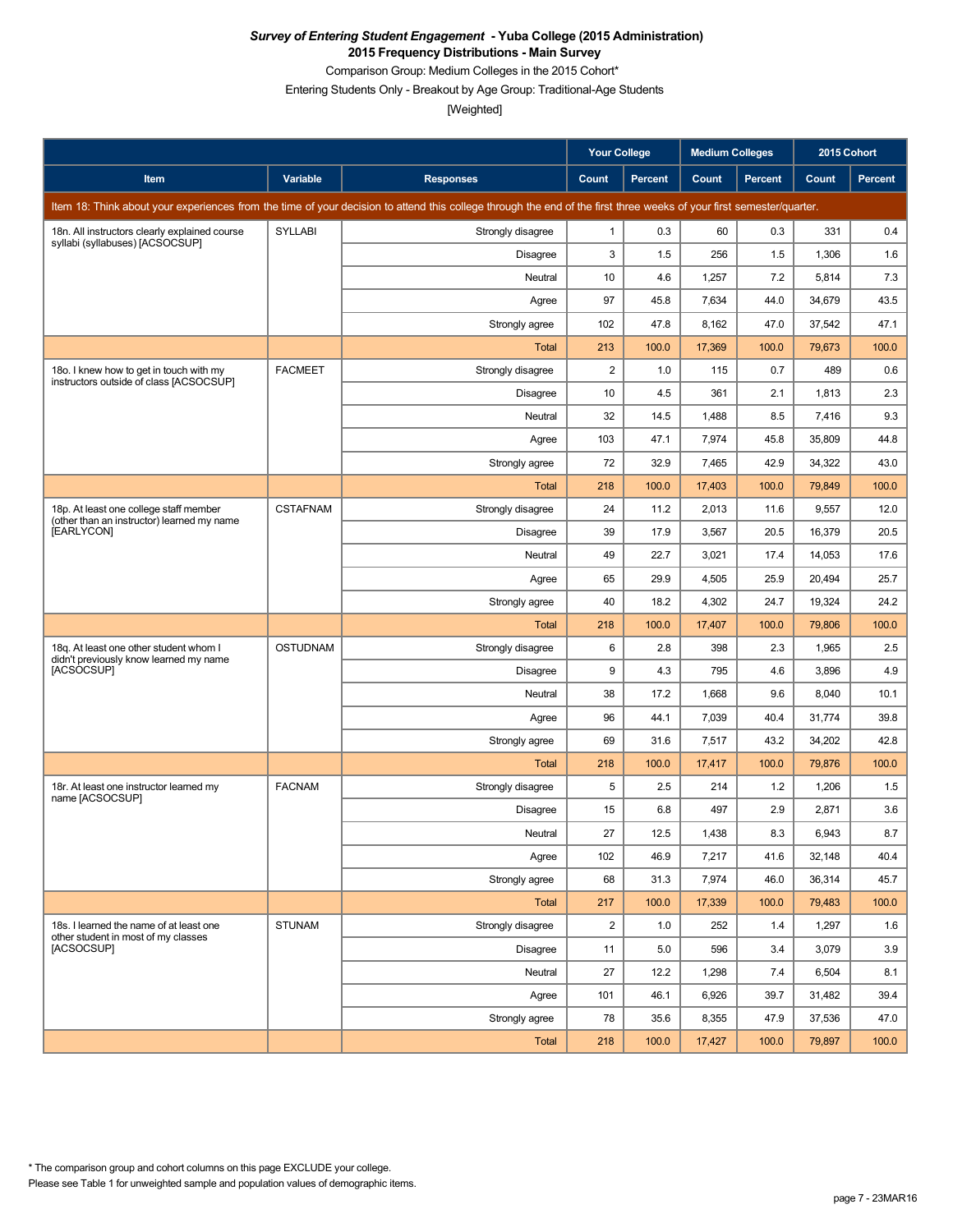***Survey of Entering Student Engagement* - Yuba College (2015 Administration)**
**2015 Frequency Distributions - Main Survey**

Comparison Group: Medium Colleges in the 2015 Cohort*

Entering Students Only - Breakout by Age Group: Traditional-Age Students

[Weighted]

| | | | Your College | | Medium Colleges | | 2015 Cohort | |
|---|---|---|---|---|---|---|---|---|
| Item | Variable | Responses | Count | Percent | Count | Percent | Count | Percent |
| Item 18: Think about your experiences from the time of your decision to attend this college through the end of the first three weeks of your first semester/quarter. | | | | | | | | |
| 18n. All instructors clearly explained course syllabi (syllabuses) [ACSOCSUP] | SYLLABI | Strongly disagree | 1 | 0.3 | 60 | 0.3 | 331 | 0.4 |
| | | Disagree | 3 | 1.5 | 256 | 1.5 | 1,306 | 1.6 |
| | | Neutral | 10 | 4.6 | 1,257 | 7.2 | 5,814 | 7.3 |
| | | Agree | 97 | 45.8 | 7,634 | 44.0 | 34,679 | 43.5 |
| | | Strongly agree | 102 | 47.8 | 8,162 | 47.0 | 37,542 | 47.1 |
| | | Total | 213 | 100.0 | 17,369 | 100.0 | 79,673 | 100.0 |
| 18o. I knew how to get in touch with my instructors outside of class [ACSOCSUP] | FACMEET | Strongly disagree | 2 | 1.0 | 115 | 0.7 | 489 | 0.6 |
| | | Disagree | 10 | 4.5 | 361 | 2.1 | 1,813 | 2.3 |
| | | Neutral | 32 | 14.5 | 1,488 | 8.5 | 7,416 | 9.3 |
| | | Agree | 103 | 47.1 | 7,974 | 45.8 | 35,809 | 44.8 |
| | | Strongly agree | 72 | 32.9 | 7,465 | 42.9 | 34,322 | 43.0 |
| | | Total | 218 | 100.0 | 17,403 | 100.0 | 79,849 | 100.0 |
| 18p. At least one college staff member (other than an instructor) learned my name [EARLYCON] | CSTAFNAM | Strongly disagree | 24 | 11.2 | 2,013 | 11.6 | 9,557 | 12.0 |
| | | Disagree | 39 | 17.9 | 3,567 | 20.5 | 16,379 | 20.5 |
| | | Neutral | 49 | 22.7 | 3,021 | 17.4 | 14,053 | 17.6 |
| | | Agree | 65 | 29.9 | 4,505 | 25.9 | 20,494 | 25.7 |
| | | Strongly agree | 40 | 18.2 | 4,302 | 24.7 | 19,324 | 24.2 |
| | | Total | 218 | 100.0 | 17,407 | 100.0 | 79,806 | 100.0 |
| 18q. At least one other student whom I didn't previously know learned my name [ACSOCSUP] | OSTUDNAM | Strongly disagree | 6 | 2.8 | 398 | 2.3 | 1,965 | 2.5 |
| | | Disagree | 9 | 4.3 | 795 | 4.6 | 3,896 | 4.9 |
| | | Neutral | 38 | 17.2 | 1,668 | 9.6 | 8,040 | 10.1 |
| | | Agree | 96 | 44.1 | 7,039 | 40.4 | 31,774 | 39.8 |
| | | Strongly agree | 69 | 31.6 | 7,517 | 43.2 | 34,202 | 42.8 |
| | | Total | 218 | 100.0 | 17,417 | 100.0 | 79,876 | 100.0 |
| 18r. At least one instructor learned my name [ACSOCSUP] | FACNAM | Strongly disagree | 5 | 2.5 | 214 | 1.2 | 1,206 | 1.5 |
| | | Disagree | 15 | 6.8 | 497 | 2.9 | 2,871 | 3.6 |
| | | Neutral | 27 | 12.5 | 1,438 | 8.3 | 6,943 | 8.7 |
| | | Agree | 102 | 46.9 | 7,217 | 41.6 | 32,148 | 40.4 |
| | | Strongly agree | 68 | 31.3 | 7,974 | 46.0 | 36,314 | 45.7 |
| | | Total | 217 | 100.0 | 17,339 | 100.0 | 79,483 | 100.0 |
| 18s. I learned the name of at least one other student in most of my classes [ACSOCSUP] | STUNAM | Strongly disagree | 2 | 1.0 | 252 | 1.4 | 1,297 | 1.6 |
| | | Disagree | 11 | 5.0 | 596 | 3.4 | 3,079 | 3.9 |
| | | Neutral | 27 | 12.2 | 1,298 | 7.4 | 6,504 | 8.1 |
| | | Agree | 101 | 46.1 | 6,926 | 39.7 | 31,482 | 39.4 |
| | | Strongly agree | 78 | 35.6 | 8,355 | 47.9 | 37,536 | 47.0 |
| | | Total | 218 | 100.0 | 17,427 | 100.0 | 79,897 | 100.0 |

* The comparison group and cohort columns on this page EXCLUDE your college.
Please see Table 1 for unweighted sample and population values of demographic items.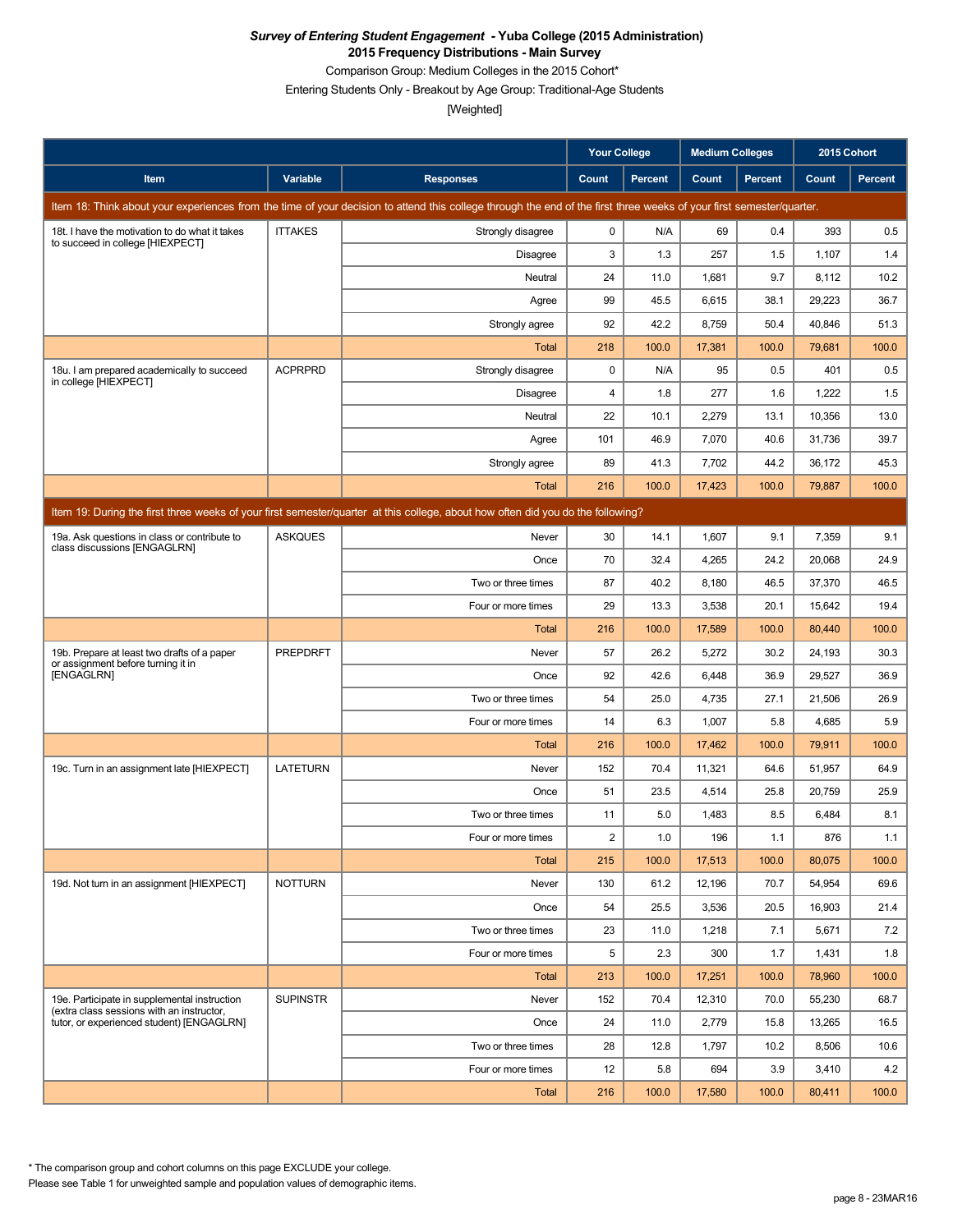***Survey of Entering Student Engagement* - Yuba College (2015 Administration)**
**2015 Frequency Distributions - Main Survey**
Comparison Group: Medium Colleges in the 2015 Cohort*
Entering Students Only - Breakout by Age Group: Traditional-Age Students
[Weighted]

| Item | Variable | Responses | Your College | | Medium Colleges | | 2015 Cohort | |
|---|---|---|---|---|---|---|---|---|
| | | | Count | Percent | Count | Percent | Count | Percent |
| Item 18: Think about your experiences from the time of your decision to attend this college through the end of the first three weeks of your first semester/quarter. | | | | | | | | |
| 18t. I have the motivation to do what it takes to succeed in college [HIEXPECT] | ITTAKES | Strongly disagree | 0 | N/A | 69 | 0.4 | 393 | 0.5 |
| | | Disagree | 3 | 1.3 | 257 | 1.5 | 1,107 | 1.4 |
| | | Neutral | 24 | 11.0 | 1,681 | 9.7 | 8,112 | 10.2 |
| | | Agree | 99 | 45.5 | 6,615 | 38.1 | 29,223 | 36.7 |
| | | Strongly agree | 92 | 42.2 | 8,759 | 50.4 | 40,846 | 51.3 |
| | | Total | 218 | 100.0 | 17,381 | 100.0 | 79,681 | 100.0 |
| 18u. I am prepared academically to succeed in college [HIEXPECT] | ACPRPRD | Strongly disagree | 0 | N/A | 95 | 0.5 | 401 | 0.5 |
| | | Disagree | 4 | 1.8 | 277 | 1.6 | 1,222 | 1.5 |
| | | Neutral | 22 | 10.1 | 2,279 | 13.1 | 10,356 | 13.0 |
| | | Agree | 101 | 46.9 | 7,070 | 40.6 | 31,736 | 39.7 |
| | | Strongly agree | 89 | 41.3 | 7,702 | 44.2 | 36,172 | 45.3 |
| | | Total | 216 | 100.0 | 17,423 | 100.0 | 79,887 | 100.0 |
| Item 19: During the first three weeks of your first semester/quarter at this college, about how often did you do the following? | | | | | | | | |
| 19a. Ask questions in class or contribute to class discussions [ENGAGLRN] | ASKQUES | Never | 30 | 14.1 | 1,607 | 9.1 | 7,359 | 9.1 |
| | | Once | 70 | 32.4 | 4,265 | 24.2 | 20,068 | 24.9 |
| | | Two or three times | 87 | 40.2 | 8,180 | 46.5 | 37,370 | 46.5 |
| | | Four or more times | 29 | 13.3 | 3,538 | 20.1 | 15,642 | 19.4 |
| | | Total | 216 | 100.0 | 17,589 | 100.0 | 80,440 | 100.0 |
| 19b. Prepare at least two drafts of a paper or assignment before turning it in [ENGAGLRN] | PREPDRFT | Never | 57 | 26.2 | 5,272 | 30.2 | 24,193 | 30.3 |
| | | Once | 92 | 42.6 | 6,448 | 36.9 | 29,527 | 36.9 |
| | | Two or three times | 54 | 25.0 | 4,735 | 27.1 | 21,506 | 26.9 |
| | | Four or more times | 14 | 6.3 | 1,007 | 5.8 | 4,685 | 5.9 |
| | | Total | 216 | 100.0 | 17,462 | 100.0 | 79,911 | 100.0 |
| 19c. Turn in an assignment late [HIEXPECT] | LATETURN | Never | 152 | 70.4 | 11,321 | 64.6 | 51,957 | 64.9 |
| | | Once | 51 | 23.5 | 4,514 | 25.8 | 20,759 | 25.9 |
| | | Two or three times | 11 | 5.0 | 1,483 | 8.5 | 6,484 | 8.1 |
| | | Four or more times | 2 | 1.0 | 196 | 1.1 | 876 | 1.1 |
| | | Total | 215 | 100.0 | 17,513 | 100.0 | 80,075 | 100.0 |
| 19d. Not turn in an assignment [HIEXPECT] | NOTTURN | Never | 130 | 61.2 | 12,196 | 70.7 | 54,954 | 69.6 |
| | | Once | 54 | 25.5 | 3,536 | 20.5 | 16,903 | 21.4 |
| | | Two or three times | 23 | 11.0 | 1,218 | 7.1 | 5,671 | 7.2 |
| | | Four or more times | 5 | 2.3 | 300 | 1.7 | 1,431 | 1.8 |
| | | Total | 213 | 100.0 | 17,251 | 100.0 | 78,960 | 100.0 |
| 19e. Participate in supplemental instruction (extra class sessions with an instructor, tutor, or experienced student) [ENGAGLRN] | SUPINSTR | Never | 152 | 70.4 | 12,310 | 70.0 | 55,230 | 68.7 |
| | | Once | 24 | 11.0 | 2,779 | 15.8 | 13,265 | 16.5 |
| | | Two or three times | 28 | 12.8 | 1,797 | 10.2 | 8,506 | 10.6 |
| | | Four or more times | 12 | 5.8 | 694 | 3.9 | 3,410 | 4.2 |
| | | Total | 216 | 100.0 | 17,580 | 100.0 | 80,411 | 100.0 |

* The comparison group and cohort columns on this page EXCLUDE your college.
Please see Table 1 for unweighted sample and population values of demographic items.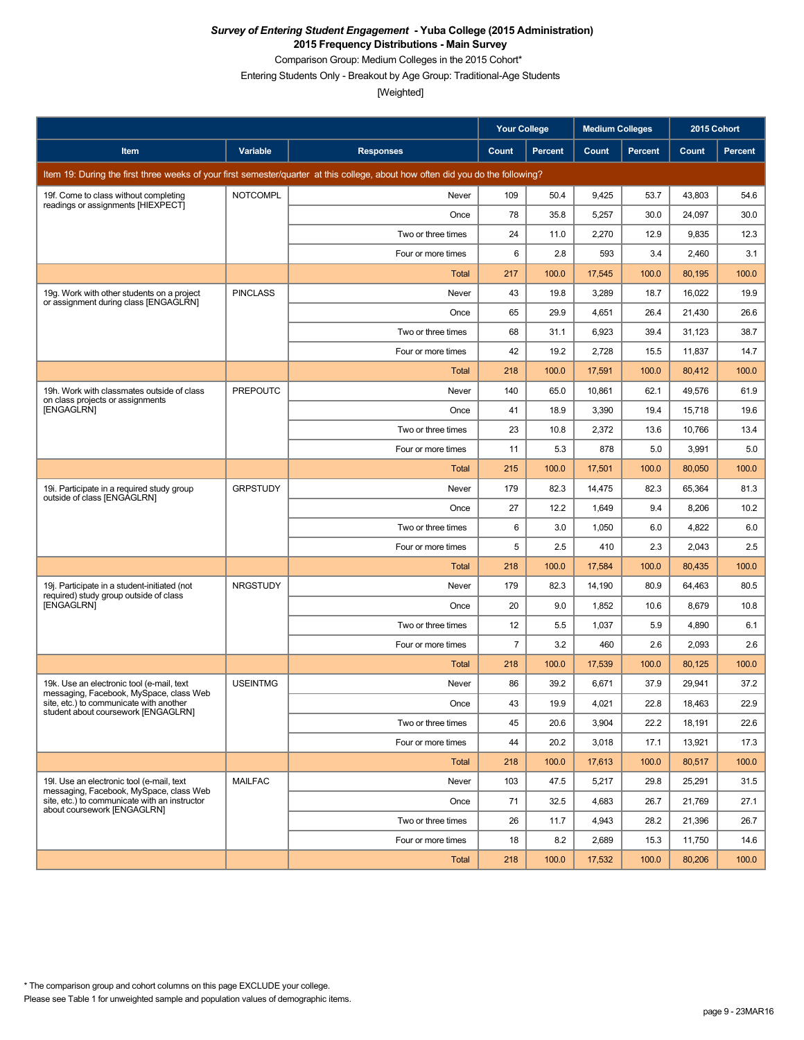***Survey of Entering Student Engagement* - Yuba College (2015 Administration)**
**2015 Frequency Distributions - Main Survey**
Comparison Group: Medium Colleges in the 2015 Cohort*
Entering Students Only - Breakout by Age Group: Traditional-Age Students
[Weighted]

| Item | Variable | Responses | Your College | | Medium Colleges | | 2015 Cohort | |
|---|---|---|---|---|---|---|---|---|
| | | | Count | Percent | Count | Percent | Count | Percent |
| Item 19: During the first three weeks of your first semester/quarter at this college, about how often did you do the following? | | | | | | | | |
| 19f. Come to class without completing readings or assignments [HIEXPECT] | NOTCOMPL | Never | 109 | 50.4 | 9,425 | 53.7 | 43,803 | 54.6 |
| | | Once | 78 | 35.8 | 5,257 | 30.0 | 24,097 | 30.0 |
| | | Two or three times | 24 | 11.0 | 2,270 | 12.9 | 9,835 | 12.3 |
| | | Four or more times | 6 | 2.8 | 593 | 3.4 | 2,460 | 3.1 |
| | | Total | 217 | 100.0 | 17,545 | 100.0 | 80,195 | 100.0 |
| 19g. Work with other students on a project or assignment during class [ENGAGLRN] | PINCLASS | Never | 43 | 19.8 | 3,289 | 18.7 | 16,022 | 19.9 |
| | | Once | 65 | 29.9 | 4,651 | 26.4 | 21,430 | 26.6 |
| | | Two or three times | 68 | 31.1 | 6,923 | 39.4 | 31,123 | 38.7 |
| | | Four or more times | 42 | 19.2 | 2,728 | 15.5 | 11,837 | 14.7 |
| | | Total | 218 | 100.0 | 17,591 | 100.0 | 80,412 | 100.0 |
| 19h. Work with classmates outside of class on class projects or assignments [ENGAGLRN] | PREPOUTC | Never | 140 | 65.0 | 10,861 | 62.1 | 49,576 | 61.9 |
| | | Once | 41 | 18.9 | 3,390 | 19.4 | 15,718 | 19.6 |
| | | Two or three times | 23 | 10.8 | 2,372 | 13.6 | 10,766 | 13.4 |
| | | Four or more times | 11 | 5.3 | 878 | 5.0 | 3,991 | 5.0 |
| | | Total | 215 | 100.0 | 17,501 | 100.0 | 80,050 | 100.0 |
| 19i. Participate in a required study group outside of class [ENGAGLRN] | GRPSTUDY | Never | 179 | 82.3 | 14,475 | 82.3 | 65,364 | 81.3 |
| | | Once | 27 | 12.2 | 1,649 | 9.4 | 8,206 | 10.2 |
| | | Two or three times | 6 | 3.0 | 1,050 | 6.0 | 4,822 | 6.0 |
| | | Four or more times | 5 | 2.5 | 410 | 2.3 | 2,043 | 2.5 |
| | | Total | 218 | 100.0 | 17,584 | 100.0 | 80,435 | 100.0 |
| 19j. Participate in a student-initiated (not required) study group outside of class [ENGAGLRN] | NRGSTUDY | Never | 179 | 82.3 | 14,190 | 80.9 | 64,463 | 80.5 |
| | | Once | 20 | 9.0 | 1,852 | 10.6 | 8,679 | 10.8 |
| | | Two or three times | 12 | 5.5 | 1,037 | 5.9 | 4,890 | 6.1 |
| | | Four or more times | 7 | 3.2 | 460 | 2.6 | 2,093 | 2.6 |
| | | Total | 218 | 100.0 | 17,539 | 100.0 | 80,125 | 100.0 |
| 19k. Use an electronic tool (e-mail, text messaging, Facebook, MySpace, class Web site, etc.) to communicate with another student about coursework [ENGAGLRN] | USEINTMG | Never | 86 | 39.2 | 6,671 | 37.9 | 29,941 | 37.2 |
| | | Once | 43 | 19.9 | 4,021 | 22.8 | 18,463 | 22.9 |
| | | Two or three times | 45 | 20.6 | 3,904 | 22.2 | 18,191 | 22.6 |
| | | Four or more times | 44 | 20.2 | 3,018 | 17.1 | 13,921 | 17.3 |
| | | Total | 218 | 100.0 | 17,613 | 100.0 | 80,517 | 100.0 |
| 19l. Use an electronic tool (e-mail, text messaging, Facebook, MySpace, class Web site, etc.) to communicate with an instructor about coursework [ENGAGLRN] | MAILFAC | Never | 103 | 47.5 | 5,217 | 29.8 | 25,291 | 31.5 |
| | | Once | 71 | 32.5 | 4,683 | 26.7 | 21,769 | 27.1 |
| | | Two or three times | 26 | 11.7 | 4,943 | 28.2 | 21,396 | 26.7 |
| | | Four or more times | 18 | 8.2 | 2,689 | 15.3 | 11,750 | 14.6 |
| | | Total | 218 | 100.0 | 17,532 | 100.0 | 80,206 | 100.0 |

* The comparison group and cohort columns on this page EXCLUDE your college.
Please see Table 1 for unweighted sample and population values of demographic items.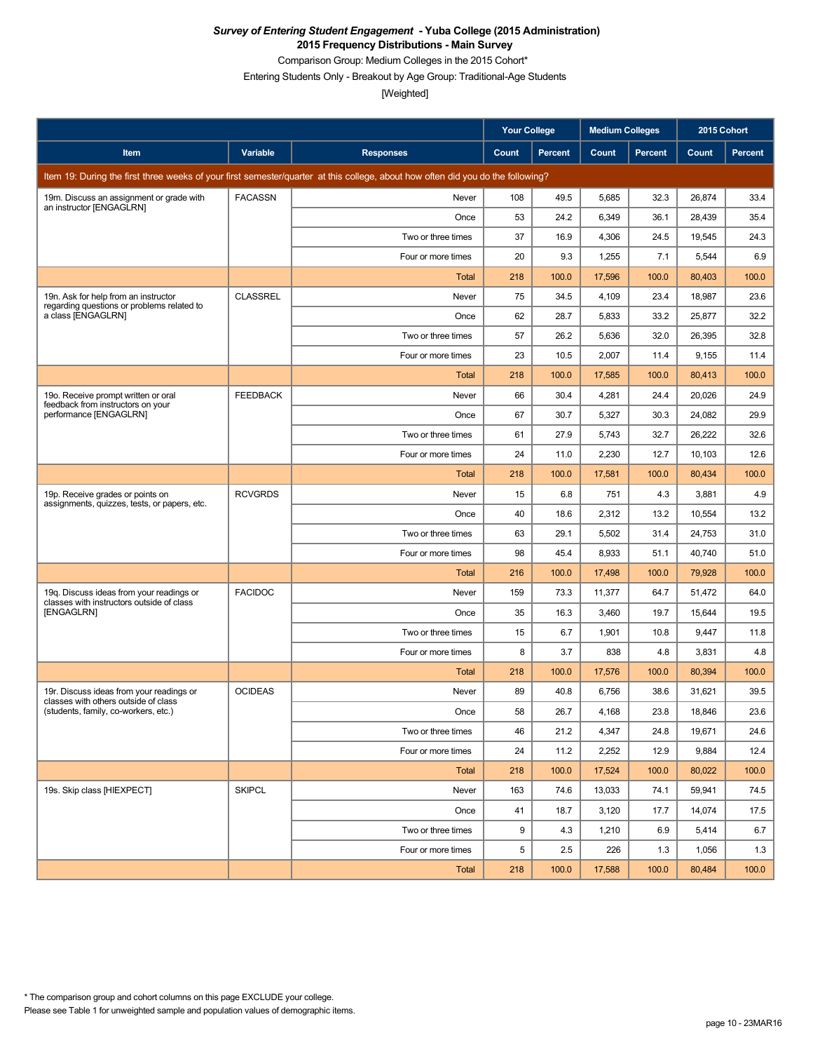***Survey of Entering Student Engagement* - Yuba College (2015 Administration)**

**2015 Frequency Distributions - Main Survey**

Comparison Group: Medium Colleges in the 2015 Cohort*

Entering Students Only - Breakout by Age Group: Traditional-Age Students

[Weighted]

| Item | Variable | Responses | Your College Count | Your College Percent | Medium Colleges Count | Medium Colleges Percent | 2015 Cohort Count | 2015 Cohort Percent |
|---|---|---|---|---|---|---|---|---|
| Item 19: During the first three weeks of your first semester/quarter at this college, about how often did you do the following? | | | | | | | | |
| 19m. Discuss an assignment or grade with an instructor [ENGAGLRN] | FACASSN | Never | 108 | 49.5 | 5,685 | 32.3 | 26,874 | 33.4 |
| | | Once | 53 | 24.2 | 6,349 | 36.1 | 28,439 | 35.4 |
| | | Two or three times | 37 | 16.9 | 4,306 | 24.5 | 19,545 | 24.3 |
| | | Four or more times | 20 | 9.3 | 1,255 | 7.1 | 5,544 | 6.9 |
| | | Total | 218 | 100.0 | 17,596 | 100.0 | 80,403 | 100.0 |
| 19n. Ask for help from an instructor regarding questions or problems related to a class [ENGAGLRN] | CLASSREL | Never | 75 | 34.5 | 4,109 | 23.4 | 18,987 | 23.6 |
| | | Once | 62 | 28.7 | 5,833 | 33.2 | 25,877 | 32.2 |
| | | Two or three times | 57 | 26.2 | 5,636 | 32.0 | 26,395 | 32.8 |
| | | Four or more times | 23 | 10.5 | 2,007 | 11.4 | 9,155 | 11.4 |
| | | Total | 218 | 100.0 | 17,585 | 100.0 | 80,413 | 100.0 |
| 19o. Receive prompt written or oral feedback from instructors on your performance [ENGAGLRN] | FEEDBACK | Never | 66 | 30.4 | 4,281 | 24.4 | 20,026 | 24.9 |
| | | Once | 67 | 30.7 | 5,327 | 30.3 | 24,082 | 29.9 |
| | | Two or three times | 61 | 27.9 | 5,743 | 32.7 | 26,222 | 32.6 |
| | | Four or more times | 24 | 11.0 | 2,230 | 12.7 | 10,103 | 12.6 |
| | | Total | 218 | 100.0 | 17,581 | 100.0 | 80,434 | 100.0 |
| 19p. Receive grades or points on assignments, quizzes, tests, or papers, etc. | RCVGRDS | Never | 15 | 6.8 | 751 | 4.3 | 3,881 | 4.9 |
| | | Once | 40 | 18.6 | 2,312 | 13.2 | 10,554 | 13.2 |
| | | Two or three times | 63 | 29.1 | 5,502 | 31.4 | 24,753 | 31.0 |
| | | Four or more times | 98 | 45.4 | 8,933 | 51.1 | 40,740 | 51.0 |
| | | Total | 216 | 100.0 | 17,498 | 100.0 | 79,928 | 100.0 |
| 19q. Discuss ideas from your readings or classes with instructors outside of class [ENGAGLRN] | FACIDOC | Never | 159 | 73.3 | 11,377 | 64.7 | 51,472 | 64.0 |
| | | Once | 35 | 16.3 | 3,460 | 19.7 | 15,644 | 19.5 |
| | | Two or three times | 15 | 6.7 | 1,901 | 10.8 | 9,447 | 11.8 |
| | | Four or more times | 8 | 3.7 | 838 | 4.8 | 3,831 | 4.8 |
| | | Total | 218 | 100.0 | 17,576 | 100.0 | 80,394 | 100.0 |
| 19r. Discuss ideas from your readings or classes with others outside of class (students, family, co-workers, etc.) | OCIDEAS | Never | 89 | 40.8 | 6,756 | 38.6 | 31,621 | 39.5 |
| | | Once | 58 | 26.7 | 4,168 | 23.8 | 18,846 | 23.6 |
| | | Two or three times | 46 | 21.2 | 4,347 | 24.8 | 19,671 | 24.6 |
| | | Four or more times | 24 | 11.2 | 2,252 | 12.9 | 9,884 | 12.4 |
| | | Total | 218 | 100.0 | 17,524 | 100.0 | 80,022 | 100.0 |
| 19s. Skip class [HIEXPECT] | SKIPCL | Never | 163 | 74.6 | 13,033 | 74.1 | 59,941 | 74.5 |
| | | Once | 41 | 18.7 | 3,120 | 17.7 | 14,074 | 17.5 |
| | | Two or three times | 9 | 4.3 | 1,210 | 6.9 | 5,414 | 6.7 |
| | | Four or more times | 5 | 2.5 | 226 | 1.3 | 1,056 | 1.3 |
| | | Total | 218 | 100.0 | 17,588 | 100.0 | 80,484 | 100.0 |

* The comparison group and cohort columns on this page EXCLUDE your college.

Please see Table 1 for unweighted sample and population values of demographic items.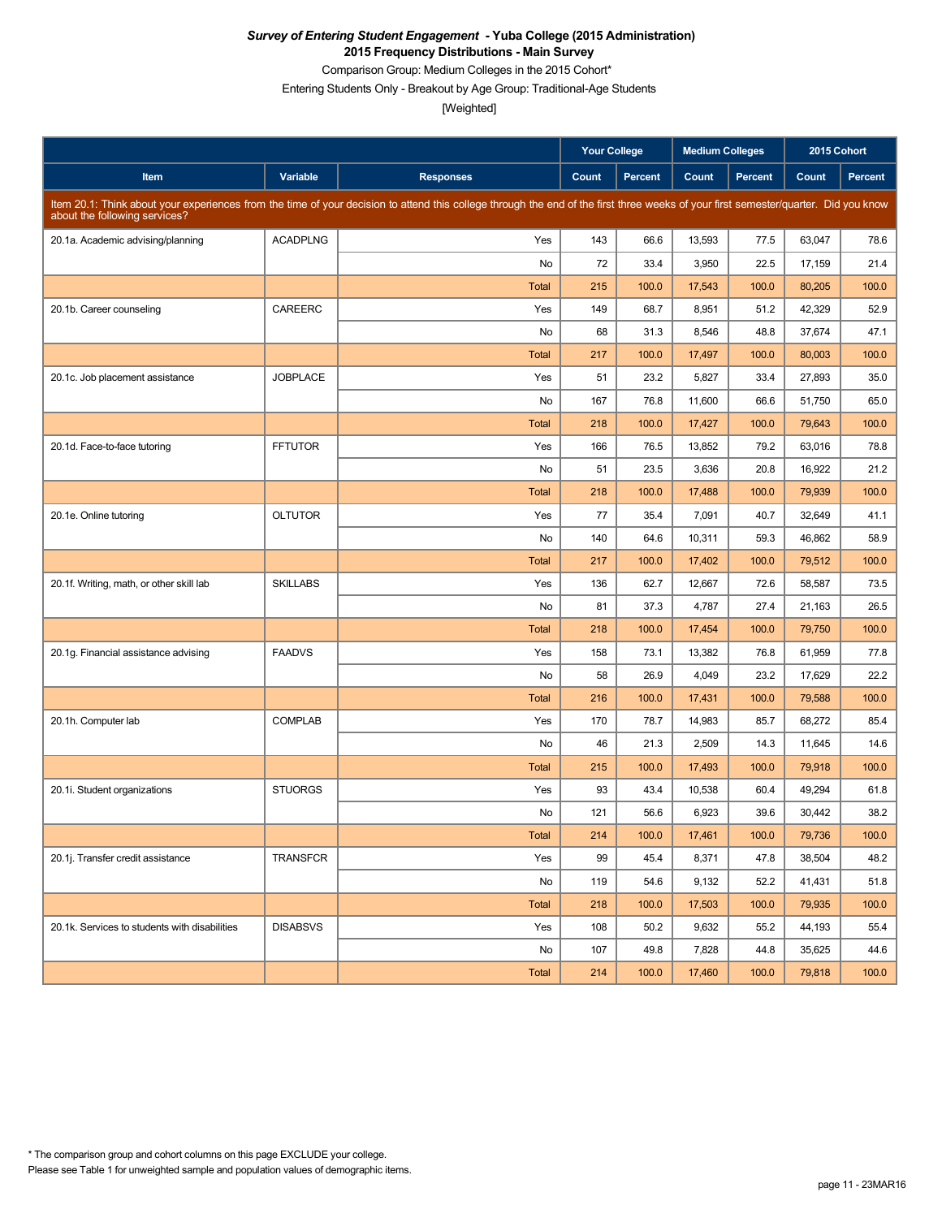***Survey of Entering Student Engagement* - Yuba College (2015 Administration)**

**2015 Frequency Distributions - Main Survey**

Comparison Group: Medium Colleges in the 2015 Cohort*

Entering Students Only - Breakout by Age Group: Traditional-Age Students

[Weighted]

| Item | Variable | Responses | Your College | | Medium Colleges | | 2015 Cohort | |
|---|---|---|---|---|---|---|---|---|
| | | | Count | Percent | Count | Percent | Count | Percent |
| Item 20.1: Think about your experiences from the time of your decision to attend this college through the end of the first three weeks of your first semester/quarter. Did you know about the following services? | | | | | | | | |
| 20.1a. Academic advising/planning | ACADPLNG | Yes | 143 | 66.6 | 13,593 | 77.5 | 63,047 | 78.6 |
| | | No | 72 | 33.4 | 3,950 | 22.5 | 17,159 | 21.4 |
| | | Total | 215 | 100.0 | 17,543 | 100.0 | 80,205 | 100.0 |
| 20.1b. Career counseling | CAREERC | Yes | 149 | 68.7 | 8,951 | 51.2 | 42,329 | 52.9 |
| | | No | 68 | 31.3 | 8,546 | 48.8 | 37,674 | 47.1 |
| | | Total | 217 | 100.0 | 17,497 | 100.0 | 80,003 | 100.0 |
| 20.1c. Job placement assistance | JOBPLACE | Yes | 51 | 23.2 | 5,827 | 33.4 | 27,893 | 35.0 |
| | | No | 167 | 76.8 | 11,600 | 66.6 | 51,750 | 65.0 |
| | | Total | 218 | 100.0 | 17,427 | 100.0 | 79,643 | 100.0 |
| 20.1d. Face-to-face tutoring | FFTUTOR | Yes | 166 | 76.5 | 13,852 | 79.2 | 63,016 | 78.8 |
| | | No | 51 | 23.5 | 3,636 | 20.8 | 16,922 | 21.2 |
| | | Total | 218 | 100.0 | 17,488 | 100.0 | 79,939 | 100.0 |
| 20.1e. Online tutoring | OLTUTOR | Yes | 77 | 35.4 | 7,091 | 40.7 | 32,649 | 41.1 |
| | | No | 140 | 64.6 | 10,311 | 59.3 | 46,862 | 58.9 |
| | | Total | 217 | 100.0 | 17,402 | 100.0 | 79,512 | 100.0 |
| 20.1f. Writing, math, or other skill lab | SKILLABS | Yes | 136 | 62.7 | 12,667 | 72.6 | 58,587 | 73.5 |
| | | No | 81 | 37.3 | 4,787 | 27.4 | 21,163 | 26.5 |
| | | Total | 218 | 100.0 | 17,454 | 100.0 | 79,750 | 100.0 |
| 20.1g. Financial assistance advising | FAADVS | Yes | 158 | 73.1 | 13,382 | 76.8 | 61,959 | 77.8 |
| | | No | 58 | 26.9 | 4,049 | 23.2 | 17,629 | 22.2 |
| | | Total | 216 | 100.0 | 17,431 | 100.0 | 79,588 | 100.0 |
| 20.1h. Computer lab | COMPLAB | Yes | 170 | 78.7 | 14,983 | 85.7 | 68,272 | 85.4 |
| | | No | 46 | 21.3 | 2,509 | 14.3 | 11,645 | 14.6 |
| | | Total | 215 | 100.0 | 17,493 | 100.0 | 79,918 | 100.0 |
| 20.1i. Student organizations | STUORGS | Yes | 93 | 43.4 | 10,538 | 60.4 | 49,294 | 61.8 |
| | | No | 121 | 56.6 | 6,923 | 39.6 | 30,442 | 38.2 |
| | | Total | 214 | 100.0 | 17,461 | 100.0 | 79,736 | 100.0 |
| 20.1j. Transfer credit assistance | TRANSFCR | Yes | 99 | 45.4 | 8,371 | 47.8 | 38,504 | 48.2 |
| | | No | 119 | 54.6 | 9,132 | 52.2 | 41,431 | 51.8 |
| | | Total | 218 | 100.0 | 17,503 | 100.0 | 79,935 | 100.0 |
| 20.1k. Services to students with disabilities | DISABSVS | Yes | 108 | 50.2 | 9,632 | 55.2 | 44,193 | 55.4 |
| | | No | 107 | 49.8 | 7,828 | 44.8 | 35,625 | 44.6 |
| | | Total | 214 | 100.0 | 17,460 | 100.0 | 79,818 | 100.0 |

* The comparison group and cohort columns on this page EXCLUDE your college.

Please see Table 1 for unweighted sample and population values of demographic items.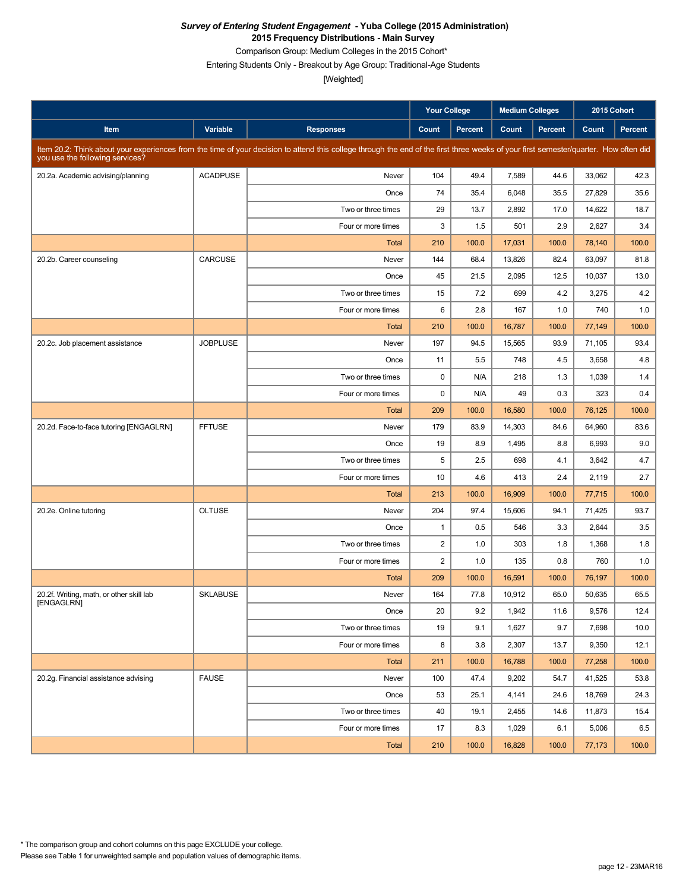***Survey of Entering Student Engagement* - Yuba College (2015 Administration)**

**2015 Frequency Distributions - Main Survey**

Comparison Group: Medium Colleges in the 2015 Cohort*

Entering Students Only - Breakout by Age Group: Traditional-Age Students

[Weighted]

| | | | Your College | | Medium Colleges | | 2015 Cohort | |
|---|---|---|---|---|---|---|---|---|
| **Item** | **Variable** | **Responses** | **Count** | **Percent** | **Count** | **Percent** | **Count** | **Percent** |
| Item 20.2: Think about your experiences from the time of your decision to attend this college through the end of the first three weeks of your first semester/quarter. How often did you use the following services? | | | | | | | | |
| 20.2a. Academic advising/planning | ACADPUSE | Never | 104 | 49.4 | 7,589 | 44.6 | 33,062 | 42.3 |
| | | Once | 74 | 35.4 | 6,048 | 35.5 | 27,829 | 35.6 |
| | | Two or three times | 29 | 13.7 | 2,892 | 17.0 | 14,622 | 18.7 |
| | | Four or more times | 3 | 1.5 | 501 | 2.9 | 2,627 | 3.4 |
| | | Total | 210 | 100.0 | 17,031 | 100.0 | 78,140 | 100.0 |
| 20.2b. Career counseling | CARCUSE | Never | 144 | 68.4 | 13,826 | 82.4 | 63,097 | 81.8 |
| | | Once | 45 | 21.5 | 2,095 | 12.5 | 10,037 | 13.0 |
| | | Two or three times | 15 | 7.2 | 699 | 4.2 | 3,275 | 4.2 |
| | | Four or more times | 6 | 2.8 | 167 | 1.0 | 740 | 1.0 |
| | | Total | 210 | 100.0 | 16,787 | 100.0 | 77,149 | 100.0 |
| 20.2c. Job placement assistance | JOBPLUSE | Never | 197 | 94.5 | 15,565 | 93.9 | 71,105 | 93.4 |
| | | Once | 11 | 5.5 | 748 | 4.5 | 3,658 | 4.8 |
| | | Two or three times | 0 | N/A | 218 | 1.3 | 1,039 | 1.4 |
| | | Four or more times | 0 | N/A | 49 | 0.3 | 323 | 0.4 |
| | | Total | 209 | 100.0 | 16,580 | 100.0 | 76,125 | 100.0 |
| 20.2d. Face-to-face tutoring [ENGAGLRN] | FFTUSE | Never | 179 | 83.9 | 14,303 | 84.6 | 64,960 | 83.6 |
| | | Once | 19 | 8.9 | 1,495 | 8.8 | 6,993 | 9.0 |
| | | Two or three times | 5 | 2.5 | 698 | 4.1 | 3,642 | 4.7 |
| | | Four or more times | 10 | 4.6 | 413 | 2.4 | 2,119 | 2.7 |
| | | Total | 213 | 100.0 | 16,909 | 100.0 | 77,715 | 100.0 |
| 20.2e. Online tutoring | OLTUSE | Never | 204 | 97.4 | 15,606 | 94.1 | 71,425 | 93.7 |
| | | Once | 1 | 0.5 | 546 | 3.3 | 2,644 | 3.5 |
| | | Two or three times | 2 | 1.0 | 303 | 1.8 | 1,368 | 1.8 |
| | | Four or more times | 2 | 1.0 | 135 | 0.8 | 760 | 1.0 |
| | | Total | 209 | 100.0 | 16,591 | 100.0 | 76,197 | 100.0 |
| 20.2f. Writing, math, or other skill lab [ENGAGLRN] | SKLABUSE | Never | 164 | 77.8 | 10,912 | 65.0 | 50,635 | 65.5 |
| | | Once | 20 | 9.2 | 1,942 | 11.6 | 9,576 | 12.4 |
| | | Two or three times | 19 | 9.1 | 1,627 | 9.7 | 7,698 | 10.0 |
| | | Four or more times | 8 | 3.8 | 2,307 | 13.7 | 9,350 | 12.1 |
| | | Total | 211 | 100.0 | 16,788 | 100.0 | 77,258 | 100.0 |
| 20.2g. Financial assistance advising | FAUSE | Never | 100 | 47.4 | 9,202 | 54.7 | 41,525 | 53.8 |
| | | Once | 53 | 25.1 | 4,141 | 24.6 | 18,769 | 24.3 |
| | | Two or three times | 40 | 19.1 | 2,455 | 14.6 | 11,873 | 15.4 |
| | | Four or more times | 17 | 8.3 | 1,029 | 6.1 | 5,006 | 6.5 |
| | | Total | 210 | 100.0 | 16,828 | 100.0 | 77,173 | 100.0 |

\* The comparison group and cohort columns on this page EXCLUDE your college.

Please see Table 1 for unweighted sample and population values of demographic items.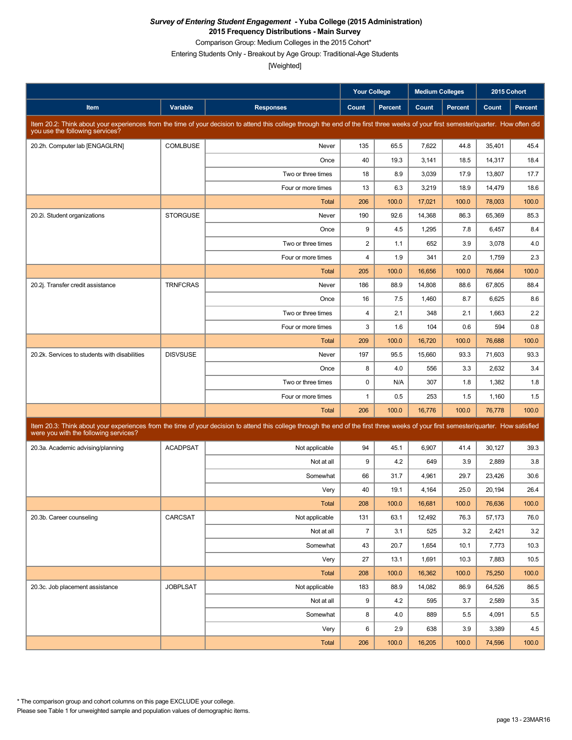***Survey of Entering Student Engagement* - Yuba College (2015 Administration)**

**2015 Frequency Distributions - Main Survey**

Comparison Group: Medium Colleges in the 2015 Cohort*

Entering Students Only - Breakout by Age Group: Traditional-Age Students

[Weighted]

| Item | Variable | Responses | Your College Count | Your College Percent | Medium Colleges Count | Medium Colleges Percent | 2015 Cohort Count | 2015 Cohort Percent |
|---|---|---|---|---|---|---|---|---|
| Item 20.2: Think about your experiences from the time of your decision to attend this college through the end of the first three weeks of your first semester/quarter. How often did you use the following services? | | | | | | | | |
| 20.2h. Computer lab [ENGAGLRN] | COMLBUSE | Never | 135 | 65.5 | 7,622 | 44.8 | 35,401 | 45.4 |
| | | Once | 40 | 19.3 | 3,141 | 18.5 | 14,317 | 18.4 |
| | | Two or three times | 18 | 8.9 | 3,039 | 17.9 | 13,807 | 17.7 |
| | | Four or more times | 13 | 6.3 | 3,219 | 18.9 | 14,479 | 18.6 |
| | | Total | 206 | 100.0 | 17,021 | 100.0 | 78,003 | 100.0 |
| 20.2i. Student organizations | STORGUSE | Never | 190 | 92.6 | 14,368 | 86.3 | 65,369 | 85.3 |
| | | Once | 9 | 4.5 | 1,295 | 7.8 | 6,457 | 8.4 |
| | | Two or three times | 2 | 1.1 | 652 | 3.9 | 3,078 | 4.0 |
| | | Four or more times | 4 | 1.9 | 341 | 2.0 | 1,759 | 2.3 |
| | | Total | 205 | 100.0 | 16,656 | 100.0 | 76,664 | 100.0 |
| 20.2j. Transfer credit assistance | TRNFCRAS | Never | 186 | 88.9 | 14,808 | 88.6 | 67,805 | 88.4 |
| | | Once | 16 | 7.5 | 1,460 | 8.7 | 6,625 | 8.6 |
| | | Two or three times | 4 | 2.1 | 348 | 2.1 | 1,663 | 2.2 |
| | | Four or more times | 3 | 1.6 | 104 | 0.6 | 594 | 0.8 |
| | | Total | 209 | 100.0 | 16,720 | 100.0 | 76,688 | 100.0 |
| 20.2k. Services to students with disabilities | DISVSUSE | Never | 197 | 95.5 | 15,660 | 93.3 | 71,603 | 93.3 |
| | | Once | 8 | 4.0 | 556 | 3.3 | 2,632 | 3.4 |
| | | Two or three times | 0 | N/A | 307 | 1.8 | 1,382 | 1.8 |
| | | Four or more times | 1 | 0.5 | 253 | 1.5 | 1,160 | 1.5 |
| | | Total | 206 | 100.0 | 16,776 | 100.0 | 76,778 | 100.0 |
| Item 20.3: Think about your experiences from the time of your decision to attend this college through the end of the first three weeks of your first semester/quarter. How satisfied were you with the following services? | | | | | | | | |
| 20.3a. Academic advising/planning | ACADPSAT | Not applicable | 94 | 45.1 | 6,907 | 41.4 | 30,127 | 39.3 |
| | | Not at all | 9 | 4.2 | 649 | 3.9 | 2,889 | 3.8 |
| | | Somewhat | 66 | 31.7 | 4,961 | 29.7 | 23,426 | 30.6 |
| | | Very | 40 | 19.1 | 4,164 | 25.0 | 20,194 | 26.4 |
| | | Total | 208 | 100.0 | 16,681 | 100.0 | 76,636 | 100.0 |
| 20.3b. Career counseling | CARCSAT | Not applicable | 131 | 63.1 | 12,492 | 76.3 | 57,173 | 76.0 |
| | | Not at all | 7 | 3.1 | 525 | 3.2 | 2,421 | 3.2 |
| | | Somewhat | 43 | 20.7 | 1,654 | 10.1 | 7,773 | 10.3 |
| | | Very | 27 | 13.1 | 1,691 | 10.3 | 7,883 | 10.5 |
| | | Total | 208 | 100.0 | 16,362 | 100.0 | 75,250 | 100.0 |
| 20.3c. Job placement assistance | JOBPLSAT | Not applicable | 183 | 88.9 | 14,082 | 86.9 | 64,526 | 86.5 |
| | | Not at all | 9 | 4.2 | 595 | 3.7 | 2,589 | 3.5 |
| | | Somewhat | 8 | 4.0 | 889 | 5.5 | 4,091 | 5.5 |
| | | Very | 6 | 2.9 | 638 | 3.9 | 3,389 | 4.5 |
| | | Total | 206 | 100.0 | 16,205 | 100.0 | 74,596 | 100.0 |

* The comparison group and cohort columns on this page EXCLUDE your college.

Please see Table 1 for unweighted sample and population values of demographic items.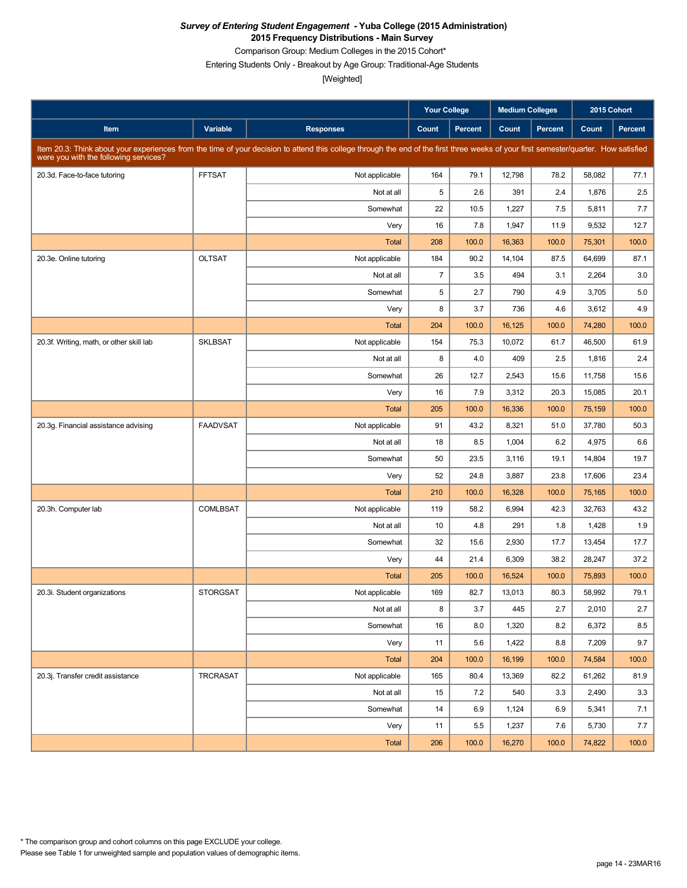***Survey of Entering Student Engagement* - Yuba College (2015 Administration)**

**2015 Frequency Distributions - Main Survey**

Comparison Group: Medium Colleges in the 2015 Cohort*

Entering Students Only - Breakout by Age Group: Traditional-Age Students

[Weighted]

| Item | Variable | Responses | Your College Count | Your College Percent | Medium Colleges Count | Medium Colleges Percent | 2015 Cohort Count | 2015 Cohort Percent |
|---|---|---|---|---|---|---|---|---|
| Item 20.3: Think about your experiences from the time of your decision to attend this college through the end of the first three weeks of your first semester/quarter. How satisfied were you with the following services? | | | | | | | | |
| 20.3d. Face-to-face tutoring | FFTSAT | Not applicable | 164 | 79.1 | 12,798 | 78.2 | 58,082 | 77.1 |
| | | Not at all | 5 | 2.6 | 391 | 2.4 | 1,876 | 2.5 |
| | | Somewhat | 22 | 10.5 | 1,227 | 7.5 | 5,811 | 7.7 |
| | | Very | 16 | 7.8 | 1,947 | 11.9 | 9,532 | 12.7 |
| | | Total | 208 | 100.0 | 16,363 | 100.0 | 75,301 | 100.0 |
| 20.3e. Online tutoring | OLTSAT | Not applicable | 184 | 90.2 | 14,104 | 87.5 | 64,699 | 87.1 |
| | | Not at all | 7 | 3.5 | 494 | 3.1 | 2,264 | 3.0 |
| | | Somewhat | 5 | 2.7 | 790 | 4.9 | 3,705 | 5.0 |
| | | Very | 8 | 3.7 | 736 | 4.6 | 3,612 | 4.9 |
| | | Total | 204 | 100.0 | 16,125 | 100.0 | 74,280 | 100.0 |
| 20.3f. Writing, math, or other skill lab | SKLBSAT | Not applicable | 154 | 75.3 | 10,072 | 61.7 | 46,500 | 61.9 |
| | | Not at all | 8 | 4.0 | 409 | 2.5 | 1,816 | 2.4 |
| | | Somewhat | 26 | 12.7 | 2,543 | 15.6 | 11,758 | 15.6 |
| | | Very | 16 | 7.9 | 3,312 | 20.3 | 15,085 | 20.1 |
| | | Total | 205 | 100.0 | 16,336 | 100.0 | 75,159 | 100.0 |
| 20.3g. Financial assistance advising | FAADVSAT | Not applicable | 91 | 43.2 | 8,321 | 51.0 | 37,780 | 50.3 |
| | | Not at all | 18 | 8.5 | 1,004 | 6.2 | 4,975 | 6.6 |
| | | Somewhat | 50 | 23.5 | 3,116 | 19.1 | 14,804 | 19.7 |
| | | Very | 52 | 24.8 | 3,887 | 23.8 | 17,606 | 23.4 |
| | | Total | 210 | 100.0 | 16,328 | 100.0 | 75,165 | 100.0 |
| 20.3h. Computer lab | COMLBSAT | Not applicable | 119 | 58.2 | 6,994 | 42.3 | 32,763 | 43.2 |
| | | Not at all | 10 | 4.8 | 291 | 1.8 | 1,428 | 1.9 |
| | | Somewhat | 32 | 15.6 | 2,930 | 17.7 | 13,454 | 17.7 |
| | | Very | 44 | 21.4 | 6,309 | 38.2 | 28,247 | 37.2 |
| | | Total | 205 | 100.0 | 16,524 | 100.0 | 75,893 | 100.0 |
| 20.3i. Student organizations | STORGSAT | Not applicable | 169 | 82.7 | 13,013 | 80.3 | 58,992 | 79.1 |
| | | Not at all | 8 | 3.7 | 445 | 2.7 | 2,010 | 2.7 |
| | | Somewhat | 16 | 8.0 | 1,320 | 8.2 | 6,372 | 8.5 |
| | | Very | 11 | 5.6 | 1,422 | 8.8 | 7,209 | 9.7 |
| | | Total | 204 | 100.0 | 16,199 | 100.0 | 74,584 | 100.0 |
| 20.3j. Transfer credit assistance | TRCRASAT | Not applicable | 165 | 80.4 | 13,369 | 82.2 | 61,262 | 81.9 |
| | | Not at all | 15 | 7.2 | 540 | 3.3 | 2,490 | 3.3 |
| | | Somewhat | 14 | 6.9 | 1,124 | 6.9 | 5,341 | 7.1 |
| | | Very | 11 | 5.5 | 1,237 | 7.6 | 5,730 | 7.7 |
| | | Total | 206 | 100.0 | 16,270 | 100.0 | 74,822 | 100.0 |

* The comparison group and cohort columns on this page EXCLUDE your college.
Please see Table 1 for unweighted sample and population values of demographic items.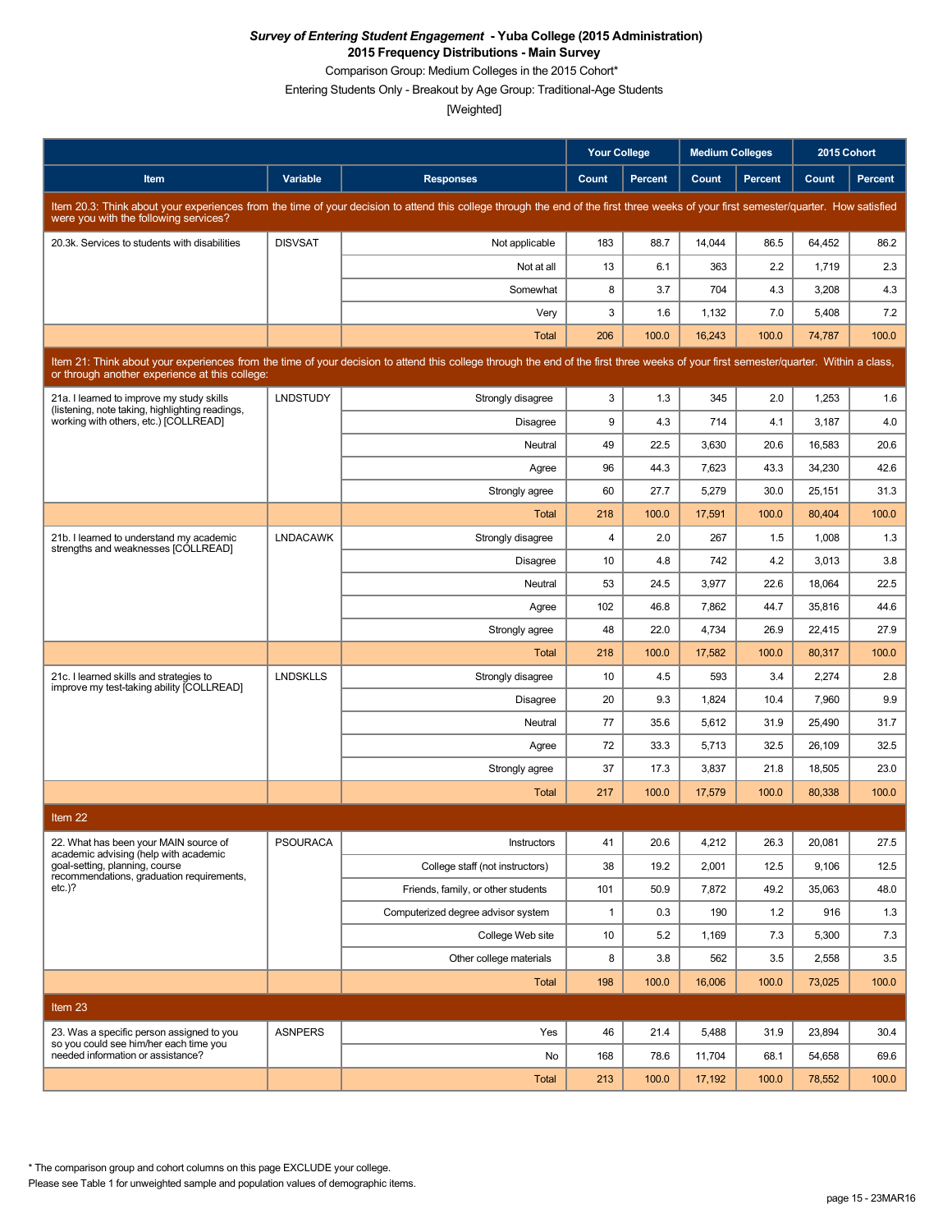***Survey of Entering Student Engagement* - Yuba College (2015 Administration)**
**2015 Frequency Distributions - Main Survey**
Comparison Group: Medium Colleges in the 2015 Cohort*
Entering Students Only - Breakout by Age Group: Traditional-Age Students
[Weighted]

| | | | Your College | | Medium Colleges | | 2015 Cohort | |
|---|---|---|---|---|---|---|---|---|
| **Item** | **Variable** | **Responses** | **Count** | **Percent** | **Count** | **Percent** | **Count** | **Percent** |
| Item 20.3: Think about your experiences from the time of your decision to attend this college through the end of the first three weeks of your first semester/quarter. How satisfied were you with the following services? | | | | | | | | |
| 20.3k. Services to students with disabilities | DISVSAT | Not applicable | 183 | 88.7 | 14,044 | 86.5 | 64,452 | 86.2 |
| | | Not at all | 13 | 6.1 | 363 | 2.2 | 1,719 | 2.3 |
| | | Somewhat | 8 | 3.7 | 704 | 4.3 | 3,208 | 4.3 |
| | | Very | 3 | 1.6 | 1,132 | 7.0 | 5,408 | 7.2 |
| | | Total | 206 | 100.0 | 16,243 | 100.0 | 74,787 | 100.0 |
| Item 21: Think about your experiences from the time of your decision to attend this college through the end of the first three weeks of your first semester/quarter. Within a class, or through another experience at this college: | | | | | | | | |
| 21a. I learned to improve my study skills (listening, note taking, highlighting readings, working with others, etc.) [COLLREAD] | LNDSTUDY | Strongly disagree | 3 | 1.3 | 345 | 2.0 | 1,253 | 1.6 |
| | | Disagree | 9 | 4.3 | 714 | 4.1 | 3,187 | 4.0 |
| | | Neutral | 49 | 22.5 | 3,630 | 20.6 | 16,583 | 20.6 |
| | | Agree | 96 | 44.3 | 7,623 | 43.3 | 34,230 | 42.6 |
| | | Strongly agree | 60 | 27.7 | 5,279 | 30.0 | 25,151 | 31.3 |
| | | Total | 218 | 100.0 | 17,591 | 100.0 | 80,404 | 100.0 |
| 21b. I learned to understand my academic strengths and weaknesses [COLLREAD] | LNDACAWK | Strongly disagree | 4 | 2.0 | 267 | 1.5 | 1,008 | 1.3 |
| | | Disagree | 10 | 4.8 | 742 | 4.2 | 3,013 | 3.8 |
| | | Neutral | 53 | 24.5 | 3,977 | 22.6 | 18,064 | 22.5 |
| | | Agree | 102 | 46.8 | 7,862 | 44.7 | 35,816 | 44.6 |
| | | Strongly agree | 48 | 22.0 | 4,734 | 26.9 | 22,415 | 27.9 |
| | | Total | 218 | 100.0 | 17,582 | 100.0 | 80,317 | 100.0 |
| 21c. I learned skills and strategies to improve my test-taking ability [COLLREAD] | LNDSKLLS | Strongly disagree | 10 | 4.5 | 593 | 3.4 | 2,274 | 2.8 |
| | | Disagree | 20 | 9.3 | 1,824 | 10.4 | 7,960 | 9.9 |
| | | Neutral | 77 | 35.6 | 5,612 | 31.9 | 25,490 | 31.7 |
| | | Agree | 72 | 33.3 | 5,713 | 32.5 | 26,109 | 32.5 |
| | | Strongly agree | 37 | 17.3 | 3,837 | 21.8 | 18,505 | 23.0 |
| | | Total | 217 | 100.0 | 17,579 | 100.0 | 80,338 | 100.0 |
| Item 22 | | | | | | | | |
| 22. What has been your MAIN source of academic advising (help with academic goal-setting, planning, course recommendations, graduation requirements, etc.)? | PSOURACA | Instructors | 41 | 20.6 | 4,212 | 26.3 | 20,081 | 27.5 |
| | | College staff (not instructors) | 38 | 19.2 | 2,001 | 12.5 | 9,106 | 12.5 |
| | | Friends, family, or other students | 101 | 50.9 | 7,872 | 49.2 | 35,063 | 48.0 |
| | | Computerized degree advisor system | 1 | 0.3 | 190 | 1.2 | 916 | 1.3 |
| | | College Web site | 10 | 5.2 | 1,169 | 7.3 | 5,300 | 7.3 |
| | | Other college materials | 8 | 3.8 | 562 | 3.5 | 2,558 | 3.5 |
| | | Total | 198 | 100.0 | 16,006 | 100.0 | 73,025 | 100.0 |
| Item 23 | | | | | | | | |
| 23. Was a specific person assigned to you so you could see him/her each time you needed information or assistance? | ASNPERS | Yes | 46 | 21.4 | 5,488 | 31.9 | 23,894 | 30.4 |
| | | No | 168 | 78.6 | 11,704 | 68.1 | 54,658 | 69.6 |
| | | Total | 213 | 100.0 | 17,192 | 100.0 | 78,552 | 100.0 |

* The comparison group and cohort columns on this page EXCLUDE your college.
Please see Table 1 for unweighted sample and population values of demographic items.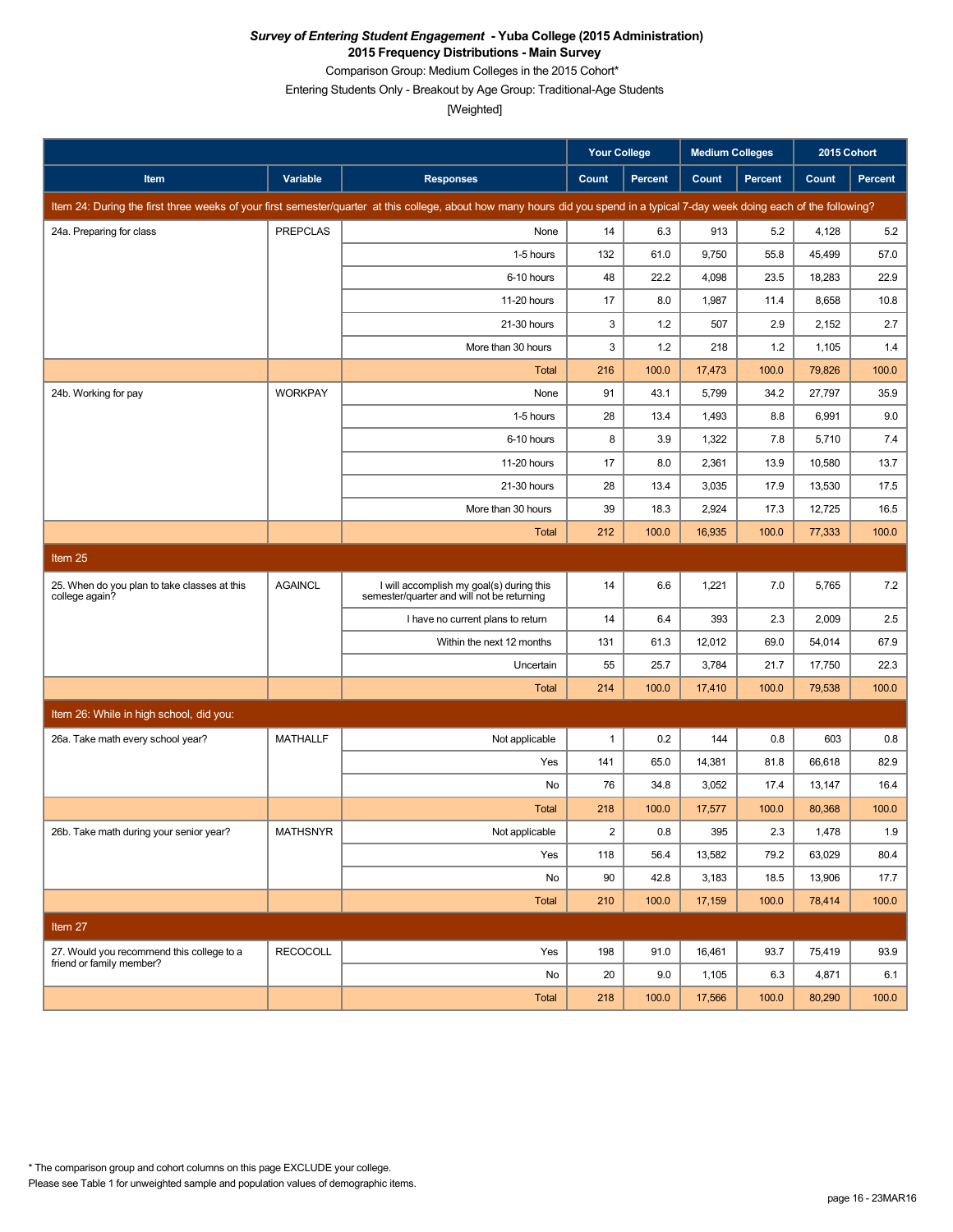***Survey of Entering Student Engagement* - Yuba College (2015 Administration)**
**2015 Frequency Distributions - Main Survey**

Comparison Group: Medium Colleges in the 2015 Cohort*

Entering Students Only - Breakout by Age Group: Traditional-Age Students

[Weighted]

| Item | Variable | Responses | Your College Count | Your College Percent | Medium Colleges Count | Medium Colleges Percent | 2015 Cohort Count | 2015 Cohort Percent |
|---|---|---|---|---|---|---|---|---|
| Item 24: During the first three weeks of your first semester/quarter at this college, about how many hours did you spend in a typical 7-day week doing each of the following? | | | | | | | | |
| 24a. Preparing for class | PREPCLAS | None | 14 | 6.3 | 913 | 5.2 | 4,128 | 5.2 |
| | | 1-5 hours | 132 | 61.0 | 9,750 | 55.8 | 45,499 | 57.0 |
| | | 6-10 hours | 48 | 22.2 | 4,098 | 23.5 | 18,283 | 22.9 |
| | | 11-20 hours | 17 | 8.0 | 1,987 | 11.4 | 8,658 | 10.8 |
| | | 21-30 hours | 3 | 1.2 | 507 | 2.9 | 2,152 | 2.7 |
| | | More than 30 hours | 3 | 1.2 | 218 | 1.2 | 1,105 | 1.4 |
| | | Total | 216 | 100.0 | 17,473 | 100.0 | 79,826 | 100.0 |
| 24b. Working for pay | WORKPAY | None | 91 | 43.1 | 5,799 | 34.2 | 27,797 | 35.9 |
| | | 1-5 hours | 28 | 13.4 | 1,493 | 8.8 | 6,991 | 9.0 |
| | | 6-10 hours | 8 | 3.9 | 1,322 | 7.8 | 5,710 | 7.4 |
| | | 11-20 hours | 17 | 8.0 | 2,361 | 13.9 | 10,580 | 13.7 |
| | | 21-30 hours | 28 | 13.4 | 3,035 | 17.9 | 13,530 | 17.5 |
| | | More than 30 hours | 39 | 18.3 | 2,924 | 17.3 | 12,725 | 16.5 |
| | | Total | 212 | 100.0 | 16,935 | 100.0 | 77,333 | 100.0 |
| Item 25 | | | | | | | | |
| 25. When do you plan to take classes at this college again? | AGAINCL | I will accomplish my goal(s) during this semester/quarter and will not be returning | 14 | 6.6 | 1,221 | 7.0 | 5,765 | 7.2 |
| | | I have no current plans to return | 14 | 6.4 | 393 | 2.3 | 2,009 | 2.5 |
| | | Within the next 12 months | 131 | 61.3 | 12,012 | 69.0 | 54,014 | 67.9 |
| | | Uncertain | 55 | 25.7 | 3,784 | 21.7 | 17,750 | 22.3 |
| | | Total | 214 | 100.0 | 17,410 | 100.0 | 79,538 | 100.0 |
| Item 26: While in high school, did you: | | | | | | | | |
| 26a. Take math every school year? | MATHALLF | Not applicable | 1 | 0.2 | 144 | 0.8 | 603 | 0.8 |
| | | Yes | 141 | 65.0 | 14,381 | 81.8 | 66,618 | 82.9 |
| | | No | 76 | 34.8 | 3,052 | 17.4 | 13,147 | 16.4 |
| | | Total | 218 | 100.0 | 17,577 | 100.0 | 80,368 | 100.0 |
| 26b. Take math during your senior year? | MATHSNYR | Not applicable | 2 | 0.8 | 395 | 2.3 | 1,478 | 1.9 |
| | | Yes | 118 | 56.4 | 13,582 | 79.2 | 63,029 | 80.4 |
| | | No | 90 | 42.8 | 3,183 | 18.5 | 13,906 | 17.7 |
| | | Total | 210 | 100.0 | 17,159 | 100.0 | 78,414 | 100.0 |
| Item 27 | | | | | | | | |
| 27. Would you recommend this college to a friend or family member? | RECOCOLL | Yes | 198 | 91.0 | 16,461 | 93.7 | 75,419 | 93.9 |
| | | No | 20 | 9.0 | 1,105 | 6.3 | 4,871 | 6.1 |
| | | Total | 218 | 100.0 | 17,566 | 100.0 | 80,290 | 100.0 |

* The comparison group and cohort columns on this page EXCLUDE your college.

Please see Table 1 for unweighted sample and population values of demographic items.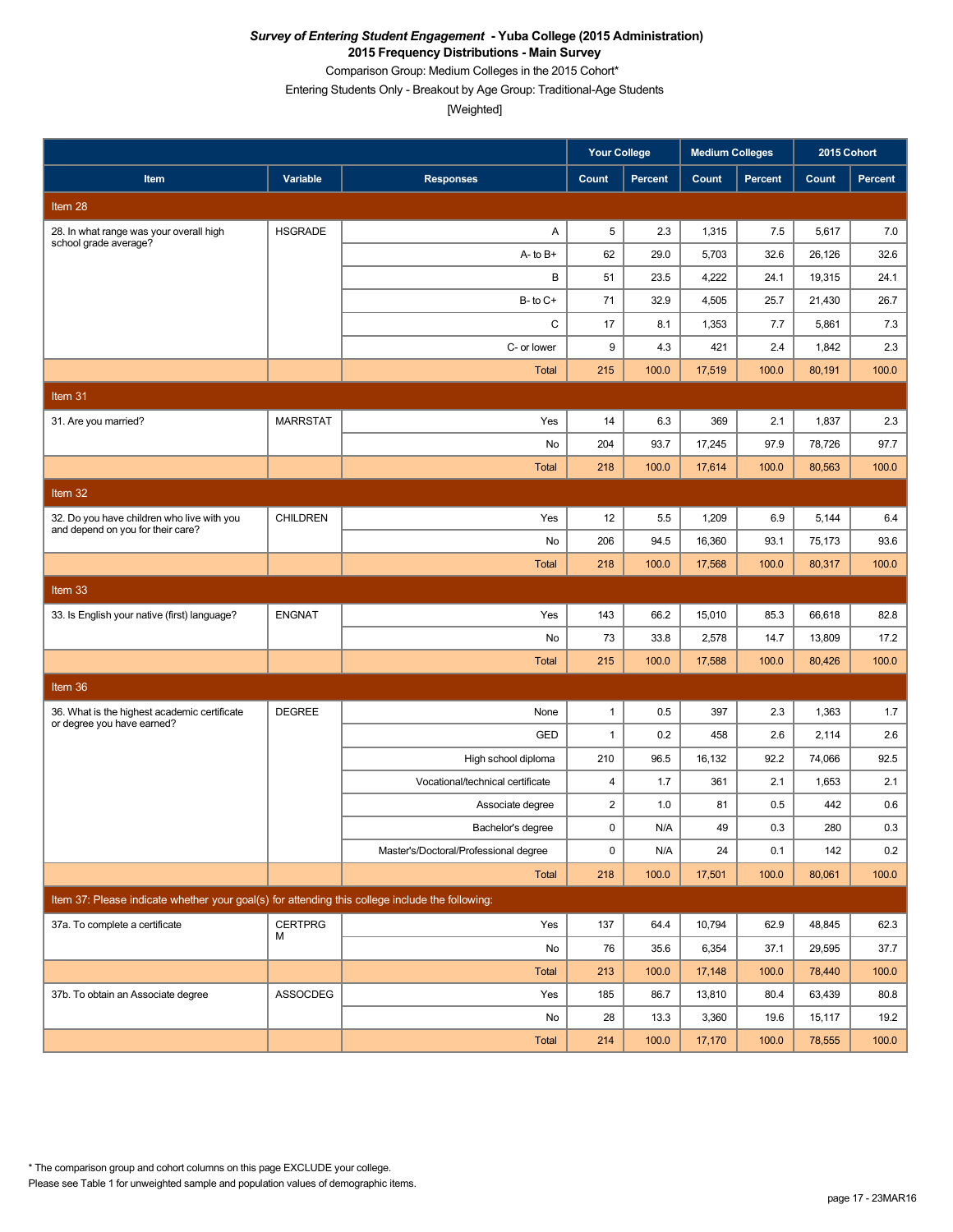***Survey of Entering Student Engagement* - Yuba College (2015 Administration)**

**2015 Frequency Distributions - Main Survey**

Comparison Group: Medium Colleges in the 2015 Cohort*

Entering Students Only - Breakout by Age Group: Traditional-Age Students

[Weighted]

| Item | Variable | Responses | Your College | | Medium Colleges | | 2015 Cohort | |
|---|---|---|---|---|---|---|---|---|
| | | | Count | Percent | Count | Percent | Count | Percent |
| **Item 28** | | | | | | | | |
| 28. In what range was your overall high school grade average? | HSGRADE | A | 5 | 2.3 | 1,315 | 7.5 | 5,617 | 7.0 |
| | | A- to B+ | 62 | 29.0 | 5,703 | 32.6 | 26,126 | 32.6 |
| | | B | 51 | 23.5 | 4,222 | 24.1 | 19,315 | 24.1 |
| | | B- to C+ | 71 | 32.9 | 4,505 | 25.7 | 21,430 | 26.7 |
| | | C | 17 | 8.1 | 1,353 | 7.7 | 5,861 | 7.3 |
| | | C- or lower | 9 | 4.3 | 421 | 2.4 | 1,842 | 2.3 |
| | | Total | 215 | 100.0 | 17,519 | 100.0 | 80,191 | 100.0 |
| **Item 31** | | | | | | | | |
| 31. Are you married? | MARRSTAT | Yes | 14 | 6.3 | 369 | 2.1 | 1,837 | 2.3 |
| | | No | 204 | 93.7 | 17,245 | 97.9 | 78,726 | 97.7 |
| | | Total | 218 | 100.0 | 17,614 | 100.0 | 80,563 | 100.0 |
| **Item 32** | | | | | | | | |
| 32. Do you have children who live with you and depend on you for their care? | CHILDREN | Yes | 12 | 5.5 | 1,209 | 6.9 | 5,144 | 6.4 |
| | | No | 206 | 94.5 | 16,360 | 93.1 | 75,173 | 93.6 |
| | | Total | 218 | 100.0 | 17,568 | 100.0 | 80,317 | 100.0 |
| **Item 33** | | | | | | | | |
| 33. Is English your native (first) language? | ENGNAT | Yes | 143 | 66.2 | 15,010 | 85.3 | 66,618 | 82.8 |
| | | No | 73 | 33.8 | 2,578 | 14.7 | 13,809 | 17.2 |
| | | Total | 215 | 100.0 | 17,588 | 100.0 | 80,426 | 100.0 |
| **Item 36** | | | | | | | | |
| 36. What is the highest academic certificate or degree you have earned? | DEGREE | None | 1 | 0.5 | 397 | 2.3 | 1,363 | 1.7 |
| | | GED | 1 | 0.2 | 458 | 2.6 | 2,114 | 2.6 |
| | | High school diploma | 210 | 96.5 | 16,132 | 92.2 | 74,066 | 92.5 |
| | | Vocational/technical certificate | 4 | 1.7 | 361 | 2.1 | 1,653 | 2.1 |
| | | Associate degree | 2 | 1.0 | 81 | 0.5 | 442 | 0.6 |
| | | Bachelor's degree | 0 | N/A | 49 | 0.3 | 280 | 0.3 |
| | | Master's/Doctoral/Professional degree | 0 | N/A | 24 | 0.1 | 142 | 0.2 |
| | | Total | 218 | 100.0 | 17,501 | 100.0 | 80,061 | 100.0 |
| **Item 37: Please indicate whether your goal(s) for attending this college include the following:** | | | | | | | | |
| 37a. To complete a certificate | CERTPRGM | Yes | 137 | 64.4 | 10,794 | 62.9 | 48,845 | 62.3 |
| | | No | 76 | 35.6 | 6,354 | 37.1 | 29,595 | 37.7 |
| | | Total | 213 | 100.0 | 17,148 | 100.0 | 78,440 | 100.0 |
| 37b. To obtain an Associate degree | ASSOCDEG | Yes | 185 | 86.7 | 13,810 | 80.4 | 63,439 | 80.8 |
| | | No | 28 | 13.3 | 3,360 | 19.6 | 15,117 | 19.2 |
| | | Total | 214 | 100.0 | 17,170 | 100.0 | 78,555 | 100.0 |

\* The comparison group and cohort columns on this page EXCLUDE your college.

Please see Table 1 for unweighted sample and population values of demographic items.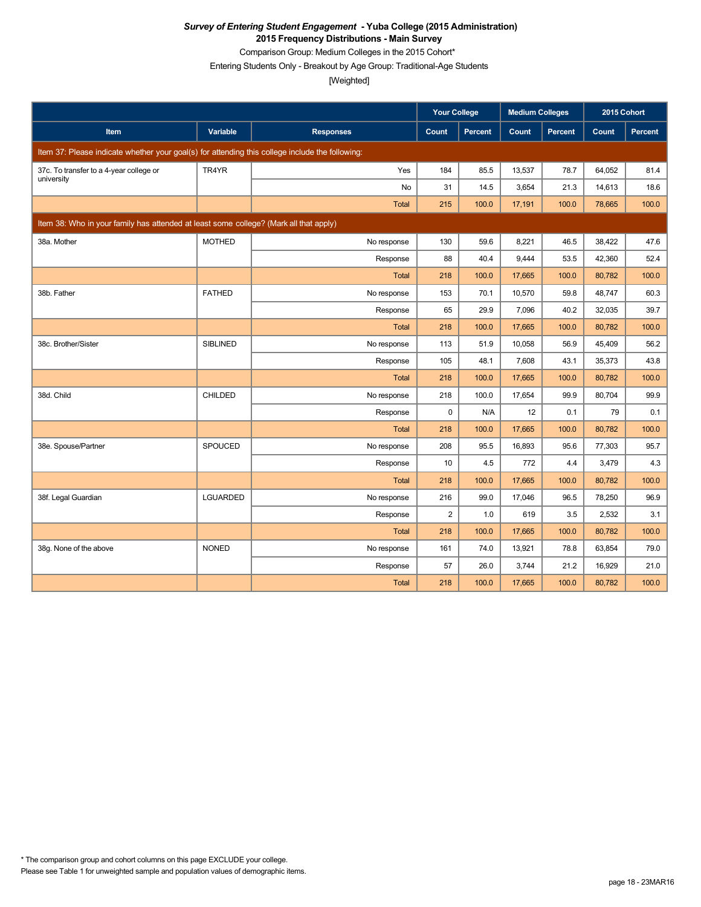***Survey of Entering Student Engagement* - Yuba College (2015 Administration)**

**2015 Frequency Distributions - Main Survey**

Comparison Group: Medium Colleges in the 2015 Cohort*

Entering Students Only - Breakout by Age Group: Traditional-Age Students

[Weighted]

| | | | Your College | | Medium Colleges | | 2015 Cohort | |
|---|---|---|---|---|---|---|---|---|
| **Item** | **Variable** | **Responses** | **Count** | **Percent** | **Count** | **Percent** | **Count** | **Percent** |
| Item 37: Please indicate whether your goal(s) for attending this college include the following: | | | | | | | | |
| 37c. To transfer to a 4-year college or university | TR4YR | Yes | 184 | 85.5 | 13,537 | 78.7 | 64,052 | 81.4 |
| | | No | 31 | 14.5 | 3,654 | 21.3 | 14,613 | 18.6 |
| | | Total | 215 | 100.0 | 17,191 | 100.0 | 78,665 | 100.0 |
| Item 38: Who in your family has attended at least some college? (Mark all that apply) | | | | | | | | |
| 38a. Mother | MOTHED | No response | 130 | 59.6 | 8,221 | 46.5 | 38,422 | 47.6 |
| | | Response | 88 | 40.4 | 9,444 | 53.5 | 42,360 | 52.4 |
| | | Total | 218 | 100.0 | 17,665 | 100.0 | 80,782 | 100.0 |
| 38b. Father | FATHED | No response | 153 | 70.1 | 10,570 | 59.8 | 48,747 | 60.3 |
| | | Response | 65 | 29.9 | 7,096 | 40.2 | 32,035 | 39.7 |
| | | Total | 218 | 100.0 | 17,665 | 100.0 | 80,782 | 100.0 |
| 38c. Brother/Sister | SIBLINED | No response | 113 | 51.9 | 10,058 | 56.9 | 45,409 | 56.2 |
| | | Response | 105 | 48.1 | 7,608 | 43.1 | 35,373 | 43.8 |
| | | Total | 218 | 100.0 | 17,665 | 100.0 | 80,782 | 100.0 |
| 38d. Child | CHILDED | No response | 218 | 100.0 | 17,654 | 99.9 | 80,704 | 99.9 |
| | | Response | 0 | N/A | 12 | 0.1 | 79 | 0.1 |
| | | Total | 218 | 100.0 | 17,665 | 100.0 | 80,782 | 100.0 |
| 38e. Spouse/Partner | SPOUCED | No response | 208 | 95.5 | 16,893 | 95.6 | 77,303 | 95.7 |
| | | Response | 10 | 4.5 | 772 | 4.4 | 3,479 | 4.3 |
| | | Total | 218 | 100.0 | 17,665 | 100.0 | 80,782 | 100.0 |
| 38f. Legal Guardian | LGUARDED | No response | 216 | 99.0 | 17,046 | 96.5 | 78,250 | 96.9 |
| | | Response | 2 | 1.0 | 619 | 3.5 | 2,532 | 3.1 |
| | | Total | 218 | 100.0 | 17,665 | 100.0 | 80,782 | 100.0 |
| 38g. None of the above | NONED | No response | 161 | 74.0 | 13,921 | 78.8 | 63,854 | 79.0 |
| | | Response | 57 | 26.0 | 3,744 | 21.2 | 16,929 | 21.0 |
| | | Total | 218 | 100.0 | 17,665 | 100.0 | 80,782 | 100.0 |

* The comparison group and cohort columns on this page EXCLUDE your college.

Please see Table 1 for unweighted sample and population values of demographic items.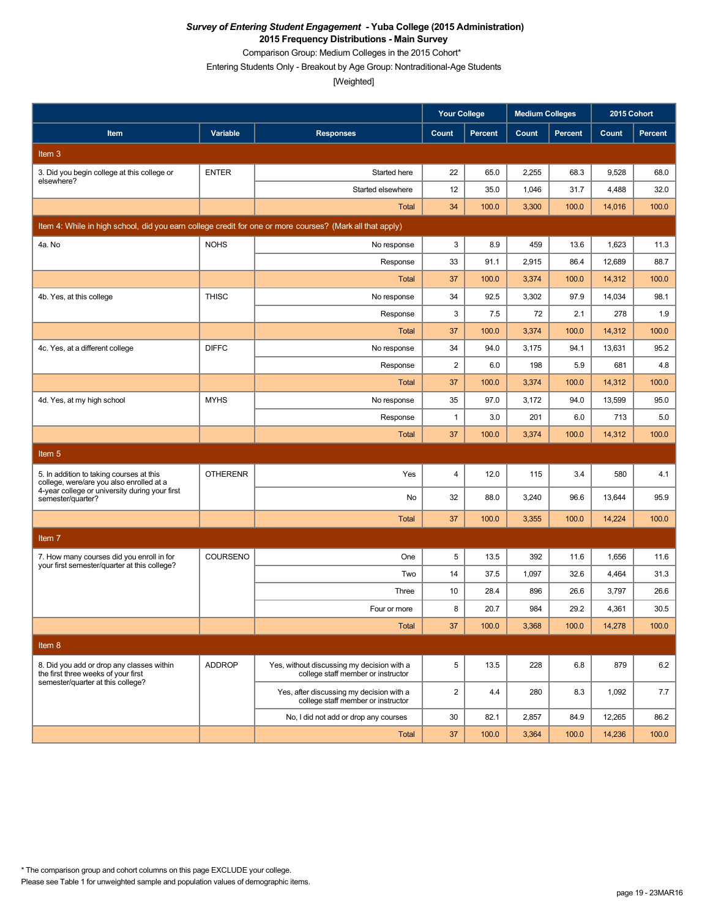***Survey of Entering Student Engagement* - Yuba College (2015 Administration)**
**2015 Frequency Distributions - Main Survey**

Comparison Group: Medium Colleges in the 2015 Cohort*

Entering Students Only - Breakout by Age Group: Nontraditional-Age Students

[Weighted]

| Item | Variable | Responses | Your College | | Medium Colleges | | 2015 Cohort | |
|---|---|---|---|---|---|---|---|---|
| | | | Count | Percent | Count | Percent | Count | Percent |
| **Item 3** | | | | | | | | |
| 3. Did you begin college at this college or elsewhere? | ENTER | Started here | 22 | 65.0 | 2,255 | 68.3 | 9,528 | 68.0 |
| | | Started elsewhere | 12 | 35.0 | 1,046 | 31.7 | 4,488 | 32.0 |
| | | Total | 34 | 100.0 | 3,300 | 100.0 | 14,016 | 100.0 |
| **Item 4: While in high school, did you earn college credit for one or more courses? (Mark all that apply)** | | | | | | | | |
| 4a. No | NOHS | No response | 3 | 8.9 | 459 | 13.6 | 1,623 | 11.3 |
| | | Response | 33 | 91.1 | 2,915 | 86.4 | 12,689 | 88.7 |
| | | Total | 37 | 100.0 | 3,374 | 100.0 | 14,312 | 100.0 |
| 4b. Yes, at this college | THISC | No response | 34 | 92.5 | 3,302 | 97.9 | 14,034 | 98.1 |
| | | Response | 3 | 7.5 | 72 | 2.1 | 278 | 1.9 |
| | | Total | 37 | 100.0 | 3,374 | 100.0 | 14,312 | 100.0 |
| 4c. Yes, at a different college | DIFFC | No response | 34 | 94.0 | 3,175 | 94.1 | 13,631 | 95.2 |
| | | Response | 2 | 6.0 | 198 | 5.9 | 681 | 4.8 |
| | | Total | 37 | 100.0 | 3,374 | 100.0 | 14,312 | 100.0 |
| 4d. Yes, at my high school | MYHS | No response | 35 | 97.0 | 3,172 | 94.0 | 13,599 | 95.0 |
| | | Response | 1 | 3.0 | 201 | 6.0 | 713 | 5.0 |
| | | Total | 37 | 100.0 | 3,374 | 100.0 | 14,312 | 100.0 |
| **Item 5** | | | | | | | | |
| 5. In addition to taking courses at this college, were/are you also enrolled at a 4-year college or university during your first semester/quarter? | OTHERENR | Yes | 4 | 12.0 | 115 | 3.4 | 580 | 4.1 |
| | | No | 32 | 88.0 | 3,240 | 96.6 | 13,644 | 95.9 |
| | | Total | 37 | 100.0 | 3,355 | 100.0 | 14,224 | 100.0 |
| **Item 7** | | | | | | | | |
| 7. How many courses did you enroll in for your first semester/quarter at this college? | COURSENO | One | 5 | 13.5 | 392 | 11.6 | 1,656 | 11.6 |
| | | Two | 14 | 37.5 | 1,097 | 32.6 | 4,464 | 31.3 |
| | | Three | 10 | 28.4 | 896 | 26.6 | 3,797 | 26.6 |
| | | Four or more | 8 | 20.7 | 984 | 29.2 | 4,361 | 30.5 |
| | | Total | 37 | 100.0 | 3,368 | 100.0 | 14,278 | 100.0 |
| **Item 8** | | | | | | | | |
| 8. Did you add or drop any classes within the first three weeks of your first semester/quarter at this college? | ADDROP | Yes, without discussing my decision with a college staff member or instructor | 5 | 13.5 | 228 | 6.8 | 879 | 6.2 |
| | | Yes, after discussing my decision with a college staff member or instructor | 2 | 4.4 | 280 | 8.3 | 1,092 | 7.7 |
| | | No, I did not add or drop any courses | 30 | 82.1 | 2,857 | 84.9 | 12,265 | 86.2 |
| | | Total | 37 | 100.0 | 3,364 | 100.0 | 14,236 | 100.0 |

\* The comparison group and cohort columns on this page EXCLUDE your college.

Please see Table 1 for unweighted sample and population values of demographic items.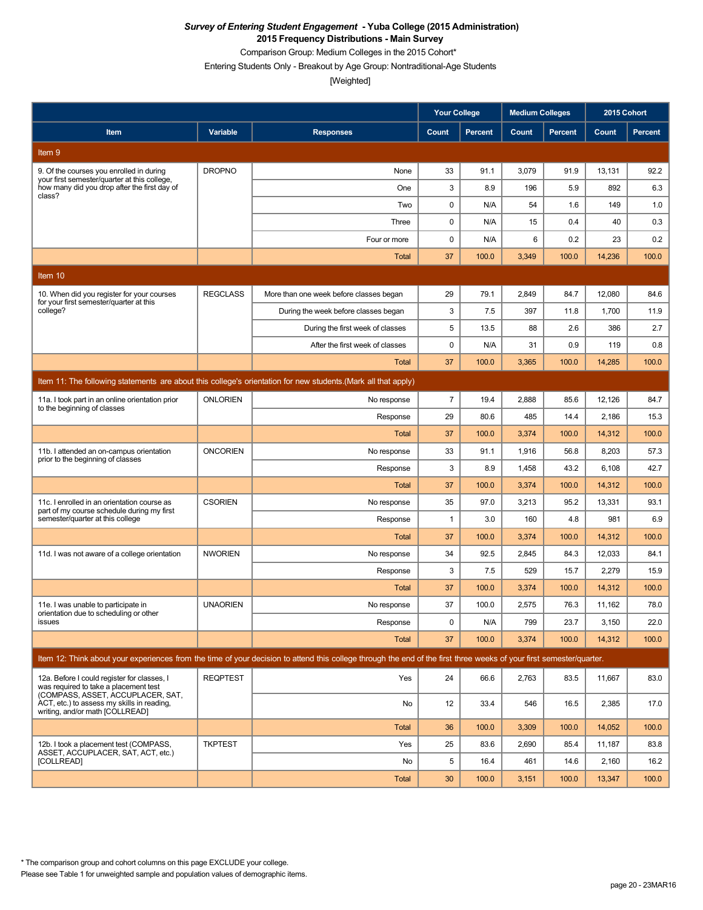**_Survey of Entering Student Engagement_ - Yuba College (2015 Administration)**
**2015 Frequency Distributions - Main Survey**

Comparison Group: Medium Colleges in the 2015 Cohort*

Entering Students Only - Breakout by Age Group: Nontraditional-Age Students

[Weighted]

| Item | Variable | Responses | Your College | | Medium Colleges | | 2015 Cohort | |
|---|---|---|---|---|---|---|---|---|
| | | | Count | Percent | Count | Percent | Count | Percent |
| **Item 9** | | | | | | | | |
| 9. Of the courses you enrolled in during your first semester/quarter at this college, how many did you drop after the first day of class? | DROPNO | None | 33 | 91.1 | 3,079 | 91.9 | 13,131 | 92.2 |
| | | One | 3 | 8.9 | 196 | 5.9 | 892 | 6.3 |
| | | Two | 0 | N/A | 54 | 1.6 | 149 | 1.0 |
| | | Three | 0 | N/A | 15 | 0.4 | 40 | 0.3 |
| | | Four or more | 0 | N/A | 6 | 0.2 | 23 | 0.2 |
| | | Total | 37 | 100.0 | 3,349 | 100.0 | 14,236 | 100.0 |
| **Item 10** | | | | | | | | |
| 10. When did you register for your courses for your first semester/quarter at this college? | REGCLASS | More than one week before classes began | 29 | 79.1 | 2,849 | 84.7 | 12,080 | 84.6 |
| | | During the week before classes began | 3 | 7.5 | 397 | 11.8 | 1,700 | 11.9 |
| | | During the first week of classes | 5 | 13.5 | 88 | 2.6 | 386 | 2.7 |
| | | After the first week of classes | 0 | N/A | 31 | 0.9 | 119 | 0.8 |
| | | Total | 37 | 100.0 | 3,365 | 100.0 | 14,285 | 100.0 |
| **Item 11: The following statements are about this college's orientation for new students.(Mark all that apply)** | | | | | | | | |
| 11a. I took part in an online orientation prior to the beginning of classes | ONLORIEN | No response | 7 | 19.4 | 2,888 | 85.6 | 12,126 | 84.7 |
| | | Response | 29 | 80.6 | 485 | 14.4 | 2,186 | 15.3 |
| | | Total | 37 | 100.0 | 3,374 | 100.0 | 14,312 | 100.0 |
| 11b. I attended an on-campus orientation prior to the beginning of classes | ONCORIEN | No response | 33 | 91.1 | 1,916 | 56.8 | 8,203 | 57.3 |
| | | Response | 3 | 8.9 | 1,458 | 43.2 | 6,108 | 42.7 |
| | | Total | 37 | 100.0 | 3,374 | 100.0 | 14,312 | 100.0 |
| 11c. I enrolled in an orientation course as part of my course schedule during my first semester/quarter at this college | CSORIEN | No response | 35 | 97.0 | 3,213 | 95.2 | 13,331 | 93.1 |
| | | Response | 1 | 3.0 | 160 | 4.8 | 981 | 6.9 |
| | | Total | 37 | 100.0 | 3,374 | 100.0 | 14,312 | 100.0 |
| 11d. I was not aware of a college orientation | NWORIEN | No response | 34 | 92.5 | 2,845 | 84.3 | 12,033 | 84.1 |
| | | Response | 3 | 7.5 | 529 | 15.7 | 2,279 | 15.9 |
| | | Total | 37 | 100.0 | 3,374 | 100.0 | 14,312 | 100.0 |
| 11e. I was unable to participate in orientation due to scheduling or other issues | UNAORIEN | No response | 37 | 100.0 | 2,575 | 76.3 | 11,162 | 78.0 |
| | | Response | 0 | N/A | 799 | 23.7 | 3,150 | 22.0 |
| | | Total | 37 | 100.0 | 3,374 | 100.0 | 14,312 | 100.0 |
| **Item 12: Think about your experiences from the time of your decision to attend this college through the end of the first three weeks of your first semester/quarter.** | | | | | | | | |
| 12a. Before I could register for classes, I was required to take a placement test (COMPASS, ASSET, ACCUPLACER, SAT, ACT, etc.) to assess my skills in reading, writing, and/or math [COLLREAD] | REQPTEST | Yes | 24 | 66.6 | 2,763 | 83.5 | 11,667 | 83.0 |
| | | No | 12 | 33.4 | 546 | 16.5 | 2,385 | 17.0 |
| | | Total | 36 | 100.0 | 3,309 | 100.0 | 14,052 | 100.0 |
| 12b. I took a placement test (COMPASS, ASSET, ACCUPLACER, SAT, ACT, etc.) [COLLREAD] | TKPTEST | Yes | 25 | 83.6 | 2,690 | 85.4 | 11,187 | 83.8 |
| | | No | 5 | 16.4 | 461 | 14.6 | 2,160 | 16.2 |
| | | Total | 30 | 100.0 | 3,151 | 100.0 | 13,347 | 100.0 |

\* The comparison group and cohort columns on this page EXCLUDE your college.

Please see Table 1 for unweighted sample and population values of demographic items.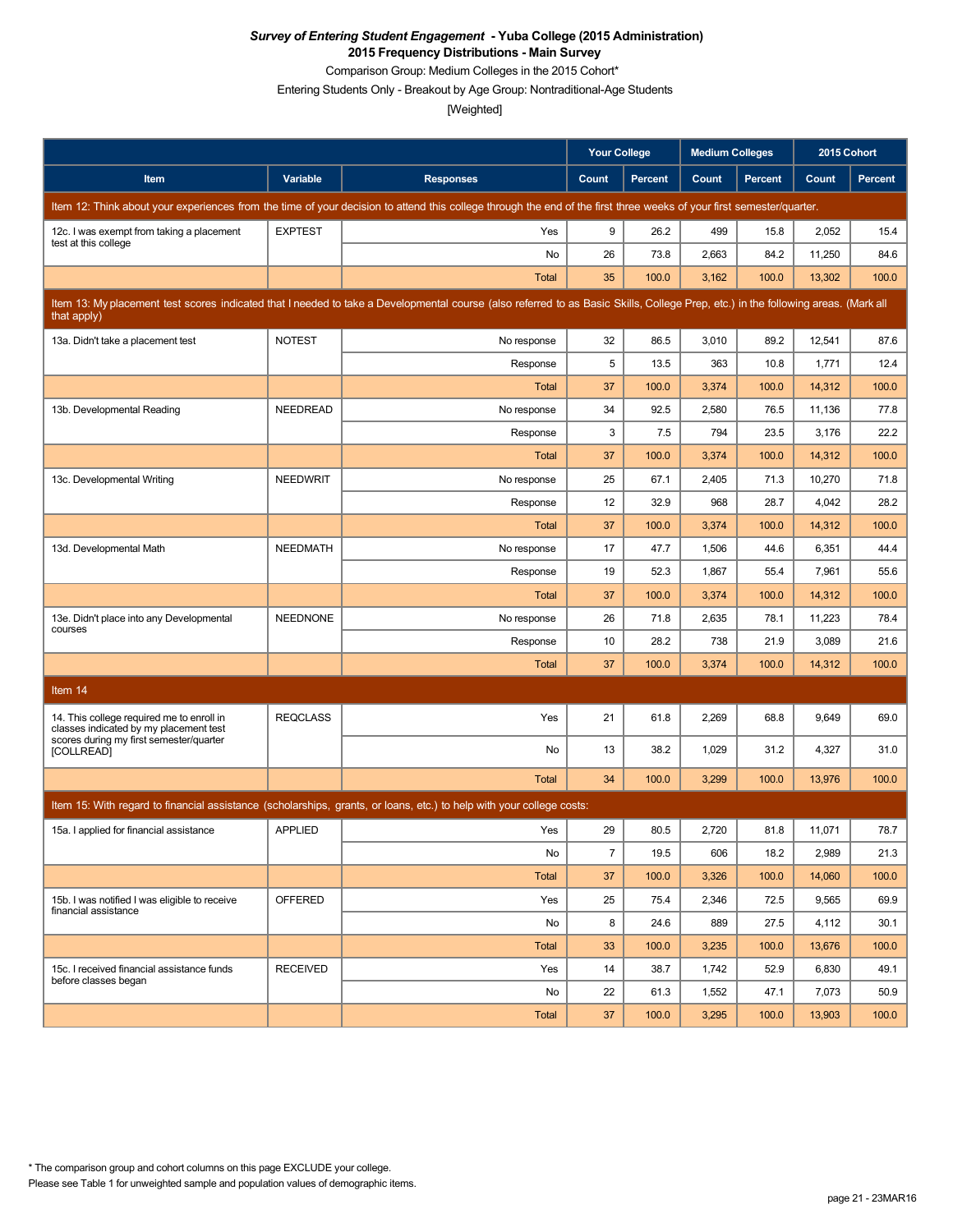***Survey of Entering Student Engagement* - Yuba College (2015 Administration)**
**2015 Frequency Distributions - Main Survey**
Comparison Group: Medium Colleges in the 2015 Cohort*
Entering Students Only - Breakout by Age Group: Nontraditional-Age Students
[Weighted]

| Item | Variable | Responses | Your College | | Medium Colleges | | 2015 Cohort | |
|---|---|---|---|---|---|---|---|---|
| | | | Count | Percent | Count | Percent | Count | Percent |
| Item 12: Think about your experiences from the time of your decision to attend this college through the end of the first three weeks of your first semester/quarter. | | | | | | | | |
| 12c. I was exempt from taking a placement test at this college | EXPTEST | Yes | 9 | 26.2 | 499 | 15.8 | 2,052 | 15.4 |
| | | No | 26 | 73.8 | 2,663 | 84.2 | 11,250 | 84.6 |
| | | Total | 35 | 100.0 | 3,162 | 100.0 | 13,302 | 100.0 |
| Item 13: My placement test scores indicated that I needed to take a Developmental course (also referred to as Basic Skills, College Prep, etc.) in the following areas. (Mark all that apply) | | | | | | | | |
| 13a. Didn't take a placement test | NOTEST | No response | 32 | 86.5 | 3,010 | 89.2 | 12,541 | 87.6 |
| | | Response | 5 | 13.5 | 363 | 10.8 | 1,771 | 12.4 |
| | | Total | 37 | 100.0 | 3,374 | 100.0 | 14,312 | 100.0 |
| 13b. Developmental Reading | NEEDREAD | No response | 34 | 92.5 | 2,580 | 76.5 | 11,136 | 77.8 |
| | | Response | 3 | 7.5 | 794 | 23.5 | 3,176 | 22.2 |
| | | Total | 37 | 100.0 | 3,374 | 100.0 | 14,312 | 100.0 |
| 13c. Developmental Writing | NEEDWRIT | No response | 25 | 67.1 | 2,405 | 71.3 | 10,270 | 71.8 |
| | | Response | 12 | 32.9 | 968 | 28.7 | 4,042 | 28.2 |
| | | Total | 37 | 100.0 | 3,374 | 100.0 | 14,312 | 100.0 |
| 13d. Developmental Math | NEEDMATH | No response | 17 | 47.7 | 1,506 | 44.6 | 6,351 | 44.4 |
| | | Response | 19 | 52.3 | 1,867 | 55.4 | 7,961 | 55.6 |
| | | Total | 37 | 100.0 | 3,374 | 100.0 | 14,312 | 100.0 |
| 13e. Didn't place into any Developmental courses | NEEDNONE | No response | 26 | 71.8 | 2,635 | 78.1 | 11,223 | 78.4 |
| | | Response | 10 | 28.2 | 738 | 21.9 | 3,089 | 21.6 |
| | | Total | 37 | 100.0 | 3,374 | 100.0 | 14,312 | 100.0 |
| Item 14 | | | | | | | | |
| 14. This college required me to enroll in classes indicated by my placement test scores during my first semester/quarter [COLLREAD] | REQCLASS | Yes | 21 | 61.8 | 2,269 | 68.8 | 9,649 | 69.0 |
| | | No | 13 | 38.2 | 1,029 | 31.2 | 4,327 | 31.0 |
| | | Total | 34 | 100.0 | 3,299 | 100.0 | 13,976 | 100.0 |
| Item 15: With regard to financial assistance (scholarships, grants, or loans, etc.) to help with your college costs: | | | | | | | | |
| 15a. I applied for financial assistance | APPLIED | Yes | 29 | 80.5 | 2,720 | 81.8 | 11,071 | 78.7 |
| | | No | 7 | 19.5 | 606 | 18.2 | 2,989 | 21.3 |
| | | Total | 37 | 100.0 | 3,326 | 100.0 | 14,060 | 100.0 |
| 15b. I was notified I was eligible to receive financial assistance | OFFERED | Yes | 25 | 75.4 | 2,346 | 72.5 | 9,565 | 69.9 |
| | | No | 8 | 24.6 | 889 | 27.5 | 4,112 | 30.1 |
| | | Total | 33 | 100.0 | 3,235 | 100.0 | 13,676 | 100.0 |
| 15c. I received financial assistance funds before classes began | RECEIVED | Yes | 14 | 38.7 | 1,742 | 52.9 | 6,830 | 49.1 |
| | | No | 22 | 61.3 | 1,552 | 47.1 | 7,073 | 50.9 |
| | | Total | 37 | 100.0 | 3,295 | 100.0 | 13,903 | 100.0 |

\* The comparison group and cohort columns on this page EXCLUDE your college.
Please see Table 1 for unweighted sample and population values of demographic items.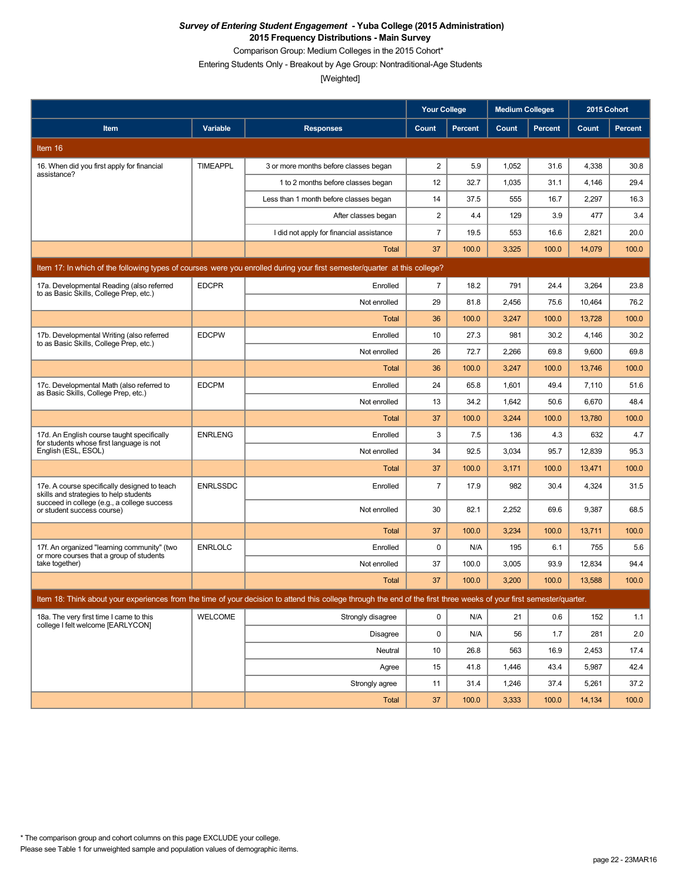***Survey of Entering Student Engagement* - Yuba College (2015 Administration)**
**2015 Frequency Distributions - Main Survey**
Comparison Group: Medium Colleges in the 2015 Cohort*
Entering Students Only - Breakout by Age Group: Nontraditional-Age Students
[Weighted]

| | | | Your College | | Medium Colleges | | 2015 Cohort | |
|---|---|---|---|---|---|---|---|---|
| **Item** | **Variable** | **Responses** | **Count** | **Percent** | **Count** | **Percent** | **Count** | **Percent** |
| **Item 16** | | | | | | | | |
| 16. When did you first apply for financial assistance? | TIMEAPPL | 3 or more months before classes began | 2 | 5.9 | 1,052 | 31.6 | 4,338 | 30.8 |
| | | 1 to 2 months before classes began | 12 | 32.7 | 1,035 | 31.1 | 4,146 | 29.4 |
| | | Less than 1 month before classes began | 14 | 37.5 | 555 | 16.7 | 2,297 | 16.3 |
| | | After classes began | 2 | 4.4 | 129 | 3.9 | 477 | 3.4 |
| | | I did not apply for financial assistance | 7 | 19.5 | 553 | 16.6 | 2,821 | 20.0 |
| | | Total | 37 | 100.0 | 3,325 | 100.0 | 14,079 | 100.0 |
| **Item 17: In which of the following types of courses were you enrolled during your first semester/quarter at this college?** | | | | | | | | |
| 17a. Developmental Reading (also referred to as Basic Skills, College Prep, etc.) | EDCPR | Enrolled | 7 | 18.2 | 791 | 24.4 | 3,264 | 23.8 |
| | | Not enrolled | 29 | 81.8 | 2,456 | 75.6 | 10,464 | 76.2 |
| | | Total | 36 | 100.0 | 3,247 | 100.0 | 13,728 | 100.0 |
| 17b. Developmental Writing (also referred to as Basic Skills, College Prep, etc.) | EDCPW | Enrolled | 10 | 27.3 | 981 | 30.2 | 4,146 | 30.2 |
| | | Not enrolled | 26 | 72.7 | 2,266 | 69.8 | 9,600 | 69.8 |
| | | Total | 36 | 100.0 | 3,247 | 100.0 | 13,746 | 100.0 |
| 17c. Developmental Math (also referred to as Basic Skills, College Prep, etc.) | EDCPM | Enrolled | 24 | 65.8 | 1,601 | 49.4 | 7,110 | 51.6 |
| | | Not enrolled | 13 | 34.2 | 1,642 | 50.6 | 6,670 | 48.4 |
| | | Total | 37 | 100.0 | 3,244 | 100.0 | 13,780 | 100.0 |
| 17d. An English course taught specifically for students whose first language is not English (ESL, ESOL) | ENRLENG | Enrolled | 3 | 7.5 | 136 | 4.3 | 632 | 4.7 |
| | | Not enrolled | 34 | 92.5 | 3,034 | 95.7 | 12,839 | 95.3 |
| | | Total | 37 | 100.0 | 3,171 | 100.0 | 13,471 | 100.0 |
| 17e. A course specifically designed to teach skills and strategies to help students succeed in college (e.g., a college success or student success course) | ENRLSSDC | Enrolled | 7 | 17.9 | 982 | 30.4 | 4,324 | 31.5 |
| | | Not enrolled | 30 | 82.1 | 2,252 | 69.6 | 9,387 | 68.5 |
| | | Total | 37 | 100.0 | 3,234 | 100.0 | 13,711 | 100.0 |
| 17f. An organized "learning community" (two or more courses that a group of students take together) | ENRLOLC | Enrolled | 0 | N/A | 195 | 6.1 | 755 | 5.6 |
| | | Not enrolled | 37 | 100.0 | 3,005 | 93.9 | 12,834 | 94.4 |
| | | Total | 37 | 100.0 | 3,200 | 100.0 | 13,588 | 100.0 |
| **Item 18: Think about your experiences from the time of your decision to attend this college through the end of the first three weeks of your first semester/quarter.** | | | | | | | | |
| 18a. The very first time I came to this college I felt welcome [EARLYCON] | WELCOME | Strongly disagree | 0 | N/A | 21 | 0.6 | 152 | 1.1 |
| | | Disagree | 0 | N/A | 56 | 1.7 | 281 | 2.0 |
| | | Neutral | 10 | 26.8 | 563 | 16.9 | 2,453 | 17.4 |
| | | Agree | 15 | 41.8 | 1,446 | 43.4 | 5,987 | 42.4 |
| | | Strongly agree | 11 | 31.4 | 1,246 | 37.4 | 5,261 | 37.2 |
| | | Total | 37 | 100.0 | 3,333 | 100.0 | 14,134 | 100.0 |

\* The comparison group and cohort columns on this page EXCLUDE your college.
Please see Table 1 for unweighted sample and population values of demographic items.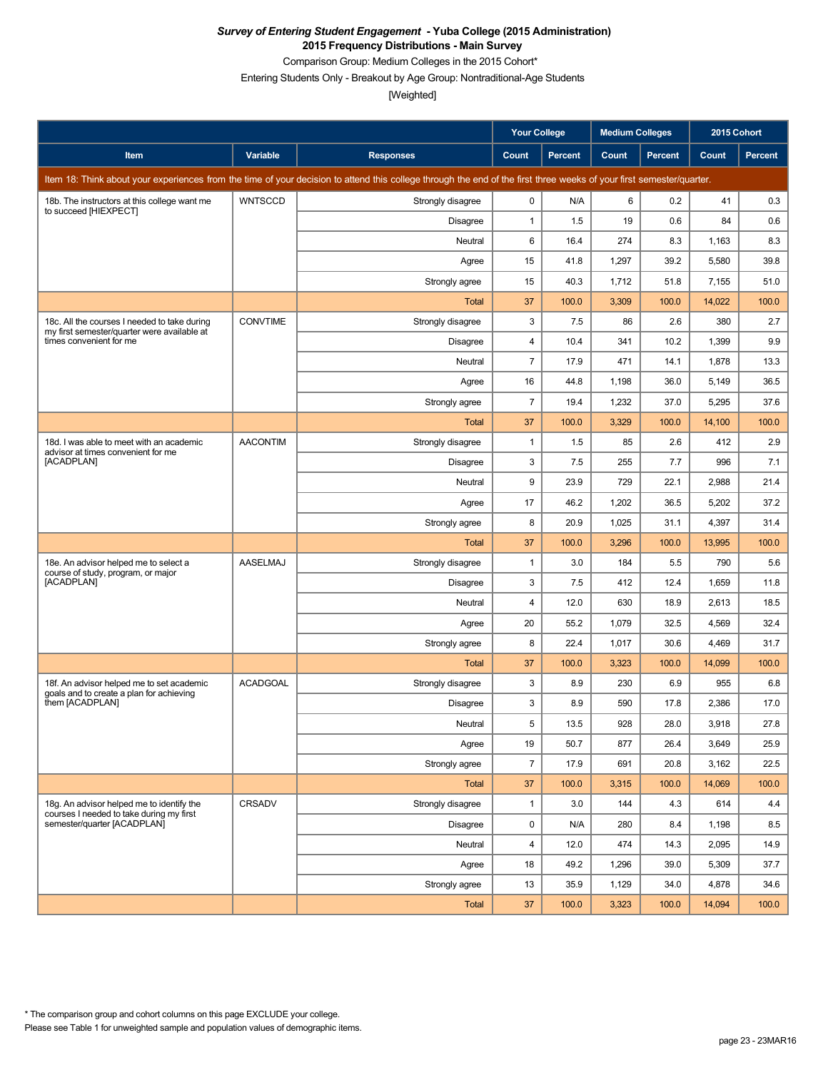***Survey of Entering Student Engagement* - Yuba College (2015 Administration)**
**2015 Frequency Distributions - Main Survey**
Comparison Group: Medium Colleges in the 2015 Cohort*
Entering Students Only - Breakout by Age Group: Nontraditional-Age Students
[Weighted]

| | | | Your College | | Medium Colleges | | 2015 Cohort | |
|---|---|---|---|---|---|---|---|---|
| **Item** | **Variable** | **Responses** | **Count** | **Percent** | **Count** | **Percent** | **Count** | **Percent** |
| Item 18: Think about your experiences from the time of your decision to attend this college through the end of the first three weeks of your first semester/quarter. | | | | | | | | |
| 18b. The instructors at this college want me to succeed [HIEXPECT] | WNTSCCD | Strongly disagree | 0 | N/A | 6 | 0.2 | 41 | 0.3 |
| | | Disagree | 1 | 1.5 | 19 | 0.6 | 84 | 0.6 |
| | | Neutral | 6 | 16.4 | 274 | 8.3 | 1,163 | 8.3 |
| | | Agree | 15 | 41.8 | 1,297 | 39.2 | 5,580 | 39.8 |
| | | Strongly agree | 15 | 40.3 | 1,712 | 51.8 | 7,155 | 51.0 |
| | | Total | 37 | 100.0 | 3,309 | 100.0 | 14,022 | 100.0 |
| 18c. All the courses I needed to take during my first semester/quarter were available at times convenient for me | CONVTIME | Strongly disagree | 3 | 7.5 | 86 | 2.6 | 380 | 2.7 |
| | | Disagree | 4 | 10.4 | 341 | 10.2 | 1,399 | 9.9 |
| | | Neutral | 7 | 17.9 | 471 | 14.1 | 1,878 | 13.3 |
| | | Agree | 16 | 44.8 | 1,198 | 36.0 | 5,149 | 36.5 |
| | | Strongly agree | 7 | 19.4 | 1,232 | 37.0 | 5,295 | 37.6 |
| | | Total | 37 | 100.0 | 3,329 | 100.0 | 14,100 | 100.0 |
| 18d. I was able to meet with an academic advisor at times convenient for me [ACADPLAN] | AACONTIM | Strongly disagree | 1 | 1.5 | 85 | 2.6 | 412 | 2.9 |
| | | Disagree | 3 | 7.5 | 255 | 7.7 | 996 | 7.1 |
| | | Neutral | 9 | 23.9 | 729 | 22.1 | 2,988 | 21.4 |
| | | Agree | 17 | 46.2 | 1,202 | 36.5 | 5,202 | 37.2 |
| | | Strongly agree | 8 | 20.9 | 1,025 | 31.1 | 4,397 | 31.4 |
| | | Total | 37 | 100.0 | 3,296 | 100.0 | 13,995 | 100.0 |
| 18e. An advisor helped me to select a course of study, program, or major [ACADPLAN] | AASELMAJ | Strongly disagree | 1 | 3.0 | 184 | 5.5 | 790 | 5.6 |
| | | Disagree | 3 | 7.5 | 412 | 12.4 | 1,659 | 11.8 |
| | | Neutral | 4 | 12.0 | 630 | 18.9 | 2,613 | 18.5 |
| | | Agree | 20 | 55.2 | 1,079 | 32.5 | 4,569 | 32.4 |
| | | Strongly agree | 8 | 22.4 | 1,017 | 30.6 | 4,469 | 31.7 |
| | | Total | 37 | 100.0 | 3,323 | 100.0 | 14,099 | 100.0 |
| 18f. An advisor helped me to set academic goals and to create a plan for achieving them [ACADPLAN] | ACADGOAL | Strongly disagree | 3 | 8.9 | 230 | 6.9 | 955 | 6.8 |
| | | Disagree | 3 | 8.9 | 590 | 17.8 | 2,386 | 17.0 |
| | | Neutral | 5 | 13.5 | 928 | 28.0 | 3,918 | 27.8 |
| | | Agree | 19 | 50.7 | 877 | 26.4 | 3,649 | 25.9 |
| | | Strongly agree | 7 | 17.9 | 691 | 20.8 | 3,162 | 22.5 |
| | | Total | 37 | 100.0 | 3,315 | 100.0 | 14,069 | 100.0 |
| 18g. An advisor helped me to identify the courses I needed to take during my first semester/quarter [ACADPLAN] | CRSADV | Strongly disagree | 1 | 3.0 | 144 | 4.3 | 614 | 4.4 |
| | | Disagree | 0 | N/A | 280 | 8.4 | 1,198 | 8.5 |
| | | Neutral | 4 | 12.0 | 474 | 14.3 | 2,095 | 14.9 |
| | | Agree | 18 | 49.2 | 1,296 | 39.0 | 5,309 | 37.7 |
| | | Strongly agree | 13 | 35.9 | 1,129 | 34.0 | 4,878 | 34.6 |
| | | Total | 37 | 100.0 | 3,323 | 100.0 | 14,094 | 100.0 |

* The comparison group and cohort columns on this page EXCLUDE your college.
Please see Table 1 for unweighted sample and population values of demographic items.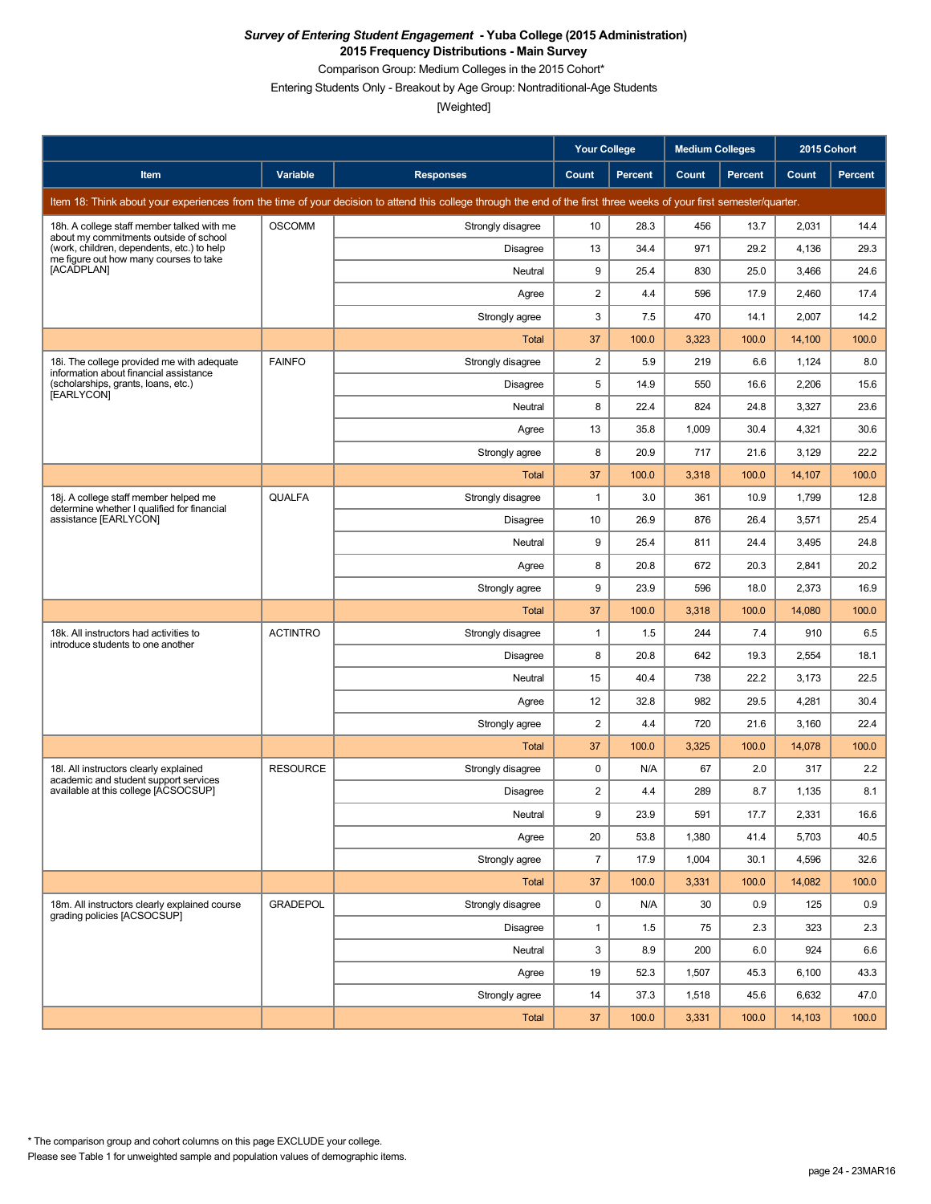***Survey of Entering Student Engagement* - Yuba College (2015 Administration)**
**2015 Frequency Distributions - Main Survey**
Comparison Group: Medium Colleges in the 2015 Cohort*
Entering Students Only - Breakout by Age Group: Nontraditional-Age Students
[Weighted]

| Item | Variable | Responses | Your College | | Medium Colleges | | 2015 Cohort | |
|---|---|---|---|---|---|---|---|---|
| | | | Count | Percent | Count | Percent | Count | Percent |
| Item 18: Think about your experiences from the time of your decision to attend this college through the end of the first three weeks of your first semester/quarter. | | | | | | | | |
| 18h. A college staff member talked with me about my commitments outside of school (work, children, dependents, etc.) to help me figure out how many courses to take [ACADPLAN] | OSCOMM | Strongly disagree | 10 | 28.3 | 456 | 13.7 | 2,031 | 14.4 |
| | | Disagree | 13 | 34.4 | 971 | 29.2 | 4,136 | 29.3 |
| | | Neutral | 9 | 25.4 | 830 | 25.0 | 3,466 | 24.6 |
| | | Agree | 2 | 4.4 | 596 | 17.9 | 2,460 | 17.4 |
| | | Strongly agree | 3 | 7.5 | 470 | 14.1 | 2,007 | 14.2 |
| | | Total | 37 | 100.0 | 3,323 | 100.0 | 14,100 | 100.0 |
| 18i. The college provided me with adequate information about financial assistance (scholarships, grants, loans, etc.) [EARLYCON] | FAINFO | Strongly disagree | 2 | 5.9 | 219 | 6.6 | 1,124 | 8.0 |
| | | Disagree | 5 | 14.9 | 550 | 16.6 | 2,206 | 15.6 |
| | | Neutral | 8 | 22.4 | 824 | 24.8 | 3,327 | 23.6 |
| | | Agree | 13 | 35.8 | 1,009 | 30.4 | 4,321 | 30.6 |
| | | Strongly agree | 8 | 20.9 | 717 | 21.6 | 3,129 | 22.2 |
| | | Total | 37 | 100.0 | 3,318 | 100.0 | 14,107 | 100.0 |
| 18j. A college staff member helped me determine whether I qualified for financial assistance [EARLYCON] | QUALFA | Strongly disagree | 1 | 3.0 | 361 | 10.9 | 1,799 | 12.8 |
| | | Disagree | 10 | 26.9 | 876 | 26.4 | 3,571 | 25.4 |
| | | Neutral | 9 | 25.4 | 811 | 24.4 | 3,495 | 24.8 |
| | | Agree | 8 | 20.8 | 672 | 20.3 | 2,841 | 20.2 |
| | | Strongly agree | 9 | 23.9 | 596 | 18.0 | 2,373 | 16.9 |
| | | Total | 37 | 100.0 | 3,318 | 100.0 | 14,080 | 100.0 |
| 18k. All instructors had activities to introduce students to one another | ACTINTRO | Strongly disagree | 1 | 1.5 | 244 | 7.4 | 910 | 6.5 |
| | | Disagree | 8 | 20.8 | 642 | 19.3 | 2,554 | 18.1 |
| | | Neutral | 15 | 40.4 | 738 | 22.2 | 3,173 | 22.5 |
| | | Agree | 12 | 32.8 | 982 | 29.5 | 4,281 | 30.4 |
| | | Strongly agree | 2 | 4.4 | 720 | 21.6 | 3,160 | 22.4 |
| | | Total | 37 | 100.0 | 3,325 | 100.0 | 14,078 | 100.0 |
| 18l. All instructors clearly explained academic and student support services available at this college [ACSOCSUP] | RESOURCE | Strongly disagree | 0 | N/A | 67 | 2.0 | 317 | 2.2 |
| | | Disagree | 2 | 4.4 | 289 | 8.7 | 1,135 | 8.1 |
| | | Neutral | 9 | 23.9 | 591 | 17.7 | 2,331 | 16.6 |
| | | Agree | 20 | 53.8 | 1,380 | 41.4 | 5,703 | 40.5 |
| | | Strongly agree | 7 | 17.9 | 1,004 | 30.1 | 4,596 | 32.6 |
| | | Total | 37 | 100.0 | 3,331 | 100.0 | 14,082 | 100.0 |
| 18m. All instructors clearly explained course grading policies [ACSOCSUP] | GRADEPOL | Strongly disagree | 0 | N/A | 30 | 0.9 | 125 | 0.9 |
| | | Disagree | 1 | 1.5 | 75 | 2.3 | 323 | 2.3 |
| | | Neutral | 3 | 8.9 | 200 | 6.0 | 924 | 6.6 |
| | | Agree | 19 | 52.3 | 1,507 | 45.3 | 6,100 | 43.3 |
| | | Strongly agree | 14 | 37.3 | 1,518 | 45.6 | 6,632 | 47.0 |
| | | Total | 37 | 100.0 | 3,331 | 100.0 | 14,103 | 100.0 |

* The comparison group and cohort columns on this page EXCLUDE your college.
Please see Table 1 for unweighted sample and population values of demographic items.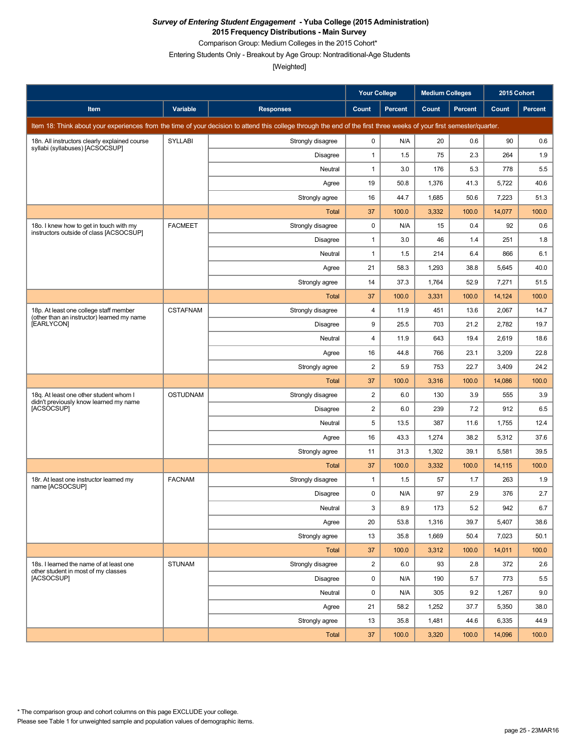***Survey of Entering Student Engagement* - Yuba College (2015 Administration)**
**2015 Frequency Distributions - Main Survey**
Comparison Group: Medium Colleges in the 2015 Cohort*
Entering Students Only - Breakout by Age Group: Nontraditional-Age Students
[Weighted]

| Item | Variable | Responses | Your College Count | Your College Percent | Medium Colleges Count | Medium Colleges Percent | 2015 Cohort Count | 2015 Cohort Percent |
|---|---|---|---|---|---|---|---|---|
| Item 18: Think about your experiences from the time of your decision to attend this college through the end of the first three weeks of your first semester/quarter. | | | | | | | | |
| 18n. All instructors clearly explained course syllabi (syllabuses) [ACSOCSUP] | SYLLABI | Strongly disagree | 0 | N/A | 20 | 0.6 | 90 | 0.6 |
| | | Disagree | 1 | 1.5 | 75 | 2.3 | 264 | 1.9 |
| | | Neutral | 1 | 3.0 | 176 | 5.3 | 778 | 5.5 |
| | | Agree | 19 | 50.8 | 1,376 | 41.3 | 5,722 | 40.6 |
| | | Strongly agree | 16 | 44.7 | 1,685 | 50.6 | 7,223 | 51.3 |
| | | Total | 37 | 100.0 | 3,332 | 100.0 | 14,077 | 100.0 |
| 18o. I knew how to get in touch with my instructors outside of class [ACSOCSUP] | FACMEET | Strongly disagree | 0 | N/A | 15 | 0.4 | 92 | 0.6 |
| | | Disagree | 1 | 3.0 | 46 | 1.4 | 251 | 1.8 |
| | | Neutral | 1 | 1.5 | 214 | 6.4 | 866 | 6.1 |
| | | Agree | 21 | 58.3 | 1,293 | 38.8 | 5,645 | 40.0 |
| | | Strongly agree | 14 | 37.3 | 1,764 | 52.9 | 7,271 | 51.5 |
| | | Total | 37 | 100.0 | 3,331 | 100.0 | 14,124 | 100.0 |
| 18p. At least one college staff member (other than an instructor) learned my name [EARLYCON] | CSTAFNAM | Strongly disagree | 4 | 11.9 | 451 | 13.6 | 2,067 | 14.7 |
| | | Disagree | 9 | 25.5 | 703 | 21.2 | 2,782 | 19.7 |
| | | Neutral | 4 | 11.9 | 643 | 19.4 | 2,619 | 18.6 |
| | | Agree | 16 | 44.8 | 766 | 23.1 | 3,209 | 22.8 |
| | | Strongly agree | 2 | 5.9 | 753 | 22.7 | 3,409 | 24.2 |
| | | Total | 37 | 100.0 | 3,316 | 100.0 | 14,086 | 100.0 |
| 18q. At least one other student whom I didn't previously know learned my name [ACSOCSUP] | OSTUDNAM | Strongly disagree | 2 | 6.0 | 130 | 3.9 | 555 | 3.9 |
| | | Disagree | 2 | 6.0 | 239 | 7.2 | 912 | 6.5 |
| | | Neutral | 5 | 13.5 | 387 | 11.6 | 1,755 | 12.4 |
| | | Agree | 16 | 43.3 | 1,274 | 38.2 | 5,312 | 37.6 |
| | | Strongly agree | 11 | 31.3 | 1,302 | 39.1 | 5,581 | 39.5 |
| | | Total | 37 | 100.0 | 3,332 | 100.0 | 14,115 | 100.0 |
| 18r. At least one instructor learned my name [ACSOCSUP] | FACNAM | Strongly disagree | 1 | 1.5 | 57 | 1.7 | 263 | 1.9 |
| | | Disagree | 0 | N/A | 97 | 2.9 | 376 | 2.7 |
| | | Neutral | 3 | 8.9 | 173 | 5.2 | 942 | 6.7 |
| | | Agree | 20 | 53.8 | 1,316 | 39.7 | 5,407 | 38.6 |
| | | Strongly agree | 13 | 35.8 | 1,669 | 50.4 | 7,023 | 50.1 |
| | | Total | 37 | 100.0 | 3,312 | 100.0 | 14,011 | 100.0 |
| 18s. I learned the name of at least one other student in most of my classes [ACSOCSUP] | STUNAM | Strongly disagree | 2 | 6.0 | 93 | 2.8 | 372 | 2.6 |
| | | Disagree | 0 | N/A | 190 | 5.7 | 773 | 5.5 |
| | | Neutral | 0 | N/A | 305 | 9.2 | 1,267 | 9.0 |
| | | Agree | 21 | 58.2 | 1,252 | 37.7 | 5,350 | 38.0 |
| | | Strongly agree | 13 | 35.8 | 1,481 | 44.6 | 6,335 | 44.9 |
| | | Total | 37 | 100.0 | 3,320 | 100.0 | 14,096 | 100.0 |

* The comparison group and cohort columns on this page EXCLUDE your college.
Please see Table 1 for unweighted sample and population values of demographic items.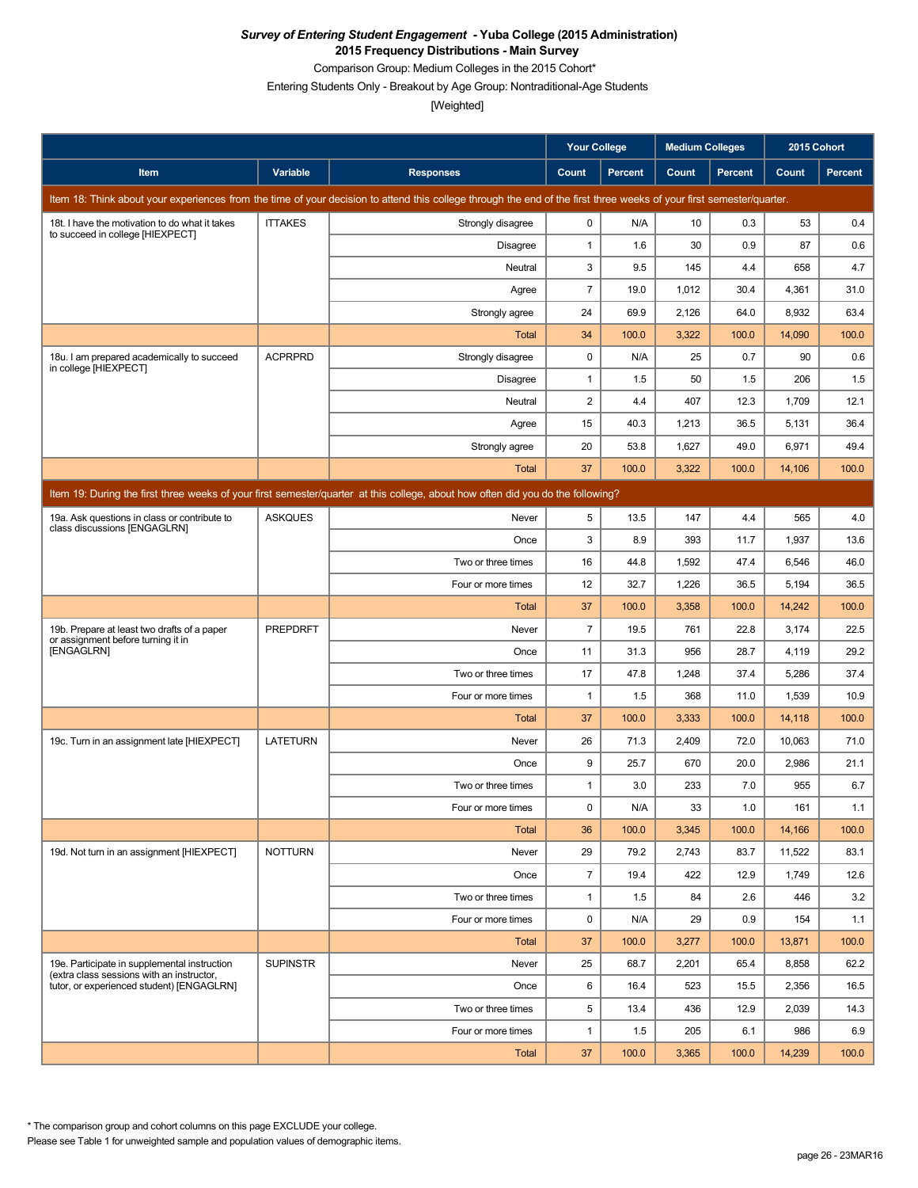***Survey of Entering Student Engagement* - Yuba College (2015 Administration)**

**2015 Frequency Distributions - Main Survey**

Comparison Group: Medium Colleges in the 2015 Cohort*

Entering Students Only - Breakout by Age Group: Nontraditional-Age Students

[Weighted]

| | | | Your College | | Medium Colleges | | 2015 Cohort | |
|---|---|---|---|---|---|---|---|---|
| Item | Variable | Responses | Count | Percent | Count | Percent | Count | Percent |
| Item 18: Think about your experiences from the time of your decision to attend this college through the end of the first three weeks of your first semester/quarter. | | | | | | | | |
| 18t. I have the motivation to do what it takes to succeed in college [HIEXPECT] | ITTAKES | Strongly disagree | 0 | N/A | 10 | 0.3 | 53 | 0.4 |
| | | Disagree | 1 | 1.6 | 30 | 0.9 | 87 | 0.6 |
| | | Neutral | 3 | 9.5 | 145 | 4.4 | 658 | 4.7 |
| | | Agree | 7 | 19.0 | 1,012 | 30.4 | 4,361 | 31.0 |
| | | Strongly agree | 24 | 69.9 | 2,126 | 64.0 | 8,932 | 63.4 |
| | | Total | 34 | 100.0 | 3,322 | 100.0 | 14,090 | 100.0 |
| 18u. I am prepared academically to succeed in college [HIEXPECT] | ACPRPRD | Strongly disagree | 0 | N/A | 25 | 0.7 | 90 | 0.6 |
| | | Disagree | 1 | 1.5 | 50 | 1.5 | 206 | 1.5 |
| | | Neutral | 2 | 4.4 | 407 | 12.3 | 1,709 | 12.1 |
| | | Agree | 15 | 40.3 | 1,213 | 36.5 | 5,131 | 36.4 |
| | | Strongly agree | 20 | 53.8 | 1,627 | 49.0 | 6,971 | 49.4 |
| | | Total | 37 | 100.0 | 3,322 | 100.0 | 14,106 | 100.0 |
| Item 19: During the first three weeks of your first semester/quarter at this college, about how often did you do the following? | | | | | | | | |
| 19a. Ask questions in class or contribute to class discussions [ENGAGLRN] | ASKQUES | Never | 5 | 13.5 | 147 | 4.4 | 565 | 4.0 |
| | | Once | 3 | 8.9 | 393 | 11.7 | 1,937 | 13.6 |
| | | Two or three times | 16 | 44.8 | 1,592 | 47.4 | 6,546 | 46.0 |
| | | Four or more times | 12 | 32.7 | 1,226 | 36.5 | 5,194 | 36.5 |
| | | Total | 37 | 100.0 | 3,358 | 100.0 | 14,242 | 100.0 |
| 19b. Prepare at least two drafts of a paper or assignment before turning it in [ENGAGLRN] | PREPDRFT | Never | 7 | 19.5 | 761 | 22.8 | 3,174 | 22.5 |
| | | Once | 11 | 31.3 | 956 | 28.7 | 4,119 | 29.2 |
| | | Two or three times | 17 | 47.8 | 1,248 | 37.4 | 5,286 | 37.4 |
| | | Four or more times | 1 | 1.5 | 368 | 11.0 | 1,539 | 10.9 |
| | | Total | 37 | 100.0 | 3,333 | 100.0 | 14,118 | 100.0 |
| 19c. Turn in an assignment late [HIEXPECT] | LATETURN | Never | 26 | 71.3 | 2,409 | 72.0 | 10,063 | 71.0 |
| | | Once | 9 | 25.7 | 670 | 20.0 | 2,986 | 21.1 |
| | | Two or three times | 1 | 3.0 | 233 | 7.0 | 955 | 6.7 |
| | | Four or more times | 0 | N/A | 33 | 1.0 | 161 | 1.1 |
| | | Total | 36 | 100.0 | 3,345 | 100.0 | 14,166 | 100.0 |
| 19d. Not turn in an assignment [HIEXPECT] | NOTTURN | Never | 29 | 79.2 | 2,743 | 83.7 | 11,522 | 83.1 |
| | | Once | 7 | 19.4 | 422 | 12.9 | 1,749 | 12.6 |
| | | Two or three times | 1 | 1.5 | 84 | 2.6 | 446 | 3.2 |
| | | Four or more times | 0 | N/A | 29 | 0.9 | 154 | 1.1 |
| | | Total | 37 | 100.0 | 3,277 | 100.0 | 13,871 | 100.0 |
| 19e. Participate in supplemental instruction (extra class sessions with an instructor, tutor, or experienced student) [ENGAGLRN] | SUPINSTR | Never | 25 | 68.7 | 2,201 | 65.4 | 8,858 | 62.2 |
| | | Once | 6 | 16.4 | 523 | 15.5 | 2,356 | 16.5 |
| | | Two or three times | 5 | 13.4 | 436 | 12.9 | 2,039 | 14.3 |
| | | Four or more times | 1 | 1.5 | 205 | 6.1 | 986 | 6.9 |
| | | Total | 37 | 100.0 | 3,365 | 100.0 | 14,239 | 100.0 |

* The comparison group and cohort columns on this page EXCLUDE your college.

Please see Table 1 for unweighted sample and population values of demographic items.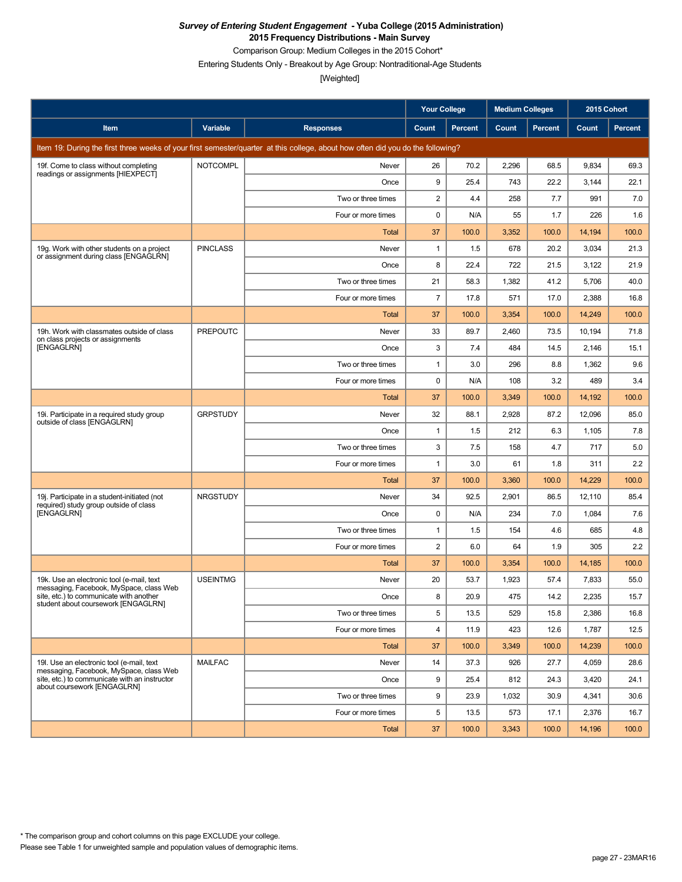***Survey of Entering Student Engagement* - Yuba College (2015 Administration)**
**2015 Frequency Distributions - Main Survey**

Comparison Group: Medium Colleges in the 2015 Cohort*

Entering Students Only - Breakout by Age Group: Nontraditional-Age Students

[Weighted]

| Item | Variable | Responses | Your College Count | Your College Percent | Medium Colleges Count | Medium Colleges Percent | 2015 Cohort Count | 2015 Cohort Percent |
|---|---|---|---|---|---|---|---|---|
| Item 19: During the first three weeks of your first semester/quarter at this college, about how often did you do the following? | | | | | | | | |
| 19f. Come to class without completing readings or assignments [HIEXPECT] | NOTCOMPL | Never | 26 | 70.2 | 2,296 | 68.5 | 9,834 | 69.3 |
| | | Once | 9 | 25.4 | 743 | 22.2 | 3,144 | 22.1 |
| | | Two or three times | 2 | 4.4 | 258 | 7.7 | 991 | 7.0 |
| | | Four or more times | 0 | N/A | 55 | 1.7 | 226 | 1.6 |
| | | Total | 37 | 100.0 | 3,352 | 100.0 | 14,194 | 100.0 |
| 19g. Work with other students on a project or assignment during class [ENGAGLRN] | PINCLASS | Never | 1 | 1.5 | 678 | 20.2 | 3,034 | 21.3 |
| | | Once | 8 | 22.4 | 722 | 21.5 | 3,122 | 21.9 |
| | | Two or three times | 21 | 58.3 | 1,382 | 41.2 | 5,706 | 40.0 |
| | | Four or more times | 7 | 17.8 | 571 | 17.0 | 2,388 | 16.8 |
| | | Total | 37 | 100.0 | 3,354 | 100.0 | 14,249 | 100.0 |
| 19h. Work with classmates outside of class on class projects or assignments [ENGAGLRN] | PREPOUTC | Never | 33 | 89.7 | 2,460 | 73.5 | 10,194 | 71.8 |
| | | Once | 3 | 7.4 | 484 | 14.5 | 2,146 | 15.1 |
| | | Two or three times | 1 | 3.0 | 296 | 8.8 | 1,362 | 9.6 |
| | | Four or more times | 0 | N/A | 108 | 3.2 | 489 | 3.4 |
| | | Total | 37 | 100.0 | 3,349 | 100.0 | 14,192 | 100.0 |
| 19i. Participate in a required study group outside of class [ENGAGLRN] | GRPSTUDY | Never | 32 | 88.1 | 2,928 | 87.2 | 12,096 | 85.0 |
| | | Once | 1 | 1.5 | 212 | 6.3 | 1,105 | 7.8 |
| | | Two or three times | 3 | 7.5 | 158 | 4.7 | 717 | 5.0 |
| | | Four or more times | 1 | 3.0 | 61 | 1.8 | 311 | 2.2 |
| | | Total | 37 | 100.0 | 3,360 | 100.0 | 14,229 | 100.0 |
| 19j. Participate in a student-initiated (not required) study group outside of class [ENGAGLRN] | NRGSTUDY | Never | 34 | 92.5 | 2,901 | 86.5 | 12,110 | 85.4 |
| | | Once | 0 | N/A | 234 | 7.0 | 1,084 | 7.6 |
| | | Two or three times | 1 | 1.5 | 154 | 4.6 | 685 | 4.8 |
| | | Four or more times | 2 | 6.0 | 64 | 1.9 | 305 | 2.2 |
| | | Total | 37 | 100.0 | 3,354 | 100.0 | 14,185 | 100.0 |
| 19k. Use an electronic tool (e-mail, text messaging, Facebook, MySpace, class Web site, etc.) to communicate with another student about coursework [ENGAGLRN] | USEINTMG | Never | 20 | 53.7 | 1,923 | 57.4 | 7,833 | 55.0 |
| | | Once | 8 | 20.9 | 475 | 14.2 | 2,235 | 15.7 |
| | | Two or three times | 5 | 13.5 | 529 | 15.8 | 2,386 | 16.8 |
| | | Four or more times | 4 | 11.9 | 423 | 12.6 | 1,787 | 12.5 |
| | | Total | 37 | 100.0 | 3,349 | 100.0 | 14,239 | 100.0 |
| 19l. Use an electronic tool (e-mail, text messaging, Facebook, MySpace, class Web site, etc.) to communicate with an instructor about coursework [ENGAGLRN] | MAILFAC | Never | 14 | 37.3 | 926 | 27.7 | 4,059 | 28.6 |
| | | Once | 9 | 25.4 | 812 | 24.3 | 3,420 | 24.1 |
| | | Two or three times | 9 | 23.9 | 1,032 | 30.9 | 4,341 | 30.6 |
| | | Four or more times | 5 | 13.5 | 573 | 17.1 | 2,376 | 16.7 |
| | | Total | 37 | 100.0 | 3,343 | 100.0 | 14,196 | 100.0 |

* The comparison group and cohort columns on this page EXCLUDE your college.

Please see Table 1 for unweighted sample and population values of demographic items.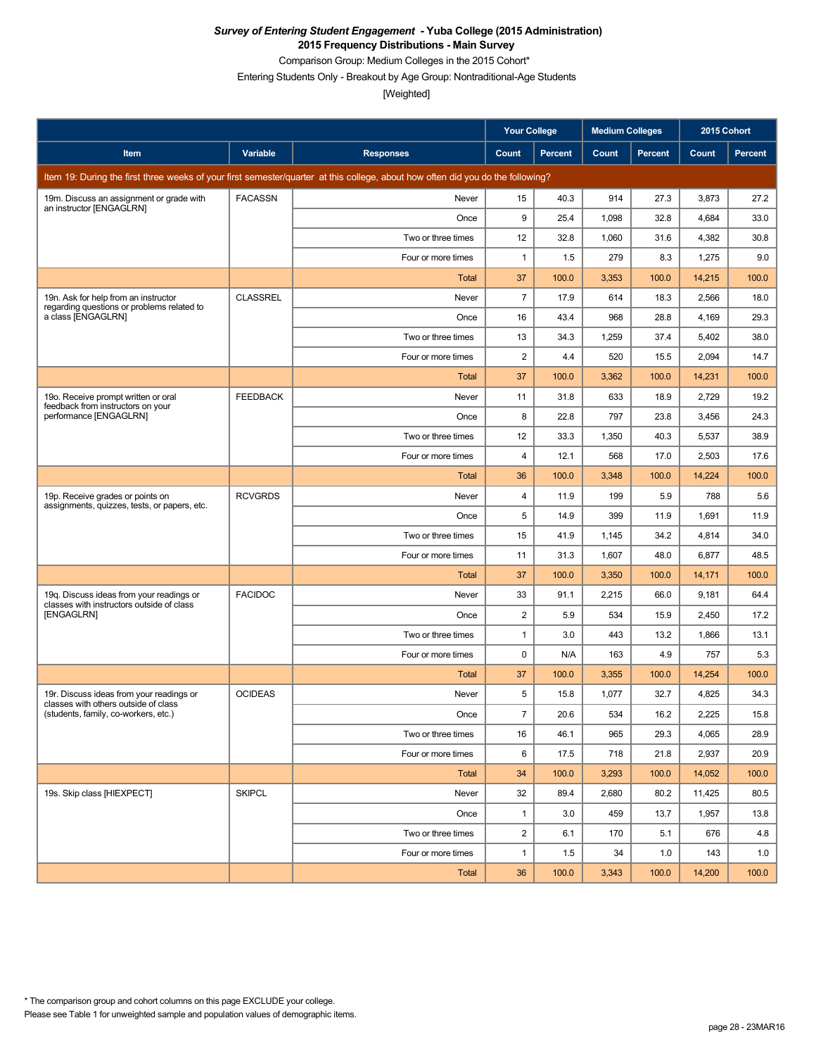***Survey of Entering Student Engagement* - Yuba College (2015 Administration)**
**2015 Frequency Distributions - Main Survey**
Comparison Group: Medium Colleges in the 2015 Cohort*
Entering Students Only - Breakout by Age Group: Nontraditional-Age Students
[Weighted]

| | | | Your College | | Medium Colleges | | 2015 Cohort | |
|---|---|---|---|---|---|---|---|---|
| **Item** | **Variable** | **Responses** | **Count** | **Percent** | **Count** | **Percent** | **Count** | **Percent** |
| Item 19: During the first three weeks of your first semester/quarter at this college, about how often did you do the following? | | | | | | | | |
| 19m. Discuss an assignment or grade with an instructor [ENGAGLRN] | FACASSN | Never | 15 | 40.3 | 914 | 27.3 | 3,873 | 27.2 |
| | | Once | 9 | 25.4 | 1,098 | 32.8 | 4,684 | 33.0 |
| | | Two or three times | 12 | 32.8 | 1,060 | 31.6 | 4,382 | 30.8 |
| | | Four or more times | 1 | 1.5 | 279 | 8.3 | 1,275 | 9.0 |
| | | Total | 37 | 100.0 | 3,353 | 100.0 | 14,215 | 100.0 |
| 19n. Ask for help from an instructor regarding questions or problems related to a class [ENGAGLRN] | CLASSREL | Never | 7 | 17.9 | 614 | 18.3 | 2,566 | 18.0 |
| | | Once | 16 | 43.4 | 968 | 28.8 | 4,169 | 29.3 |
| | | Two or three times | 13 | 34.3 | 1,259 | 37.4 | 5,402 | 38.0 |
| | | Four or more times | 2 | 4.4 | 520 | 15.5 | 2,094 | 14.7 |
| | | Total | 37 | 100.0 | 3,362 | 100.0 | 14,231 | 100.0 |
| 19o. Receive prompt written or oral feedback from instructors on your performance [ENGAGLRN] | FEEDBACK | Never | 11 | 31.8 | 633 | 18.9 | 2,729 | 19.2 |
| | | Once | 8 | 22.8 | 797 | 23.8 | 3,456 | 24.3 |
| | | Two or three times | 12 | 33.3 | 1,350 | 40.3 | 5,537 | 38.9 |
| | | Four or more times | 4 | 12.1 | 568 | 17.0 | 2,503 | 17.6 |
| | | Total | 36 | 100.0 | 3,348 | 100.0 | 14,224 | 100.0 |
| 19p. Receive grades or points on assignments, quizzes, tests, or papers, etc. | RCVGRDS | Never | 4 | 11.9 | 199 | 5.9 | 788 | 5.6 |
| | | Once | 5 | 14.9 | 399 | 11.9 | 1,691 | 11.9 |
| | | Two or three times | 15 | 41.9 | 1,145 | 34.2 | 4,814 | 34.0 |
| | | Four or more times | 11 | 31.3 | 1,607 | 48.0 | 6,877 | 48.5 |
| | | Total | 37 | 100.0 | 3,350 | 100.0 | 14,171 | 100.0 |
| 19q. Discuss ideas from your readings or classes with instructors outside of class [ENGAGLRN] | FACIDOC | Never | 33 | 91.1 | 2,215 | 66.0 | 9,181 | 64.4 |
| | | Once | 2 | 5.9 | 534 | 15.9 | 2,450 | 17.2 |
| | | Two or three times | 1 | 3.0 | 443 | 13.2 | 1,866 | 13.1 |
| | | Four or more times | 0 | N/A | 163 | 4.9 | 757 | 5.3 |
| | | Total | 37 | 100.0 | 3,355 | 100.0 | 14,254 | 100.0 |
| 19r. Discuss ideas from your readings or classes with others outside of class (students, family, co-workers, etc.) | OCIDEAS | Never | 5 | 15.8 | 1,077 | 32.7 | 4,825 | 34.3 |
| | | Once | 7 | 20.6 | 534 | 16.2 | 2,225 | 15.8 |
| | | Two or three times | 16 | 46.1 | 965 | 29.3 | 4,065 | 28.9 |
| | | Four or more times | 6 | 17.5 | 718 | 21.8 | 2,937 | 20.9 |
| | | Total | 34 | 100.0 | 3,293 | 100.0 | 14,052 | 100.0 |
| 19s. Skip class [HIEXPECT] | SKIPCL | Never | 32 | 89.4 | 2,680 | 80.2 | 11,425 | 80.5 |
| | | Once | 1 | 3.0 | 459 | 13.7 | 1,957 | 13.8 |
| | | Two or three times | 2 | 6.1 | 170 | 5.1 | 676 | 4.8 |
| | | Four or more times | 1 | 1.5 | 34 | 1.0 | 143 | 1.0 |
| | | Total | 36 | 100.0 | 3,343 | 100.0 | 14,200 | 100.0 |

* The comparison group and cohort columns on this page EXCLUDE your college.
Please see Table 1 for unweighted sample and population values of demographic items.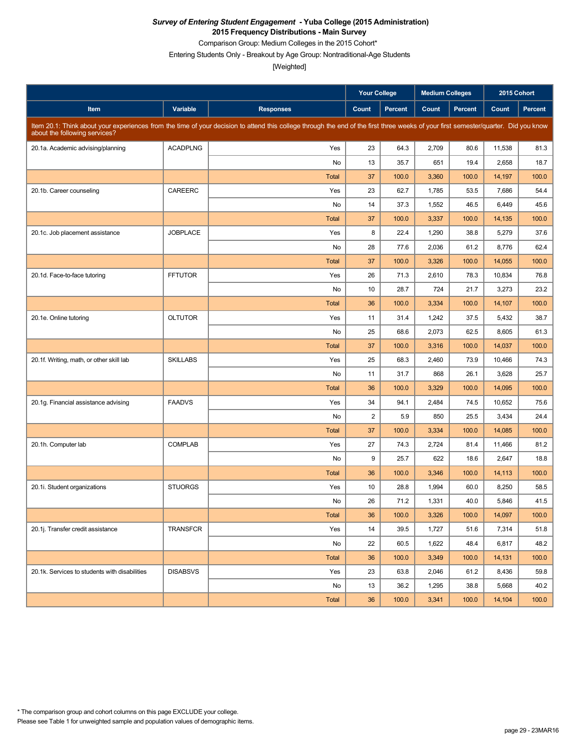***Survey of Entering Student Engagement*** **- Yuba College (2015 Administration)**
**2015 Frequency Distributions - Main Survey**
Comparison Group: Medium Colleges in the 2015 Cohort*
Entering Students Only - Breakout by Age Group: Nontraditional-Age Students
[Weighted]

| | | | Your College | | Medium Colleges | | 2015 Cohort | |
|---|---|---|---|---|---|---|---|---|
| Item | Variable | Responses | Count | Percent | Count | Percent | Count | Percent |
| Item 20.1: Think about your experiences from the time of your decision to attend this college through the end of the first three weeks of your first semester/quarter. Did you know about the following services? | | | | | | | | |
| 20.1a. Academic advising/planning | ACADPLNG | Yes | 23 | 64.3 | 2,709 | 80.6 | 11,538 | 81.3 |
| | | No | 13 | 35.7 | 651 | 19.4 | 2,658 | 18.7 |
| | | Total | 37 | 100.0 | 3,360 | 100.0 | 14,197 | 100.0 |
| 20.1b. Career counseling | CAREERC | Yes | 23 | 62.7 | 1,785 | 53.5 | 7,686 | 54.4 |
| | | No | 14 | 37.3 | 1,552 | 46.5 | 6,449 | 45.6 |
| | | Total | 37 | 100.0 | 3,337 | 100.0 | 14,135 | 100.0 |
| 20.1c. Job placement assistance | JOBPLACE | Yes | 8 | 22.4 | 1,290 | 38.8 | 5,279 | 37.6 |
| | | No | 28 | 77.6 | 2,036 | 61.2 | 8,776 | 62.4 |
| | | Total | 37 | 100.0 | 3,326 | 100.0 | 14,055 | 100.0 |
| 20.1d. Face-to-face tutoring | FFTUTOR | Yes | 26 | 71.3 | 2,610 | 78.3 | 10,834 | 76.8 |
| | | No | 10 | 28.7 | 724 | 21.7 | 3,273 | 23.2 |
| | | Total | 36 | 100.0 | 3,334 | 100.0 | 14,107 | 100.0 |
| 20.1e. Online tutoring | OLTUTOR | Yes | 11 | 31.4 | 1,242 | 37.5 | 5,432 | 38.7 |
| | | No | 25 | 68.6 | 2,073 | 62.5 | 8,605 | 61.3 |
| | | Total | 37 | 100.0 | 3,316 | 100.0 | 14,037 | 100.0 |
| 20.1f. Writing, math, or other skill lab | SKILLABS | Yes | 25 | 68.3 | 2,460 | 73.9 | 10,466 | 74.3 |
| | | No | 11 | 31.7 | 868 | 26.1 | 3,628 | 25.7 |
| | | Total | 36 | 100.0 | 3,329 | 100.0 | 14,095 | 100.0 |
| 20.1g. Financial assistance advising | FAADVS | Yes | 34 | 94.1 | 2,484 | 74.5 | 10,652 | 75.6 |
| | | No | 2 | 5.9 | 850 | 25.5 | 3,434 | 24.4 |
| | | Total | 37 | 100.0 | 3,334 | 100.0 | 14,085 | 100.0 |
| 20.1h. Computer lab | COMPLAB | Yes | 27 | 74.3 | 2,724 | 81.4 | 11,466 | 81.2 |
| | | No | 9 | 25.7 | 622 | 18.6 | 2,647 | 18.8 |
| | | Total | 36 | 100.0 | 3,346 | 100.0 | 14,113 | 100.0 |
| 20.1i. Student organizations | STUORGS | Yes | 10 | 28.8 | 1,994 | 60.0 | 8,250 | 58.5 |
| | | No | 26 | 71.2 | 1,331 | 40.0 | 5,846 | 41.5 |
| | | Total | 36 | 100.0 | 3,326 | 100.0 | 14,097 | 100.0 |
| 20.1j. Transfer credit assistance | TRANSFCR | Yes | 14 | 39.5 | 1,727 | 51.6 | 7,314 | 51.8 |
| | | No | 22 | 60.5 | 1,622 | 48.4 | 6,817 | 48.2 |
| | | Total | 36 | 100.0 | 3,349 | 100.0 | 14,131 | 100.0 |
| 20.1k. Services to students with disabilities | DISABSVS | Yes | 23 | 63.8 | 2,046 | 61.2 | 8,436 | 59.8 |
| | | No | 13 | 36.2 | 1,295 | 38.8 | 5,668 | 40.2 |
| | | Total | 36 | 100.0 | 3,341 | 100.0 | 14,104 | 100.0 |

* The comparison group and cohort columns on this page EXCLUDE your college.
Please see Table 1 for unweighted sample and population values of demographic items.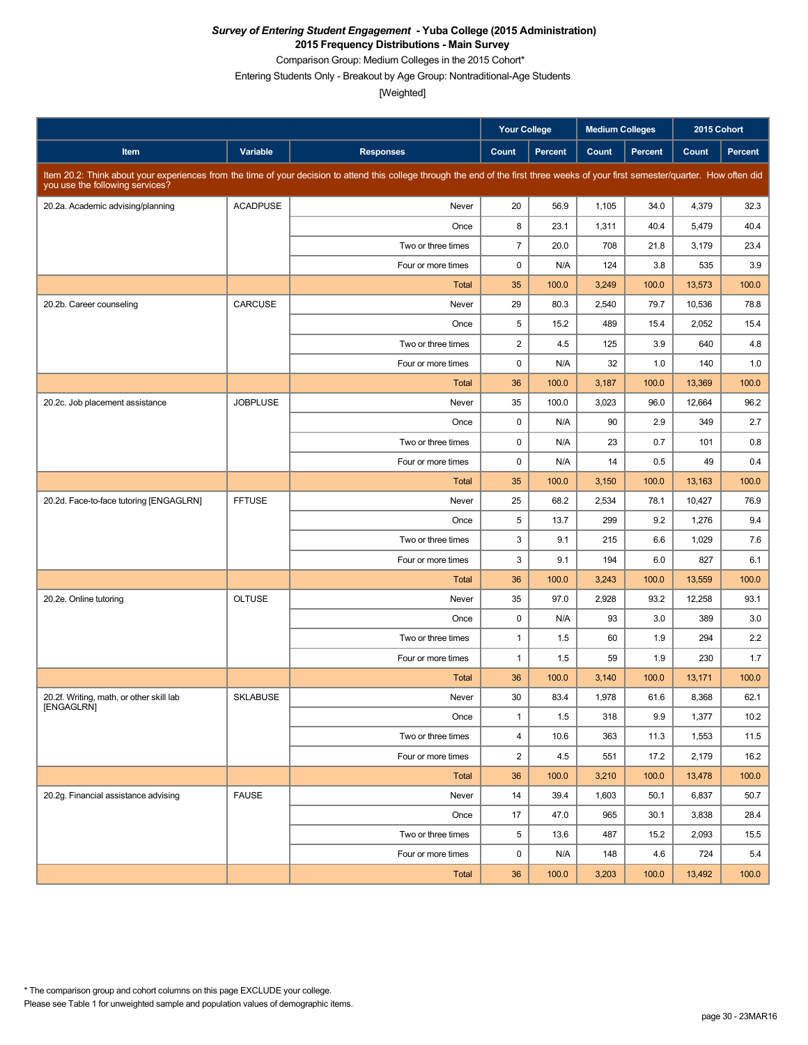***Survey of Entering Student Engagement* - Yuba College (2015 Administration)**
**2015 Frequency Distributions - Main Survey**

Comparison Group: Medium Colleges in the 2015 Cohort*

Entering Students Only - Breakout by Age Group: Nontraditional-Age Students

[Weighted]

| | | | Your College | | Medium Colleges | | 2015 Cohort | |
|---|---|---|---|---|---|---|---|---|
| **Item** | **Variable** | **Responses** | **Count** | **Percent** | **Count** | **Percent** | **Count** | **Percent** |
| Item 20.2: Think about your experiences from the time of your decision to attend this college through the end of the first three weeks of your first semester/quarter. How often did you use the following services? | | | | | | | | |
| 20.2a. Academic advising/planning | ACADPUSE | Never | 20 | 56.9 | 1,105 | 34.0 | 4,379 | 32.3 |
| | | Once | 8 | 23.1 | 1,311 | 40.4 | 5,479 | 40.4 |
| | | Two or three times | 7 | 20.0 | 708 | 21.8 | 3,179 | 23.4 |
| | | Four or more times | 0 | N/A | 124 | 3.8 | 535 | 3.9 |
| | | Total | 35 | 100.0 | 3,249 | 100.0 | 13,573 | 100.0 |
| 20.2b. Career counseling | CARCUSE | Never | 29 | 80.3 | 2,540 | 79.7 | 10,536 | 78.8 |
| | | Once | 5 | 15.2 | 489 | 15.4 | 2,052 | 15.4 |
| | | Two or three times | 2 | 4.5 | 125 | 3.9 | 640 | 4.8 |
| | | Four or more times | 0 | N/A | 32 | 1.0 | 140 | 1.0 |
| | | Total | 36 | 100.0 | 3,187 | 100.0 | 13,369 | 100.0 |
| 20.2c. Job placement assistance | JOBPLUSE | Never | 35 | 100.0 | 3,023 | 96.0 | 12,664 | 96.2 |
| | | Once | 0 | N/A | 90 | 2.9 | 349 | 2.7 |
| | | Two or three times | 0 | N/A | 23 | 0.7 | 101 | 0.8 |
| | | Four or more times | 0 | N/A | 14 | 0.5 | 49 | 0.4 |
| | | Total | 35 | 100.0 | 3,150 | 100.0 | 13,163 | 100.0 |
| 20.2d. Face-to-face tutoring [ENGAGLRN] | FFTUSE | Never | 25 | 68.2 | 2,534 | 78.1 | 10,427 | 76.9 |
| | | Once | 5 | 13.7 | 299 | 9.2 | 1,276 | 9.4 |
| | | Two or three times | 3 | 9.1 | 215 | 6.6 | 1,029 | 7.6 |
| | | Four or more times | 3 | 9.1 | 194 | 6.0 | 827 | 6.1 |
| | | Total | 36 | 100.0 | 3,243 | 100.0 | 13,559 | 100.0 |
| 20.2e. Online tutoring | OLTUSE | Never | 35 | 97.0 | 2,928 | 93.2 | 12,258 | 93.1 |
| | | Once | 0 | N/A | 93 | 3.0 | 389 | 3.0 |
| | | Two or three times | 1 | 1.5 | 60 | 1.9 | 294 | 2.2 |
| | | Four or more times | 1 | 1.5 | 59 | 1.9 | 230 | 1.7 |
| | | Total | 36 | 100.0 | 3,140 | 100.0 | 13,171 | 100.0 |
| 20.2f. Writing, math, or other skill lab [ENGAGLRN] | SKLABUSE | Never | 30 | 83.4 | 1,978 | 61.6 | 8,368 | 62.1 |
| | | Once | 1 | 1.5 | 318 | 9.9 | 1,377 | 10.2 |
| | | Two or three times | 4 | 10.6 | 363 | 11.3 | 1,553 | 11.5 |
| | | Four or more times | 2 | 4.5 | 551 | 17.2 | 2,179 | 16.2 |
| | | Total | 36 | 100.0 | 3,210 | 100.0 | 13,478 | 100.0 |
| 20.2g. Financial assistance advising | FAUSE | Never | 14 | 39.4 | 1,603 | 50.1 | 6,837 | 50.7 |
| | | Once | 17 | 47.0 | 965 | 30.1 | 3,838 | 28.4 |
| | | Two or three times | 5 | 13.6 | 487 | 15.2 | 2,093 | 15.5 |
| | | Four or more times | 0 | N/A | 148 | 4.6 | 724 | 5.4 |
| | | Total | 36 | 100.0 | 3,203 | 100.0 | 13,492 | 100.0 |

\* The comparison group and cohort columns on this page EXCLUDE your college.

Please see Table 1 for unweighted sample and population values of demographic items.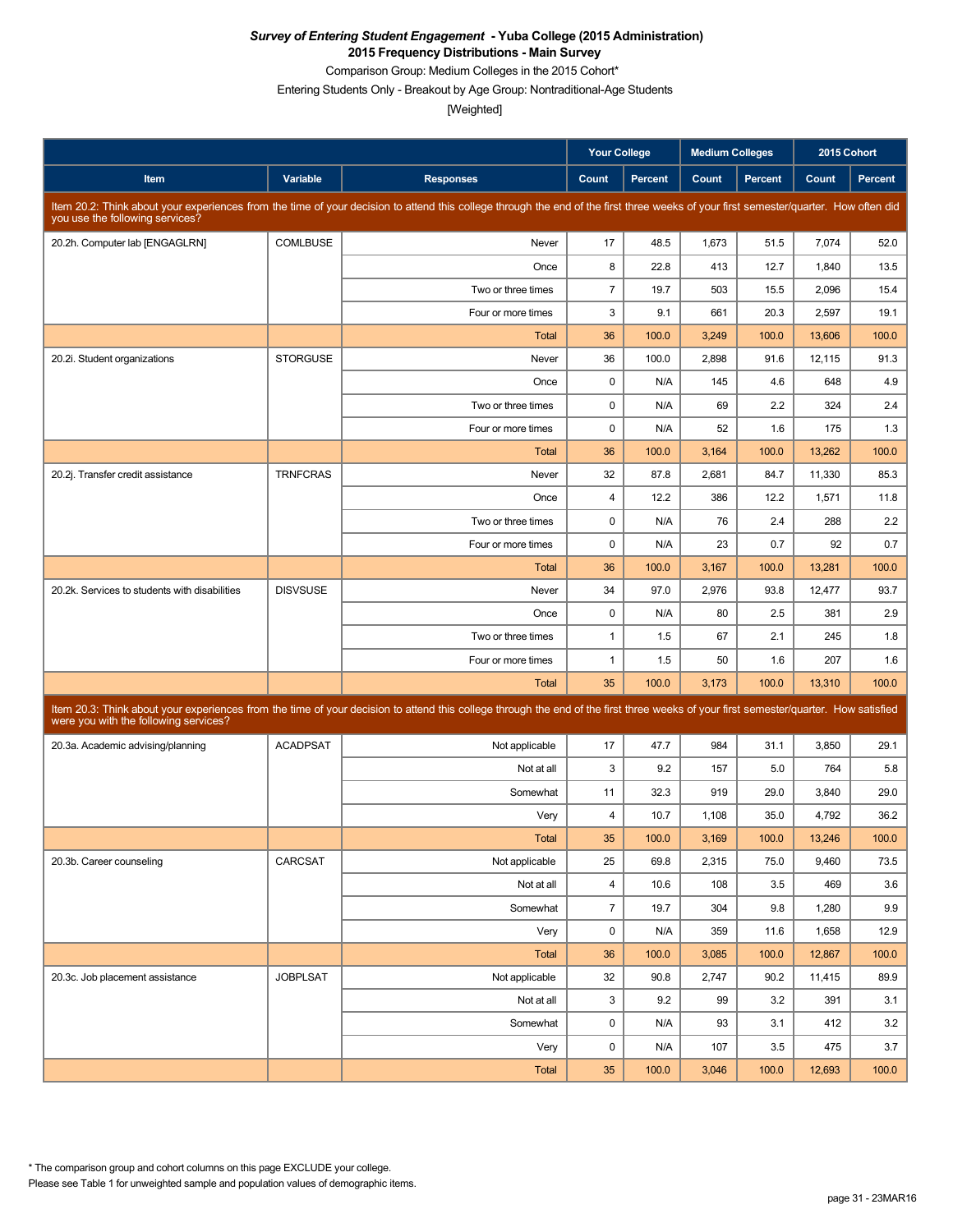***Survey of Entering Student Engagement* - Yuba College (2015 Administration)**
**2015 Frequency Distributions - Main Survey**
Comparison Group: Medium Colleges in the 2015 Cohort*
Entering Students Only - Breakout by Age Group: Nontraditional-Age Students
[Weighted]

| Item | Variable | Responses | Your College Count | Your College Percent | Medium Colleges Count | Medium Colleges Percent | 2015 Cohort Count | 2015 Cohort Percent |
|---|---|---|---|---|---|---|---|---|
| Item 20.2: Think about your experiences from the time of your decision to attend this college through the end of the first three weeks of your first semester/quarter. How often did you use the following services? | | | | | | | | |
| 20.2h. Computer lab [ENGAGLRN] | COMLBUSE | Never | 17 | 48.5 | 1,673 | 51.5 | 7,074 | 52.0 |
| | | Once | 8 | 22.8 | 413 | 12.7 | 1,840 | 13.5 |
| | | Two or three times | 7 | 19.7 | 503 | 15.5 | 2,096 | 15.4 |
| | | Four or more times | 3 | 9.1 | 661 | 20.3 | 2,597 | 19.1 |
| | | Total | 36 | 100.0 | 3,249 | 100.0 | 13,606 | 100.0 |
| 20.2i. Student organizations | STORGUSE | Never | 36 | 100.0 | 2,898 | 91.6 | 12,115 | 91.3 |
| | | Once | 0 | N/A | 145 | 4.6 | 648 | 4.9 |
| | | Two or three times | 0 | N/A | 69 | 2.2 | 324 | 2.4 |
| | | Four or more times | 0 | N/A | 52 | 1.6 | 175 | 1.3 |
| | | Total | 36 | 100.0 | 3,164 | 100.0 | 13,262 | 100.0 |
| 20.2j. Transfer credit assistance | TRNFCRAS | Never | 32 | 87.8 | 2,681 | 84.7 | 11,330 | 85.3 |
| | | Once | 4 | 12.2 | 386 | 12.2 | 1,571 | 11.8 |
| | | Two or three times | 0 | N/A | 76 | 2.4 | 288 | 2.2 |
| | | Four or more times | 0 | N/A | 23 | 0.7 | 92 | 0.7 |
| | | Total | 36 | 100.0 | 3,167 | 100.0 | 13,281 | 100.0 |
| 20.2k. Services to students with disabilities | DISVSUSE | Never | 34 | 97.0 | 2,976 | 93.8 | 12,477 | 93.7 |
| | | Once | 0 | N/A | 80 | 2.5 | 381 | 2.9 |
| | | Two or three times | 1 | 1.5 | 67 | 2.1 | 245 | 1.8 |
| | | Four or more times | 1 | 1.5 | 50 | 1.6 | 207 | 1.6 |
| | | Total | 35 | 100.0 | 3,173 | 100.0 | 13,310 | 100.0 |
| Item 20.3: Think about your experiences from the time of your decision to attend this college through the end of the first three weeks of your first semester/quarter. How satisfied were you with the following services? | | | | | | | | |
| 20.3a. Academic advising/planning | ACADPSAT | Not applicable | 17 | 47.7 | 984 | 31.1 | 3,850 | 29.1 |
| | | Not at all | 3 | 9.2 | 157 | 5.0 | 764 | 5.8 |
| | | Somewhat | 11 | 32.3 | 919 | 29.0 | 3,840 | 29.0 |
| | | Very | 4 | 10.7 | 1,108 | 35.0 | 4,792 | 36.2 |
| | | Total | 35 | 100.0 | 3,169 | 100.0 | 13,246 | 100.0 |
| 20.3b. Career counseling | CARCSAT | Not applicable | 25 | 69.8 | 2,315 | 75.0 | 9,460 | 73.5 |
| | | Not at all | 4 | 10.6 | 108 | 3.5 | 469 | 3.6 |
| | | Somewhat | 7 | 19.7 | 304 | 9.8 | 1,280 | 9.9 |
| | | Very | 0 | N/A | 359 | 11.6 | 1,658 | 12.9 |
| | | Total | 36 | 100.0 | 3,085 | 100.0 | 12,867 | 100.0 |
| 20.3c. Job placement assistance | JOBPLSAT | Not applicable | 32 | 90.8 | 2,747 | 90.2 | 11,415 | 89.9 |
| | | Not at all | 3 | 9.2 | 99 | 3.2 | 391 | 3.1 |
| | | Somewhat | 0 | N/A | 93 | 3.1 | 412 | 3.2 |
| | | Very | 0 | N/A | 107 | 3.5 | 475 | 3.7 |
| | | Total | 35 | 100.0 | 3,046 | 100.0 | 12,693 | 100.0 |

\* The comparison group and cohort columns on this page EXCLUDE your college.
Please see Table 1 for unweighted sample and population values of demographic items.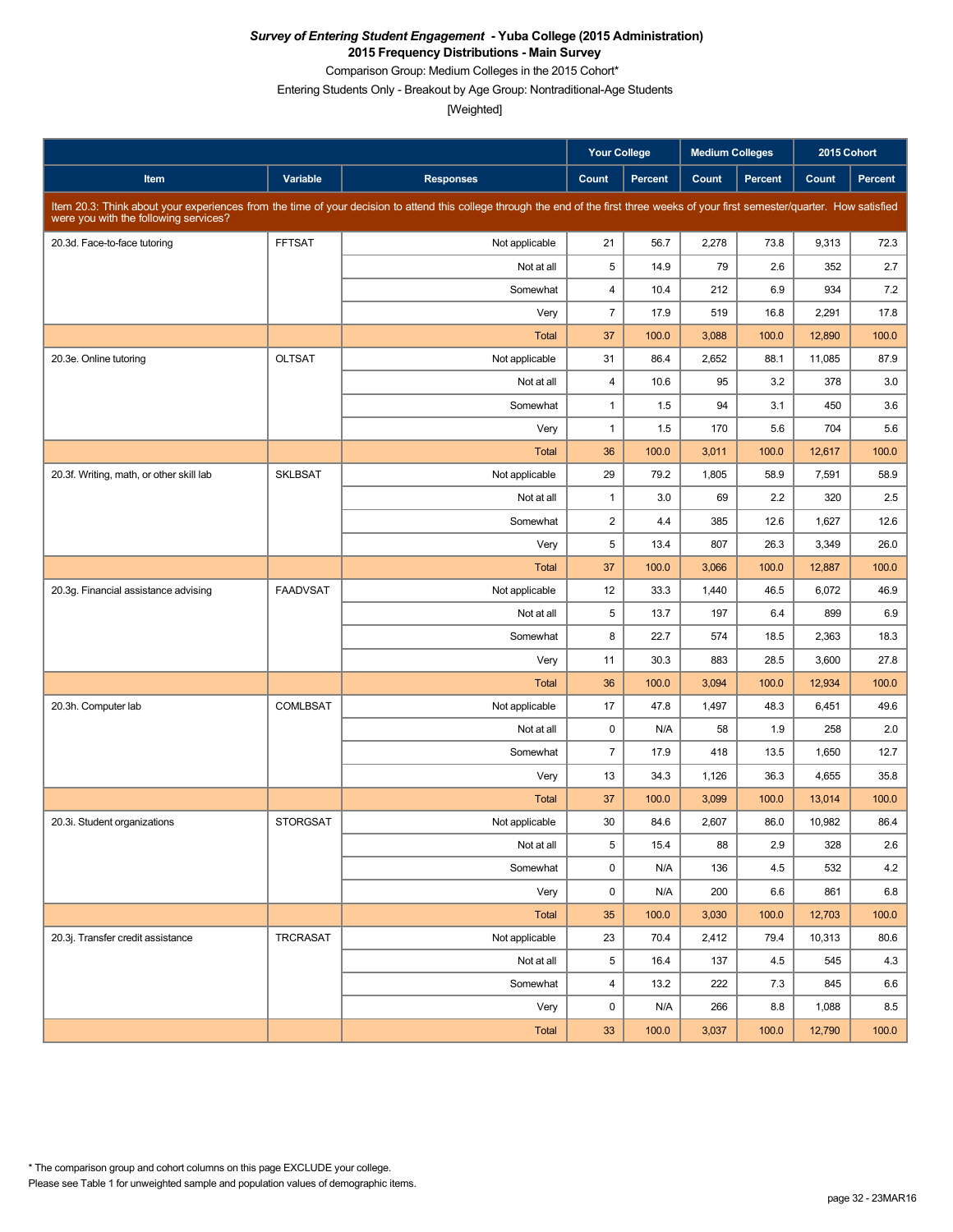***Survey of Entering Student Engagement* - Yuba College (2015 Administration)**
**2015 Frequency Distributions - Main Survey**
Comparison Group: Medium Colleges in the 2015 Cohort*
Entering Students Only - Breakout by Age Group: Nontraditional-Age Students
[Weighted]

| Item | Variable | Responses | Your College Count | Your College Percent | Medium Colleges Count | Medium Colleges Percent | 2015 Cohort Count | 2015 Cohort Percent |
|---|---|---|---|---|---|---|---|---|
| Item 20.3: Think about your experiences from the time of your decision to attend this college through the end of the first three weeks of your first semester/quarter. How satisfied were you with the following services? | | | | | | | | |
| 20.3d. Face-to-face tutoring | FFTSAT | Not applicable | 21 | 56.7 | 2,278 | 73.8 | 9,313 | 72.3 |
| | | Not at all | 5 | 14.9 | 79 | 2.6 | 352 | 2.7 |
| | | Somewhat | 4 | 10.4 | 212 | 6.9 | 934 | 7.2 |
| | | Very | 7 | 17.9 | 519 | 16.8 | 2,291 | 17.8 |
| | | Total | 37 | 100.0 | 3,088 | 100.0 | 12,890 | 100.0 |
| 20.3e. Online tutoring | OLTSAT | Not applicable | 31 | 86.4 | 2,652 | 88.1 | 11,085 | 87.9 |
| | | Not at all | 4 | 10.6 | 95 | 3.2 | 378 | 3.0 |
| | | Somewhat | 1 | 1.5 | 94 | 3.1 | 450 | 3.6 |
| | | Very | 1 | 1.5 | 170 | 5.6 | 704 | 5.6 |
| | | Total | 36 | 100.0 | 3,011 | 100.0 | 12,617 | 100.0 |
| 20.3f. Writing, math, or other skill lab | SKLBSAT | Not applicable | 29 | 79.2 | 1,805 | 58.9 | 7,591 | 58.9 |
| | | Not at all | 1 | 3.0 | 69 | 2.2 | 320 | 2.5 |
| | | Somewhat | 2 | 4.4 | 385 | 12.6 | 1,627 | 12.6 |
| | | Very | 5 | 13.4 | 807 | 26.3 | 3,349 | 26.0 |
| | | Total | 37 | 100.0 | 3,066 | 100.0 | 12,887 | 100.0 |
| 20.3g. Financial assistance advising | FAADVSAT | Not applicable | 12 | 33.3 | 1,440 | 46.5 | 6,072 | 46.9 |
| | | Not at all | 5 | 13.7 | 197 | 6.4 | 899 | 6.9 |
| | | Somewhat | 8 | 22.7 | 574 | 18.5 | 2,363 | 18.3 |
| | | Very | 11 | 30.3 | 883 | 28.5 | 3,600 | 27.8 |
| | | Total | 36 | 100.0 | 3,094 | 100.0 | 12,934 | 100.0 |
| 20.3h. Computer lab | COMLBSAT | Not applicable | 17 | 47.8 | 1,497 | 48.3 | 6,451 | 49.6 |
| | | Not at all | 0 | N/A | 58 | 1.9 | 258 | 2.0 |
| | | Somewhat | 7 | 17.9 | 418 | 13.5 | 1,650 | 12.7 |
| | | Very | 13 | 34.3 | 1,126 | 36.3 | 4,655 | 35.8 |
| | | Total | 37 | 100.0 | 3,099 | 100.0 | 13,014 | 100.0 |
| 20.3i. Student organizations | STORGSAT | Not applicable | 30 | 84.6 | 2,607 | 86.0 | 10,982 | 86.4 |
| | | Not at all | 5 | 15.4 | 88 | 2.9 | 328 | 2.6 |
| | | Somewhat | 0 | N/A | 136 | 4.5 | 532 | 4.2 |
| | | Very | 0 | N/A | 200 | 6.6 | 861 | 6.8 |
| | | Total | 35 | 100.0 | 3,030 | 100.0 | 12,703 | 100.0 |
| 20.3j. Transfer credit assistance | TRCRASAT | Not applicable | 23 | 70.4 | 2,412 | 79.4 | 10,313 | 80.6 |
| | | Not at all | 5 | 16.4 | 137 | 4.5 | 545 | 4.3 |
| | | Somewhat | 4 | 13.2 | 222 | 7.3 | 845 | 6.6 |
| | | Very | 0 | N/A | 266 | 8.8 | 1,088 | 8.5 |
| | | Total | 33 | 100.0 | 3,037 | 100.0 | 12,790 | 100.0 |

* The comparison group and cohort columns on this page EXCLUDE your college.
Please see Table 1 for unweighted sample and population values of demographic items.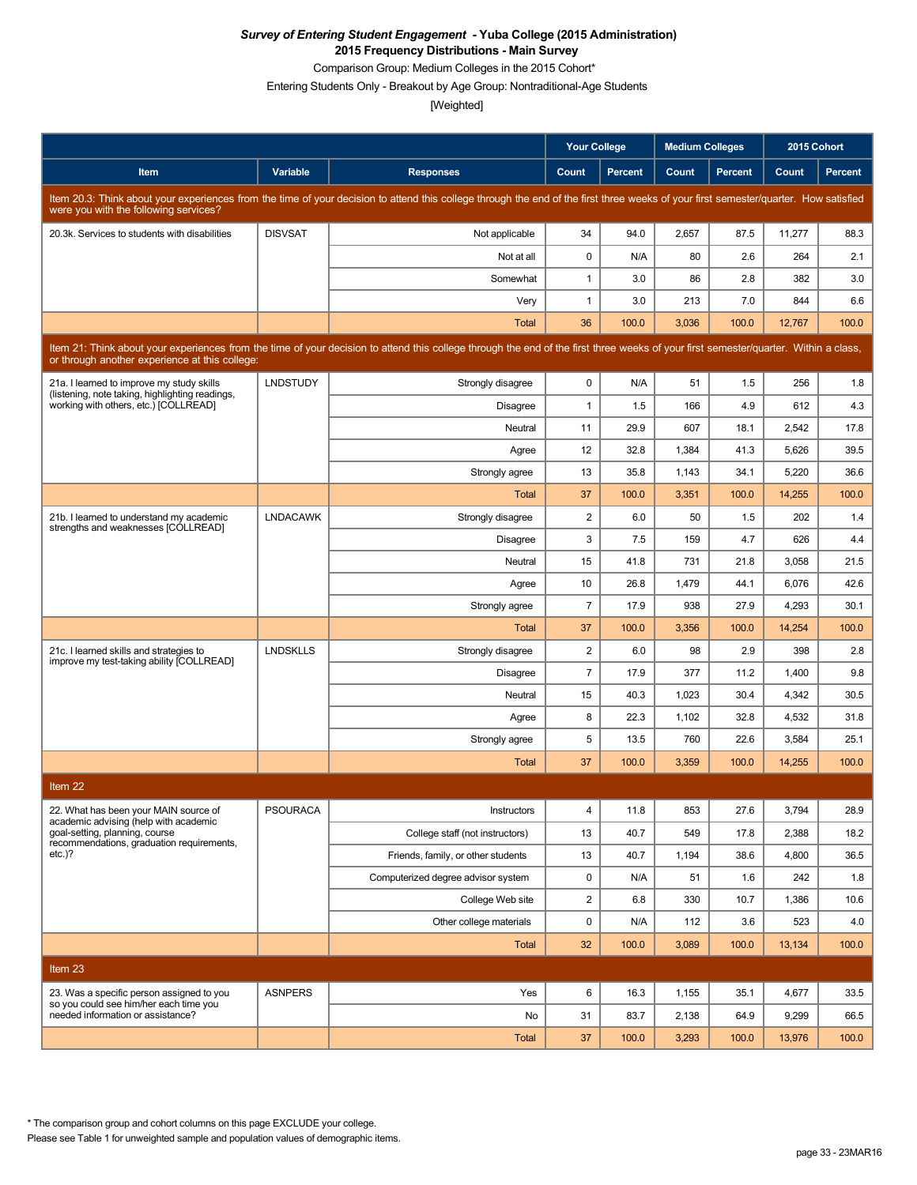***Survey of Entering Student Engagement* - Yuba College (2015 Administration)**
**2015 Frequency Distributions - Main Survey**
Comparison Group: Medium Colleges in the 2015 Cohort*
Entering Students Only - Breakout by Age Group: Nontraditional-Age Students
[Weighted]

| | | | Your College | | Medium Colleges | | 2015 Cohort | |
|---|---|---|---|---|---|---|---|---|
| **Item** | **Variable** | **Responses** | **Count** | **Percent** | **Count** | **Percent** | **Count** | **Percent** |
| Item 20.3: Think about your experiences from the time of your decision to attend this college through the end of the first three weeks of your first semester/quarter. How satisfied were you with the following services? | | | | | | | | |
| 20.3k. Services to students with disabilities | DISVSAT | Not applicable | 34 | 94.0 | 2,657 | 87.5 | 11,277 | 88.3 |
| | | Not at all | 0 | N/A | 80 | 2.6 | 264 | 2.1 |
| | | Somewhat | 1 | 3.0 | 86 | 2.8 | 382 | 3.0 |
| | | Very | 1 | 3.0 | 213 | 7.0 | 844 | 6.6 |
| | | Total | 36 | 100.0 | 3,036 | 100.0 | 12,767 | 100.0 |
| Item 21: Think about your experiences from the time of your decision to attend this college through the end of the first three weeks of your first semester/quarter. Within a class, or through another experience at this college: | | | | | | | | |
| 21a. I learned to improve my study skills (listening, note taking, highlighting readings, working with others, etc.) [COLLREAD] | LNDSTUDY | Strongly disagree | 0 | N/A | 51 | 1.5 | 256 | 1.8 |
| | | Disagree | 1 | 1.5 | 166 | 4.9 | 612 | 4.3 |
| | | Neutral | 11 | 29.9 | 607 | 18.1 | 2,542 | 17.8 |
| | | Agree | 12 | 32.8 | 1,384 | 41.3 | 5,626 | 39.5 |
| | | Strongly agree | 13 | 35.8 | 1,143 | 34.1 | 5,220 | 36.6 |
| | | Total | 37 | 100.0 | 3,351 | 100.0 | 14,255 | 100.0 |
| 21b. I learned to understand my academic strengths and weaknesses [COLLREAD] | LNDACAWK | Strongly disagree | 2 | 6.0 | 50 | 1.5 | 202 | 1.4 |
| | | Disagree | 3 | 7.5 | 159 | 4.7 | 626 | 4.4 |
| | | Neutral | 15 | 41.8 | 731 | 21.8 | 3,058 | 21.5 |
| | | Agree | 10 | 26.8 | 1,479 | 44.1 | 6,076 | 42.6 |
| | | Strongly agree | 7 | 17.9 | 938 | 27.9 | 4,293 | 30.1 |
| | | Total | 37 | 100.0 | 3,356 | 100.0 | 14,254 | 100.0 |
| 21c. I learned skills and strategies to improve my test-taking ability [COLLREAD] | LNDSKLLS | Strongly disagree | 2 | 6.0 | 98 | 2.9 | 398 | 2.8 |
| | | Disagree | 7 | 17.9 | 377 | 11.2 | 1,400 | 9.8 |
| | | Neutral | 15 | 40.3 | 1,023 | 30.4 | 4,342 | 30.5 |
| | | Agree | 8 | 22.3 | 1,102 | 32.8 | 4,532 | 31.8 |
| | | Strongly agree | 5 | 13.5 | 760 | 22.6 | 3,584 | 25.1 |
| | | Total | 37 | 100.0 | 3,359 | 100.0 | 14,255 | 100.0 |
| Item 22 | | | | | | | | |
| 22. What has been your MAIN source of academic advising (help with academic goal-setting, planning, course recommendations, graduation requirements, etc.)? | PSOURACA | Instructors | 4 | 11.8 | 853 | 27.6 | 3,794 | 28.9 |
| | | College staff (not instructors) | 13 | 40.7 | 549 | 17.8 | 2,388 | 18.2 |
| | | Friends, family, or other students | 13 | 40.7 | 1,194 | 38.6 | 4,800 | 36.5 |
| | | Computerized degree advisor system | 0 | N/A | 51 | 1.6 | 242 | 1.8 |
| | | College Web site | 2 | 6.8 | 330 | 10.7 | 1,386 | 10.6 |
| | | Other college materials | 0 | N/A | 112 | 3.6 | 523 | 4.0 |
| | | Total | 32 | 100.0 | 3,089 | 100.0 | 13,134 | 100.0 |
| Item 23 | | | | | | | | |
| 23. Was a specific person assigned to you so you could see him/her each time you needed information or assistance? | ASNPERS | Yes | 6 | 16.3 | 1,155 | 35.1 | 4,677 | 33.5 |
| | | No | 31 | 83.7 | 2,138 | 64.9 | 9,299 | 66.5 |
| | | Total | 37 | 100.0 | 3,293 | 100.0 | 13,976 | 100.0 |

* The comparison group and cohort columns on this page EXCLUDE your college.
Please see Table 1 for unweighted sample and population values of demographic items.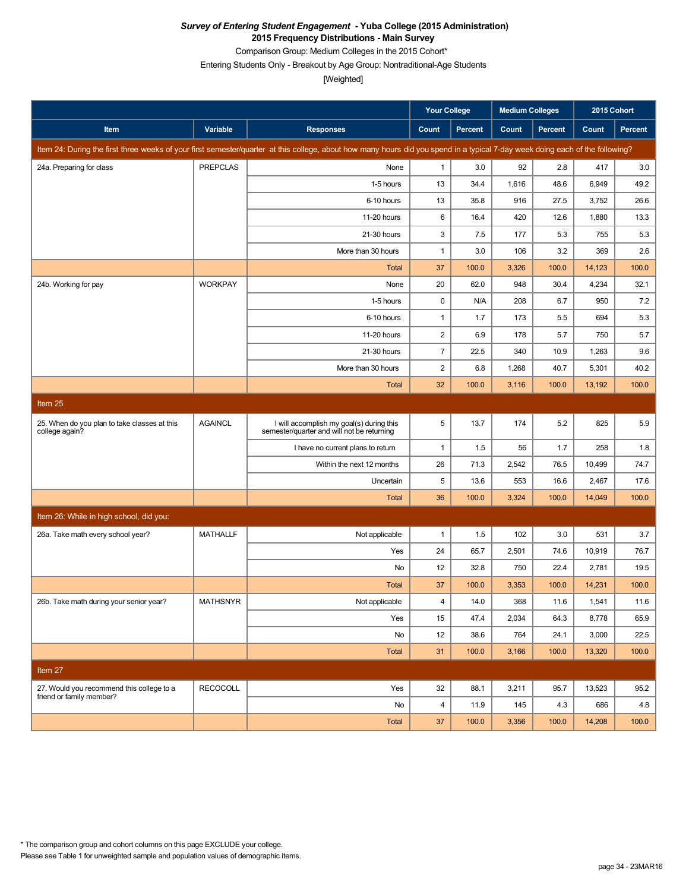***Survey of Entering Student Engagement* - Yuba College (2015 Administration)**

**2015 Frequency Distributions - Main Survey**

Comparison Group: Medium Colleges in the 2015 Cohort*

Entering Students Only - Breakout by Age Group: Nontraditional-Age Students

[Weighted]

| | | | Your College | | Medium Colleges | | 2015 Cohort | |
|---|---|---|---|---|---|---|---|---|
| Item | Variable | Responses | Count | Percent | Count | Percent | Count | Percent |
| Item 24: During the first three weeks of your first semester/quarter at this college, about how many hours did you spend in a typical 7-day week doing each of the following? | | | | | | | | |
| 24a. Preparing for class | PREPCLAS | None | 1 | 3.0 | 92 | 2.8 | 417 | 3.0 |
| | | 1-5 hours | 13 | 34.4 | 1,616 | 48.6 | 6,949 | 49.2 |
| | | 6-10 hours | 13 | 35.8 | 916 | 27.5 | 3,752 | 26.6 |
| | | 11-20 hours | 6 | 16.4 | 420 | 12.6 | 1,880 | 13.3 |
| | | 21-30 hours | 3 | 7.5 | 177 | 5.3 | 755 | 5.3 |
| | | More than 30 hours | 1 | 3.0 | 106 | 3.2 | 369 | 2.6 |
| | | Total | 37 | 100.0 | 3,326 | 100.0 | 14,123 | 100.0 |
| 24b. Working for pay | WORKPAY | None | 20 | 62.0 | 948 | 30.4 | 4,234 | 32.1 |
| | | 1-5 hours | 0 | N/A | 208 | 6.7 | 950 | 7.2 |
| | | 6-10 hours | 1 | 1.7 | 173 | 5.5 | 694 | 5.3 |
| | | 11-20 hours | 2 | 6.9 | 178 | 5.7 | 750 | 5.7 |
| | | 21-30 hours | 7 | 22.5 | 340 | 10.9 | 1,263 | 9.6 |
| | | More than 30 hours | 2 | 6.8 | 1,268 | 40.7 | 5,301 | 40.2 |
| | | Total | 32 | 100.0 | 3,116 | 100.0 | 13,192 | 100.0 |
| Item 25 | | | | | | | | |
| 25. When do you plan to take classes at this college again? | AGAINCL | I will accomplish my goal(s) during this semester/quarter and will not be returning | 5 | 13.7 | 174 | 5.2 | 825 | 5.9 |
| | | I have no current plans to return | 1 | 1.5 | 56 | 1.7 | 258 | 1.8 |
| | | Within the next 12 months | 26 | 71.3 | 2,542 | 76.5 | 10,499 | 74.7 |
| | | Uncertain | 5 | 13.6 | 553 | 16.6 | 2,467 | 17.6 |
| | | Total | 36 | 100.0 | 3,324 | 100.0 | 14,049 | 100.0 |
| Item 26: While in high school, did you: | | | | | | | | |
| 26a. Take math every school year? | MATHALLF | Not applicable | 1 | 1.5 | 102 | 3.0 | 531 | 3.7 |
| | | Yes | 24 | 65.7 | 2,501 | 74.6 | 10,919 | 76.7 |
| | | No | 12 | 32.8 | 750 | 22.4 | 2,781 | 19.5 |
| | | Total | 37 | 100.0 | 3,353 | 100.0 | 14,231 | 100.0 |
| 26b. Take math during your senior year? | MATHSNYR | Not applicable | 4 | 14.0 | 368 | 11.6 | 1,541 | 11.6 |
| | | Yes | 15 | 47.4 | 2,034 | 64.3 | 8,778 | 65.9 |
| | | No | 12 | 38.6 | 764 | 24.1 | 3,000 | 22.5 |
| | | Total | 31 | 100.0 | 3,166 | 100.0 | 13,320 | 100.0 |
| Item 27 | | | | | | | | |
| 27. Would you recommend this college to a friend or family member? | RECOCOLL | Yes | 32 | 88.1 | 3,211 | 95.7 | 13,523 | 95.2 |
| | | No | 4 | 11.9 | 145 | 4.3 | 686 | 4.8 |
| | | Total | 37 | 100.0 | 3,356 | 100.0 | 14,208 | 100.0 |

* The comparison group and cohort columns on this page EXCLUDE your college.

Please see Table 1 for unweighted sample and population values of demographic items.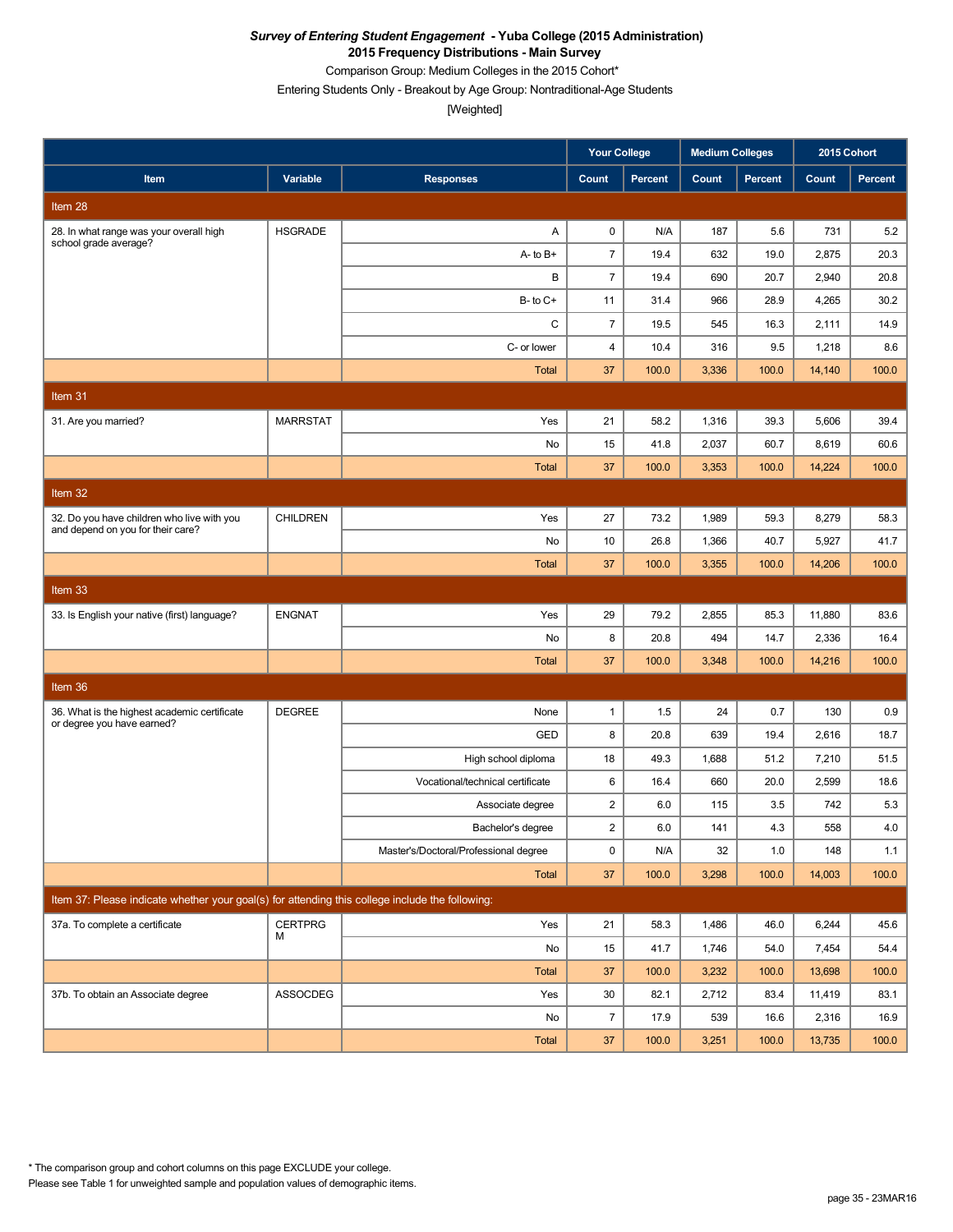***Survey of Entering Student Engagement* - Yuba College (2015 Administration)**

**2015 Frequency Distributions - Main Survey**

Comparison Group: Medium Colleges in the 2015 Cohort*

Entering Students Only - Breakout by Age Group: Nontraditional-Age Students

[Weighted]

| | | | Your College | | Medium Colleges | | 2015 Cohort | |
|---|---|---|---|---|---|---|---|---|
| **Item** | **Variable** | **Responses** | **Count** | **Percent** | **Count** | **Percent** | **Count** | **Percent** |
| **Item 28** | | | | | | | | |
| 28. In what range was your overall high school grade average? | HSGRADE | A | 0 | N/A | 187 | 5.6 | 731 | 5.2 |
| | | A- to B+ | 7 | 19.4 | 632 | 19.0 | 2,875 | 20.3 |
| | | B | 7 | 19.4 | 690 | 20.7 | 2,940 | 20.8 |
| | | B- to C+ | 11 | 31.4 | 966 | 28.9 | 4,265 | 30.2 |
| | | C | 7 | 19.5 | 545 | 16.3 | 2,111 | 14.9 |
| | | C- or lower | 4 | 10.4 | 316 | 9.5 | 1,218 | 8.6 |
| | | Total | 37 | 100.0 | 3,336 | 100.0 | 14,140 | 100.0 |
| **Item 31** | | | | | | | | |
| 31. Are you married? | MARRSTAT | Yes | 21 | 58.2 | 1,316 | 39.3 | 5,606 | 39.4 |
| | | No | 15 | 41.8 | 2,037 | 60.7 | 8,619 | 60.6 |
| | | Total | 37 | 100.0 | 3,353 | 100.0 | 14,224 | 100.0 |
| **Item 32** | | | | | | | | |
| 32. Do you have children who live with you and depend on you for their care? | CHILDREN | Yes | 27 | 73.2 | 1,989 | 59.3 | 8,279 | 58.3 |
| | | No | 10 | 26.8 | 1,366 | 40.7 | 5,927 | 41.7 |
| | | Total | 37 | 100.0 | 3,355 | 100.0 | 14,206 | 100.0 |
| **Item 33** | | | | | | | | |
| 33. Is English your native (first) language? | ENGNAT | Yes | 29 | 79.2 | 2,855 | 85.3 | 11,880 | 83.6 |
| | | No | 8 | 20.8 | 494 | 14.7 | 2,336 | 16.4 |
| | | Total | 37 | 100.0 | 3,348 | 100.0 | 14,216 | 100.0 |
| **Item 36** | | | | | | | | |
| 36. What is the highest academic certificate or degree you have earned? | DEGREE | None | 1 | 1.5 | 24 | 0.7 | 130 | 0.9 |
| | | GED | 8 | 20.8 | 639 | 19.4 | 2,616 | 18.7 |
| | | High school diploma | 18 | 49.3 | 1,688 | 51.2 | 7,210 | 51.5 |
| | | Vocational/technical certificate | 6 | 16.4 | 660 | 20.0 | 2,599 | 18.6 |
| | | Associate degree | 2 | 6.0 | 115 | 3.5 | 742 | 5.3 |
| | | Bachelor's degree | 2 | 6.0 | 141 | 4.3 | 558 | 4.0 |
| | | Master's/Doctoral/Professional degree | 0 | N/A | 32 | 1.0 | 148 | 1.1 |
| | | Total | 37 | 100.0 | 3,298 | 100.0 | 14,003 | 100.0 |
| **Item 37: Please indicate whether your goal(s) for attending this college include the following:** | | | | | | | | |
| 37a. To complete a certificate | CERTPRGM | Yes | 21 | 58.3 | 1,486 | 46.0 | 6,244 | 45.6 |
| | | No | 15 | 41.7 | 1,746 | 54.0 | 7,454 | 54.4 |
| | | Total | 37 | 100.0 | 3,232 | 100.0 | 13,698 | 100.0 |
| 37b. To obtain an Associate degree | ASSOCDEG | Yes | 30 | 82.1 | 2,712 | 83.4 | 11,419 | 83.1 |
| | | No | 7 | 17.9 | 539 | 16.6 | 2,316 | 16.9 |
| | | Total | 37 | 100.0 | 3,251 | 100.0 | 13,735 | 100.0 |

* The comparison group and cohort columns on this page EXCLUDE your college.

Please see Table 1 for unweighted sample and population values of demographic items.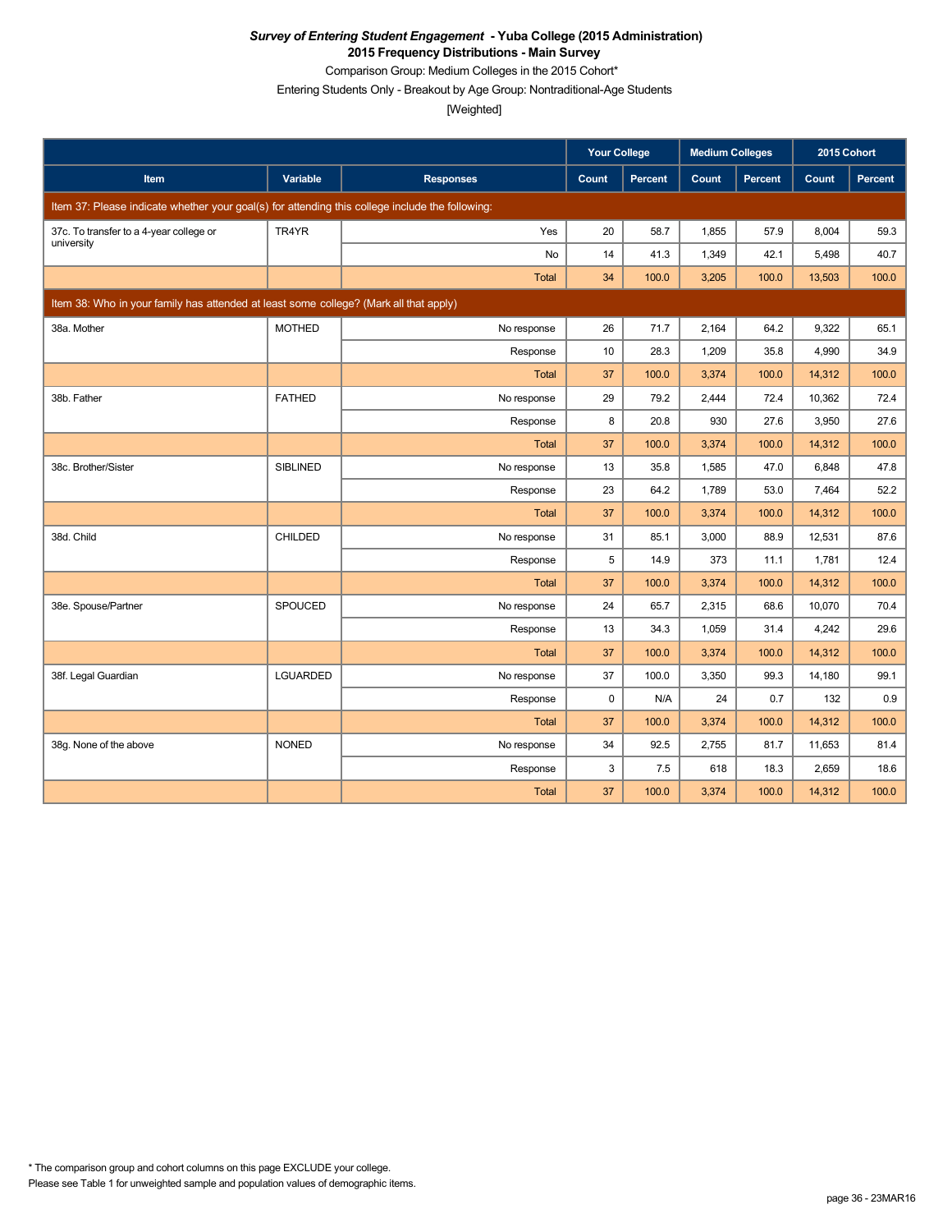# *Survey of Entering Student Engagement* - Yuba College (2015 Administration)

## 2015 Frequency Distributions - Main Survey

Comparison Group: Medium Colleges in the 2015 Cohort*

Entering Students Only - Breakout by Age Group: Nontraditional-Age Students

[Weighted]

| | | | Your College | | Medium Colleges | | 2015 Cohort | |
|---|---|---|---|---|---|---|---|---|
| Item | Variable | Responses | Count | Percent | Count | Percent | Count | Percent |
| Item 37: Please indicate whether your goal(s) for attending this college include the following: | | | | | | | | |
| 37c. To transfer to a 4-year college or university | TR4YR | Yes | 20 | 58.7 | 1,855 | 57.9 | 8,004 | 59.3 |
| | | No | 14 | 41.3 | 1,349 | 42.1 | 5,498 | 40.7 |
| | | Total | 34 | 100.0 | 3,205 | 100.0 | 13,503 | 100.0 |
| Item 38: Who in your family has attended at least some college? (Mark all that apply) | | | | | | | | |
| 38a. Mother | MOTHED | No response | 26 | 71.7 | 2,164 | 64.2 | 9,322 | 65.1 |
| | | Response | 10 | 28.3 | 1,209 | 35.8 | 4,990 | 34.9 |
| | | Total | 37 | 100.0 | 3,374 | 100.0 | 14,312 | 100.0 |
| 38b. Father | FATHED | No response | 29 | 79.2 | 2,444 | 72.4 | 10,362 | 72.4 |
| | | Response | 8 | 20.8 | 930 | 27.6 | 3,950 | 27.6 |
| | | Total | 37 | 100.0 | 3,374 | 100.0 | 14,312 | 100.0 |
| 38c. Brother/Sister | SIBLINED | No response | 13 | 35.8 | 1,585 | 47.0 | 6,848 | 47.8 |
| | | Response | 23 | 64.2 | 1,789 | 53.0 | 7,464 | 52.2 |
| | | Total | 37 | 100.0 | 3,374 | 100.0 | 14,312 | 100.0 |
| 38d. Child | CHILDED | No response | 31 | 85.1 | 3,000 | 88.9 | 12,531 | 87.6 |
| | | Response | 5 | 14.9 | 373 | 11.1 | 1,781 | 12.4 |
| | | Total | 37 | 100.0 | 3,374 | 100.0 | 14,312 | 100.0 |
| 38e. Spouse/Partner | SPOUCED | No response | 24 | 65.7 | 2,315 | 68.6 | 10,070 | 70.4 |
| | | Response | 13 | 34.3 | 1,059 | 31.4 | 4,242 | 29.6 |
| | | Total | 37 | 100.0 | 3,374 | 100.0 | 14,312 | 100.0 |
| 38f. Legal Guardian | LGUARDED | No response | 37 | 100.0 | 3,350 | 99.3 | 14,180 | 99.1 |
| | | Response | 0 | N/A | 24 | 0.7 | 132 | 0.9 |
| | | Total | 37 | 100.0 | 3,374 | 100.0 | 14,312 | 100.0 |
| 38g. None of the above | NONED | No response | 34 | 92.5 | 2,755 | 81.7 | 11,653 | 81.4 |
| | | Response | 3 | 7.5 | 618 | 18.3 | 2,659 | 18.6 |
| | | Total | 37 | 100.0 | 3,374 | 100.0 | 14,312 | 100.0 |

\* The comparison group and cohort columns on this page EXCLUDE your college.

Please see Table 1 for unweighted sample and population values of demographic items.